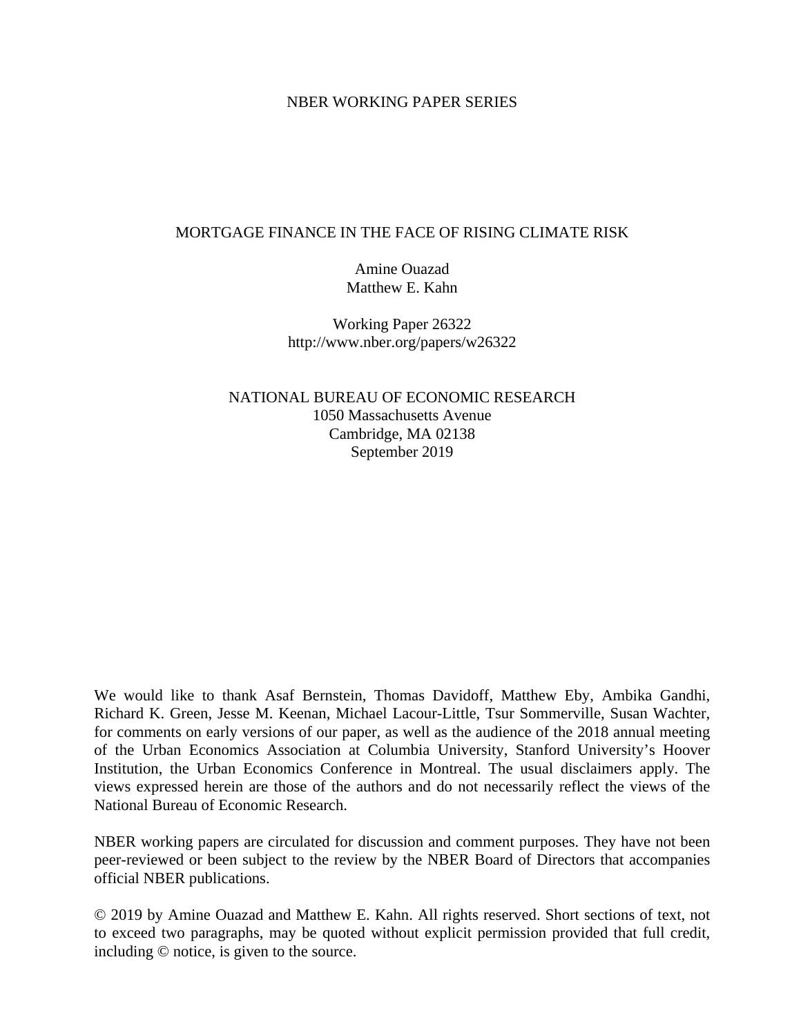NBER WORKING PAPER SERIES

# MORTGAGE FINANCE IN THE FACE OF RISING CLIMATE RISK

Amine Ouazad
Matthew E. Kahn

Working Paper 26322
http://www.nber.org/papers/w26322

NATIONAL BUREAU OF ECONOMIC RESEARCH
1050 Massachusetts Avenue
Cambridge, MA 02138
September 2019

We would like to thank Asaf Bernstein, Thomas Davidoff, Matthew Eby, Ambika Gandhi, Richard K. Green, Jesse M. Keenan, Michael Lacour-Little, Tsur Sommerville, Susan Wachter, for comments on early versions of our paper, as well as the audience of the 2018 annual meeting of the Urban Economics Association at Columbia University, Stanford University's Hoover Institution, the Urban Economics Conference in Montreal. The usual disclaimers apply. The views expressed herein are those of the authors and do not necessarily reflect the views of the National Bureau of Economic Research.

NBER working papers are circulated for discussion and comment purposes. They have not been peer-reviewed or been subject to the review by the NBER Board of Directors that accompanies official NBER publications.

© 2019 by Amine Ouazad and Matthew E. Kahn. All rights reserved. Short sections of text, not to exceed two paragraphs, may be quoted without explicit permission provided that full credit, including © notice, is given to the source.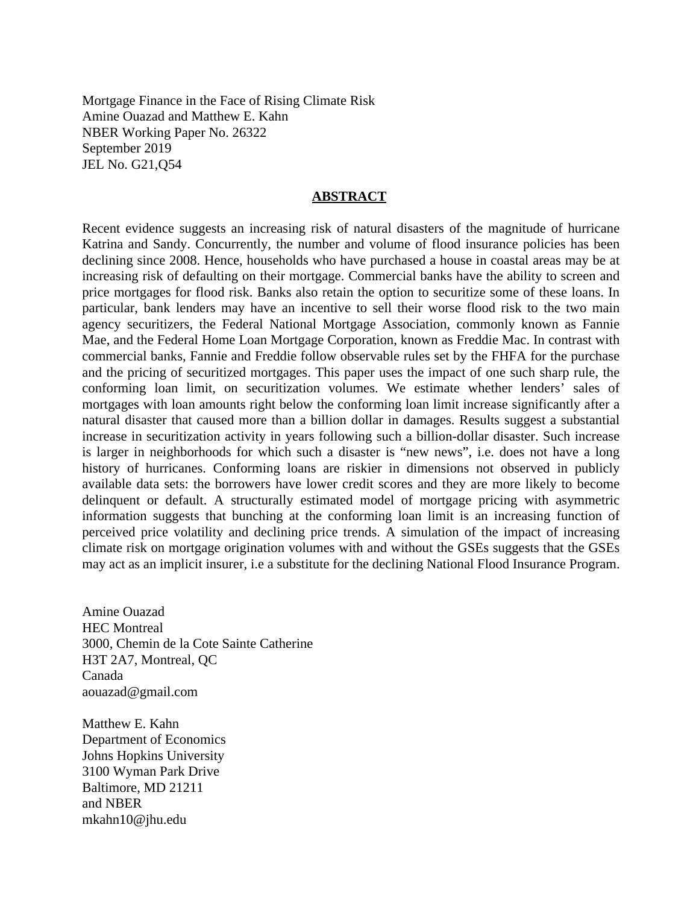Mortgage Finance in the Face of Rising Climate Risk
Amine Ouazad and Matthew E. Kahn
NBER Working Paper No. 26322
September 2019
JEL No. G21,Q54

## ABSTRACT

Recent evidence suggests an increasing risk of natural disasters of the magnitude of hurricane Katrina and Sandy. Concurrently, the number and volume of flood insurance policies has been declining since 2008. Hence, households who have purchased a house in coastal areas may be at increasing risk of defaulting on their mortgage. Commercial banks have the ability to screen and price mortgages for flood risk. Banks also retain the option to securitize some of these loans. In particular, bank lenders may have an incentive to sell their worse flood risk to the two main agency securitizers, the Federal National Mortgage Association, commonly known as Fannie Mae, and the Federal Home Loan Mortgage Corporation, known as Freddie Mac. In contrast with commercial banks, Fannie and Freddie follow observable rules set by the FHFA for the purchase and the pricing of securitized mortgages. This paper uses the impact of one such sharp rule, the conforming loan limit, on securitization volumes. We estimate whether lenders' sales of mortgages with loan amounts right below the conforming loan limit increase significantly after a natural disaster that caused more than a billion dollar in damages. Results suggest a substantial increase in securitization activity in years following such a billion-dollar disaster. Such increase is larger in neighborhoods for which such a disaster is "new news", i.e. does not have a long history of hurricanes. Conforming loans are riskier in dimensions not observed in publicly available data sets: the borrowers have lower credit scores and they are more likely to become delinquent or default. A structurally estimated model of mortgage pricing with asymmetric information suggests that bunching at the conforming loan limit is an increasing function of perceived price volatility and declining price trends. A simulation of the impact of increasing climate risk on mortgage origination volumes with and without the GSEs suggests that the GSEs may act as an implicit insurer, i.e a substitute for the declining National Flood Insurance Program.

Amine Ouazad
HEC Montreal
3000, Chemin de la Cote Sainte Catherine
H3T 2A7, Montreal, QC
Canada
aouazad@gmail.com

Matthew E. Kahn
Department of Economics
Johns Hopkins University
3100 Wyman Park Drive
Baltimore, MD 21211
and NBER
mkahn10@jhu.edu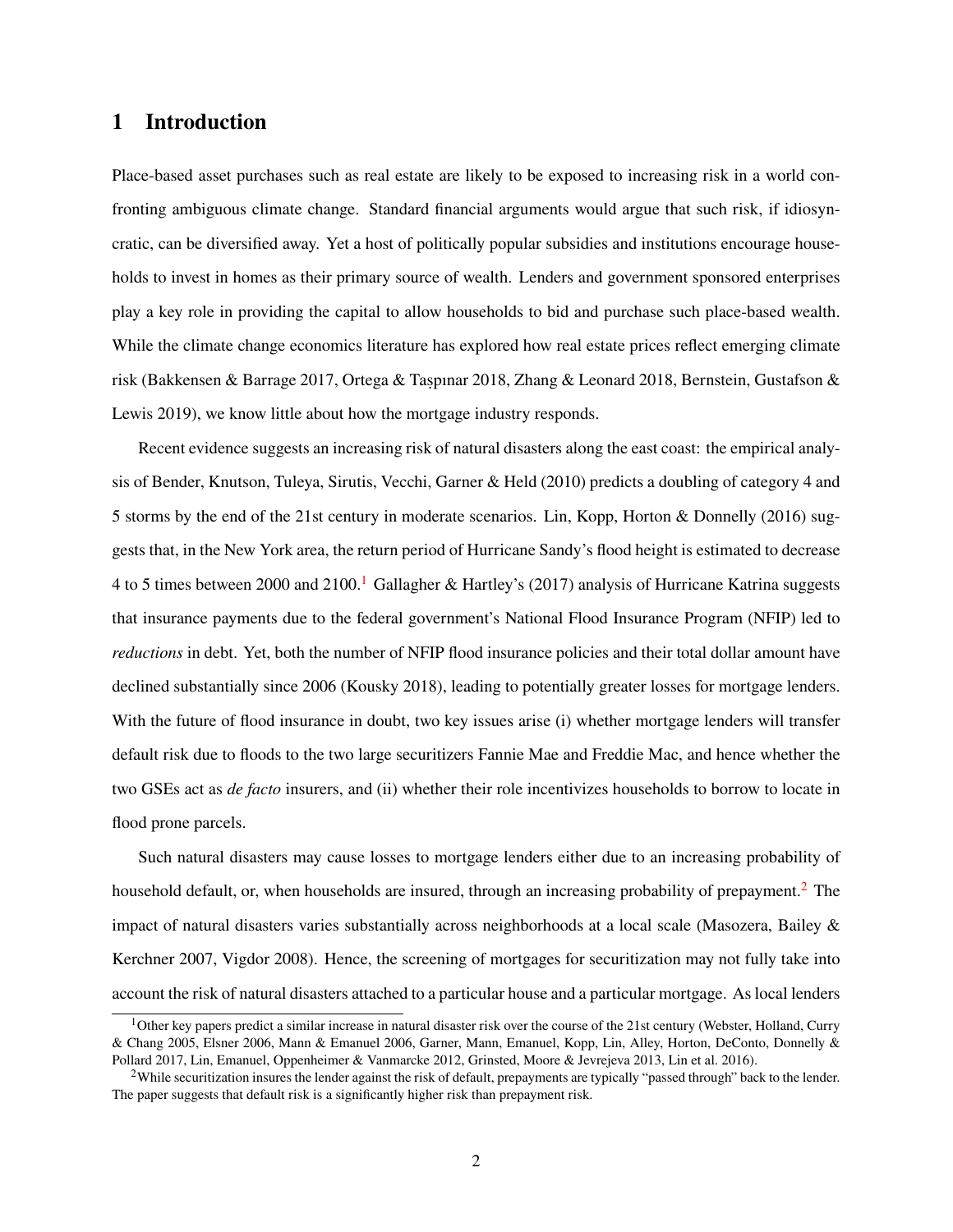# 1 Introduction

Place-based asset purchases such as real estate are likely to be exposed to increasing risk in a world confronting ambiguous climate change. Standard financial arguments would argue that such risk, if idiosyncratic, can be diversified away. Yet a host of politically popular subsidies and institutions encourage households to invest in homes as their primary source of wealth. Lenders and government sponsored enterprises play a key role in providing the capital to allow households to bid and purchase such place-based wealth. While the climate change economics literature has explored how real estate prices reflect emerging climate risk (Bakkensen & Barrage 2017, Ortega & Taşpınar 2018, Zhang & Leonard 2018, Bernstein, Gustafson & Lewis 2019), we know little about how the mortgage industry responds.

Recent evidence suggests an increasing risk of natural disasters along the east coast: the empirical analysis of Bender, Knutson, Tuleya, Sirutis, Vecchi, Garner & Held (2010) predicts a doubling of category 4 and 5 storms by the end of the 21st century in moderate scenarios. Lin, Kopp, Horton & Donnelly (2016) suggests that, in the New York area, the return period of Hurricane Sandy's flood height is estimated to decrease 4 to 5 times between 2000 and 2100.[1] Gallagher & Hartley's (2017) analysis of Hurricane Katrina suggests that insurance payments due to the federal government's National Flood Insurance Program (NFIP) led to *reductions* in debt. Yet, both the number of NFIP flood insurance policies and their total dollar amount have declined substantially since 2006 (Kousky 2018), leading to potentially greater losses for mortgage lenders. With the future of flood insurance in doubt, two key issues arise (i) whether mortgage lenders will transfer default risk due to floods to the two large securitizers Fannie Mae and Freddie Mac, and hence whether the two GSEs act as *de facto* insurers, and (ii) whether their role incentivizes households to borrow to locate in flood prone parcels.

Such natural disasters may cause losses to mortgage lenders either due to an increasing probability of household default, or, when households are insured, through an increasing probability of prepayment.[2] The impact of natural disasters varies substantially across neighborhoods at a local scale (Masozera, Bailey & Kerchner 2007, Vigdor 2008). Hence, the screening of mortgages for securitization may not fully take into account the risk of natural disasters attached to a particular house and a particular mortgage. As local lenders

[1] Other key papers predict a similar increase in natural disaster risk over the course of the 21st century (Webster, Holland, Curry & Chang 2005, Elsner 2006, Mann & Emanuel 2006, Garner, Mann, Emanuel, Kopp, Lin, Alley, Horton, DeConto, Donnelly & Pollard 2017, Lin, Emanuel, Oppenheimer & Vanmarcke 2012, Grinsted, Moore & Jevrejeva 2013, Lin et al. 2016).

[2] While securitization insures the lender against the risk of default, prepayments are typically "passed through" back to the lender. The paper suggests that default risk is a significantly higher risk than prepayment risk.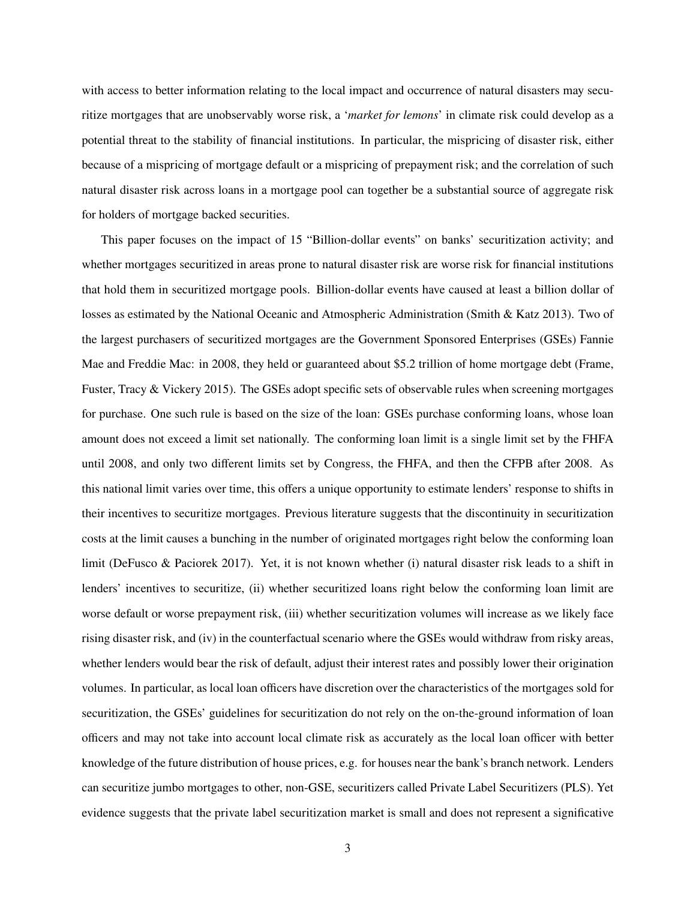with access to better information relating to the local impact and occurrence of natural disasters may securitize mortgages that are unobservably worse risk, a '*market for lemons*' in climate risk could develop as a potential threat to the stability of financial institutions. In particular, the mispricing of disaster risk, either because of a mispricing of mortgage default or a mispricing of prepayment risk; and the correlation of such natural disaster risk across loans in a mortgage pool can together be a substantial source of aggregate risk for holders of mortgage backed securities.

This paper focuses on the impact of 15 "Billion-dollar events" on banks' securitization activity; and whether mortgages securitized in areas prone to natural disaster risk are worse risk for financial institutions that hold them in securitized mortgage pools. Billion-dollar events have caused at least a billion dollar of losses as estimated by the National Oceanic and Atmospheric Administration (Smith & Katz 2013). Two of the largest purchasers of securitized mortgages are the Government Sponsored Enterprises (GSEs) Fannie Mae and Freddie Mac: in 2008, they held or guaranteed about $5.2 trillion of home mortgage debt (Frame, Fuster, Tracy & Vickery 2015). The GSEs adopt specific sets of observable rules when screening mortgages for purchase. One such rule is based on the size of the loan: GSEs purchase conforming loans, whose loan amount does not exceed a limit set nationally. The conforming loan limit is a single limit set by the FHFA until 2008, and only two different limits set by Congress, the FHFA, and then the CFPB after 2008. As this national limit varies over time, this offers a unique opportunity to estimate lenders' response to shifts in their incentives to securitize mortgages. Previous literature suggests that the discontinuity in securitization costs at the limit causes a bunching in the number of originated mortgages right below the conforming loan limit (DeFusco & Paciorek 2017). Yet, it is not known whether (i) natural disaster risk leads to a shift in lenders' incentives to securitize, (ii) whether securitized loans right below the conforming loan limit are worse default or worse prepayment risk, (iii) whether securitization volumes will increase as we likely face rising disaster risk, and (iv) in the counterfactual scenario where the GSEs would withdraw from risky areas, whether lenders would bear the risk of default, adjust their interest rates and possibly lower their origination volumes. In particular, as local loan officers have discretion over the characteristics of the mortgages sold for securitization, the GSEs' guidelines for securitization do not rely on the on-the-ground information of loan officers and may not take into account local climate risk as accurately as the local loan officer with better knowledge of the future distribution of house prices, e.g. for houses near the bank's branch network. Lenders can securitize jumbo mortgages to other, non-GSE, securitizers called Private Label Securitizers (PLS). Yet evidence suggests that the private label securitization market is small and does not represent a significative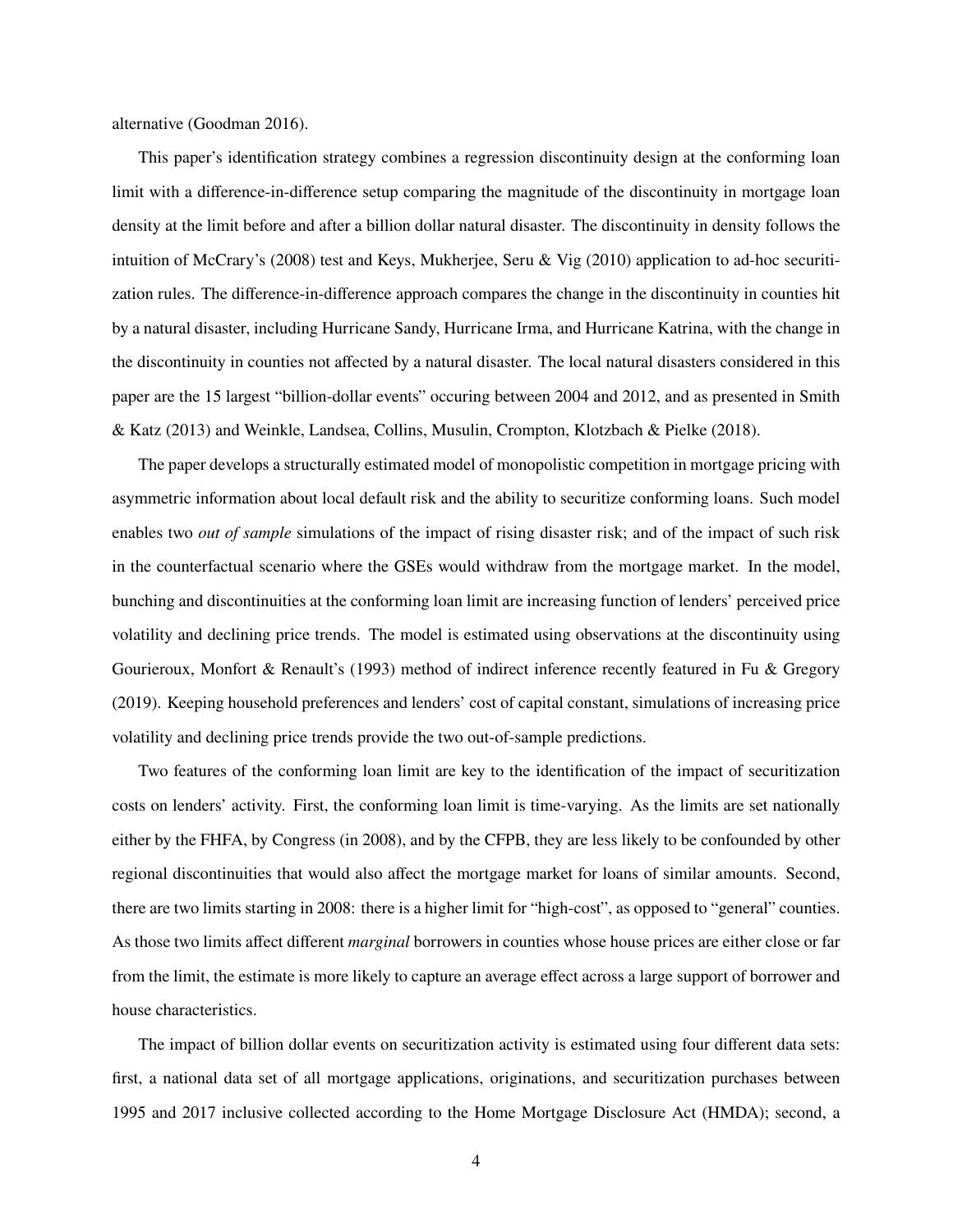alternative (Goodman 2016).

This paper's identification strategy combines a regression discontinuity design at the conforming loan limit with a difference-in-difference setup comparing the magnitude of the discontinuity in mortgage loan density at the limit before and after a billion dollar natural disaster. The discontinuity in density follows the intuition of McCrary's (2008) test and Keys, Mukherjee, Seru & Vig (2010) application to ad-hoc securitization rules. The difference-in-difference approach compares the change in the discontinuity in counties hit by a natural disaster, including Hurricane Sandy, Hurricane Irma, and Hurricane Katrina, with the change in the discontinuity in counties not affected by a natural disaster. The local natural disasters considered in this paper are the 15 largest "billion-dollar events" occuring between 2004 and 2012, and as presented in Smith & Katz (2013) and Weinkle, Landsea, Collins, Musulin, Crompton, Klotzbach & Pielke (2018).

The paper develops a structurally estimated model of monopolistic competition in mortgage pricing with asymmetric information about local default risk and the ability to securitize conforming loans. Such model enables two *out of sample* simulations of the impact of rising disaster risk; and of the impact of such risk in the counterfactual scenario where the GSEs would withdraw from the mortgage market. In the model, bunching and discontinuities at the conforming loan limit are increasing function of lenders' perceived price volatility and declining price trends. The model is estimated using observations at the discontinuity using Gourieroux, Monfort & Renault's (1993) method of indirect inference recently featured in Fu & Gregory (2019). Keeping household preferences and lenders' cost of capital constant, simulations of increasing price volatility and declining price trends provide the two out-of-sample predictions.

Two features of the conforming loan limit are key to the identification of the impact of securitization costs on lenders' activity. First, the conforming loan limit is time-varying. As the limits are set nationally either by the FHFA, by Congress (in 2008), and by the CFPB, they are less likely to be confounded by other regional discontinuities that would also affect the mortgage market for loans of similar amounts. Second, there are two limits starting in 2008: there is a higher limit for "high-cost", as opposed to "general" counties. As those two limits affect different *marginal* borrowers in counties whose house prices are either close or far from the limit, the estimate is more likely to capture an average effect across a large support of borrower and house characteristics.

The impact of billion dollar events on securitization activity is estimated using four different data sets: first, a national data set of all mortgage applications, originations, and securitization purchases between 1995 and 2017 inclusive collected according to the Home Mortgage Disclosure Act (HMDA); second, a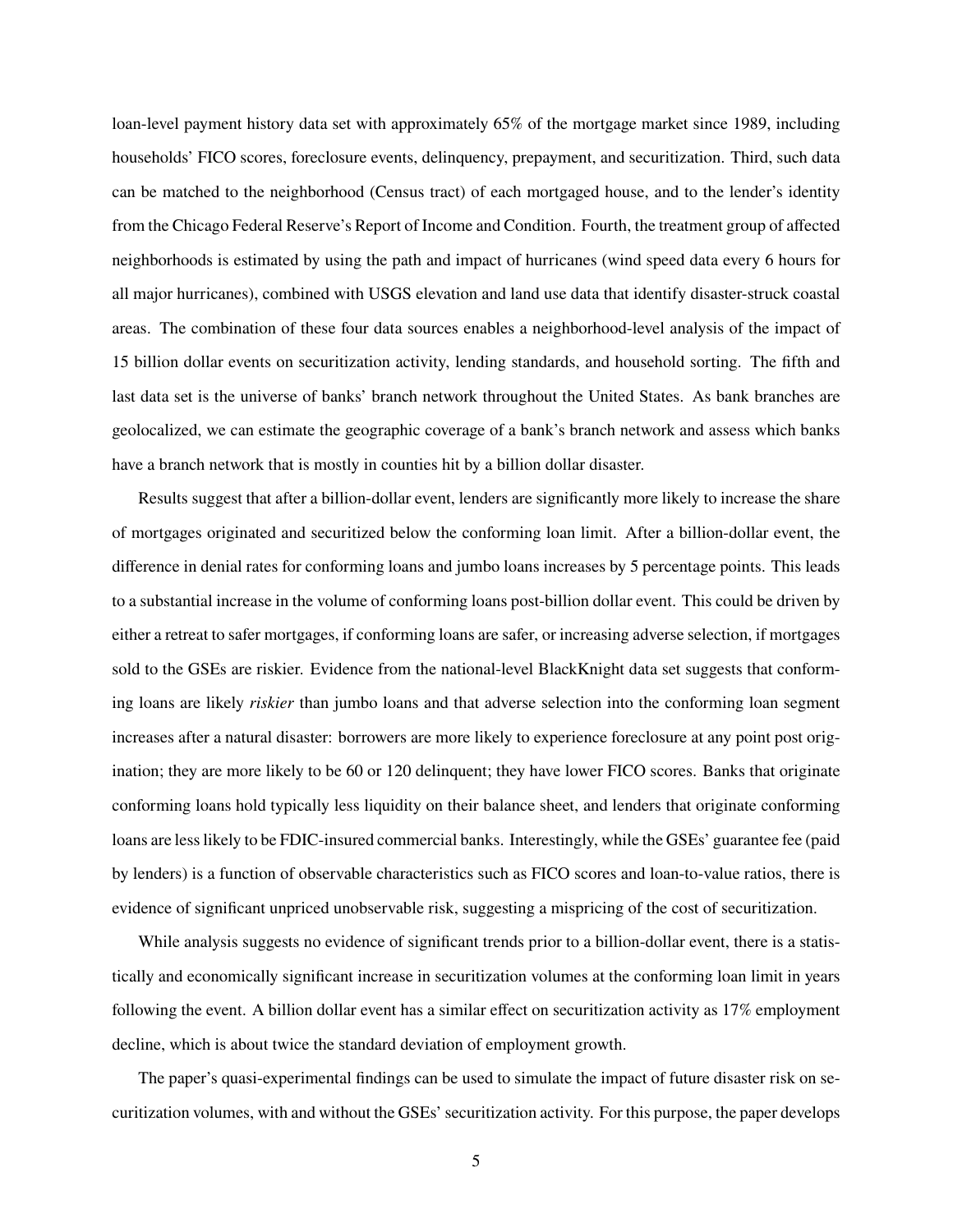loan-level payment history data set with approximately 65% of the mortgage market since 1989, including households' FICO scores, foreclosure events, delinquency, prepayment, and securitization. Third, such data can be matched to the neighborhood (Census tract) of each mortgaged house, and to the lender's identity from the Chicago Federal Reserve's Report of Income and Condition. Fourth, the treatment group of affected neighborhoods is estimated by using the path and impact of hurricanes (wind speed data every 6 hours for all major hurricanes), combined with USGS elevation and land use data that identify disaster-struck coastal areas. The combination of these four data sources enables a neighborhood-level analysis of the impact of 15 billion dollar events on securitization activity, lending standards, and household sorting. The fifth and last data set is the universe of banks' branch network throughout the United States. As bank branches are geolocalized, we can estimate the geographic coverage of a bank's branch network and assess which banks have a branch network that is mostly in counties hit by a billion dollar disaster.

Results suggest that after a billion-dollar event, lenders are significantly more likely to increase the share of mortgages originated and securitized below the conforming loan limit. After a billion-dollar event, the difference in denial rates for conforming loans and jumbo loans increases by 5 percentage points. This leads to a substantial increase in the volume of conforming loans post-billion dollar event. This could be driven by either a retreat to safer mortgages, if conforming loans are safer, or increasing adverse selection, if mortgages sold to the GSEs are riskier. Evidence from the national-level BlackKnight data set suggests that conforming loans are likely *riskier* than jumbo loans and that adverse selection into the conforming loan segment increases after a natural disaster: borrowers are more likely to experience foreclosure at any point post origination; they are more likely to be 60 or 120 delinquent; they have lower FICO scores. Banks that originate conforming loans hold typically less liquidity on their balance sheet, and lenders that originate conforming loans are less likely to be FDIC-insured commercial banks. Interestingly, while the GSEs' guarantee fee (paid by lenders) is a function of observable characteristics such as FICO scores and loan-to-value ratios, there is evidence of significant unpriced unobservable risk, suggesting a mispricing of the cost of securitization.

While analysis suggests no evidence of significant trends prior to a billion-dollar event, there is a statistically and economically significant increase in securitization volumes at the conforming loan limit in years following the event. A billion dollar event has a similar effect on securitization activity as 17% employment decline, which is about twice the standard deviation of employment growth.

The paper's quasi-experimental findings can be used to simulate the impact of future disaster risk on securitization volumes, with and without the GSEs' securitization activity. For this purpose, the paper develops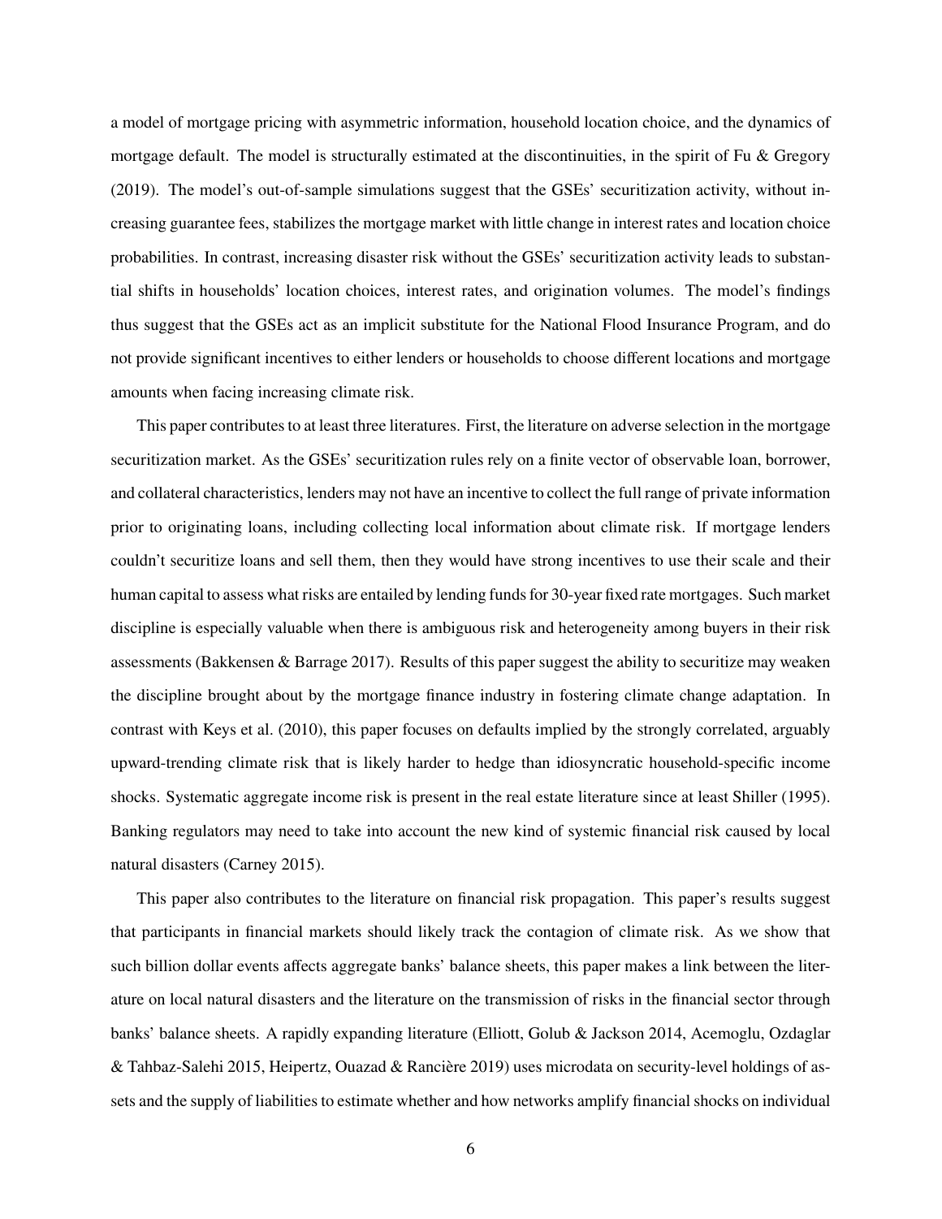a model of mortgage pricing with asymmetric information, household location choice, and the dynamics of mortgage default. The model is structurally estimated at the discontinuities, in the spirit of Fu & Gregory (2019). The model's out-of-sample simulations suggest that the GSEs' securitization activity, without increasing guarantee fees, stabilizes the mortgage market with little change in interest rates and location choice probabilities. In contrast, increasing disaster risk without the GSEs' securitization activity leads to substantial shifts in households' location choices, interest rates, and origination volumes. The model's findings thus suggest that the GSEs act as an implicit substitute for the National Flood Insurance Program, and do not provide significant incentives to either lenders or households to choose different locations and mortgage amounts when facing increasing climate risk.

This paper contributes to at least three literatures. First, the literature on adverse selection in the mortgage securitization market. As the GSEs' securitization rules rely on a finite vector of observable loan, borrower, and collateral characteristics, lenders may not have an incentive to collect the full range of private information prior to originating loans, including collecting local information about climate risk. If mortgage lenders couldn't securitize loans and sell them, then they would have strong incentives to use their scale and their human capital to assess what risks are entailed by lending funds for 30-year fixed rate mortgages. Such market discipline is especially valuable when there is ambiguous risk and heterogeneity among buyers in their risk assessments (Bakkensen & Barrage 2017). Results of this paper suggest the ability to securitize may weaken the discipline brought about by the mortgage finance industry in fostering climate change adaptation. In contrast with Keys et al. (2010), this paper focuses on defaults implied by the strongly correlated, arguably upward-trending climate risk that is likely harder to hedge than idiosyncratic household-specific income shocks. Systematic aggregate income risk is present in the real estate literature since at least Shiller (1995). Banking regulators may need to take into account the new kind of systemic financial risk caused by local natural disasters (Carney 2015).

This paper also contributes to the literature on financial risk propagation. This paper's results suggest that participants in financial markets should likely track the contagion of climate risk. As we show that such billion dollar events affects aggregate banks' balance sheets, this paper makes a link between the literature on local natural disasters and the literature on the transmission of risks in the financial sector through banks' balance sheets. A rapidly expanding literature (Elliott, Golub & Jackson 2014, Acemoglu, Ozdaglar & Tahbaz-Salehi 2015, Heipertz, Ouazad & Rancière 2019) uses microdata on security-level holdings of assets and the supply of liabilities to estimate whether and how networks amplify financial shocks on individual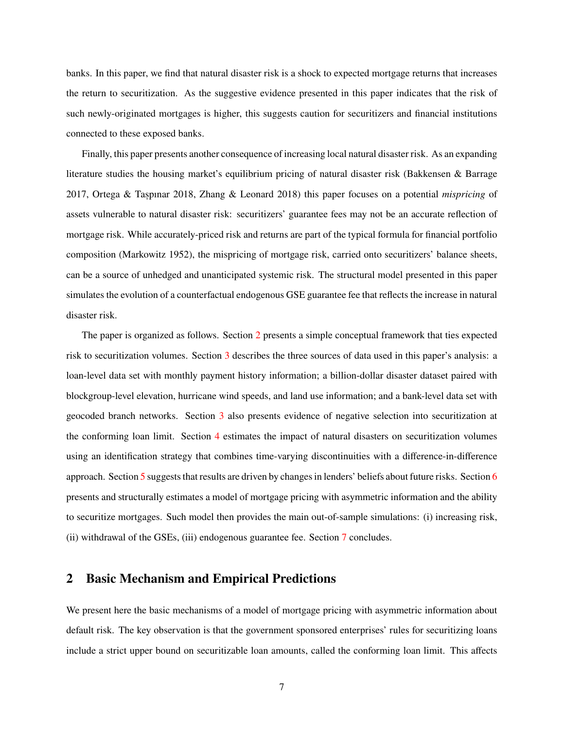banks. In this paper, we find that natural disaster risk is a shock to expected mortgage returns that increases the return to securitization. As the suggestive evidence presented in this paper indicates that the risk of such newly-originated mortgages is higher, this suggests caution for securitizers and financial institutions connected to these exposed banks.

Finally, this paper presents another consequence of increasing local natural disaster risk. As an expanding literature studies the housing market's equilibrium pricing of natural disaster risk (Bakkensen & Barrage 2017, Ortega & Tașpınar 2018, Zhang & Leonard 2018) this paper focuses on a potential *mispricing* of assets vulnerable to natural disaster risk: securitizers' guarantee fees may not be an accurate reflection of mortgage risk. While accurately-priced risk and returns are part of the typical formula for financial portfolio composition (Markowitz 1952), the mispricing of mortgage risk, carried onto securitizers' balance sheets, can be a source of unhedged and unanticipated systemic risk. The structural model presented in this paper simulates the evolution of a counterfactual endogenous GSE guarantee fee that reflects the increase in natural disaster risk.

The paper is organized as follows. Section 2 presents a simple conceptual framework that ties expected risk to securitization volumes. Section 3 describes the three sources of data used in this paper's analysis: a loan-level data set with monthly payment history information; a billion-dollar disaster dataset paired with blockgroup-level elevation, hurricane wind speeds, and land use information; and a bank-level data set with geocoded branch networks. Section 3 also presents evidence of negative selection into securitization at the conforming loan limit. Section 4 estimates the impact of natural disasters on securitization volumes using an identification strategy that combines time-varying discontinuities with a difference-in-difference approach. Section 5 suggests that results are driven by changes in lenders' beliefs about future risks. Section 6 presents and structurally estimates a model of mortgage pricing with asymmetric information and the ability to securitize mortgages. Such model then provides the main out-of-sample simulations: (i) increasing risk, (ii) withdrawal of the GSEs, (iii) endogenous guarantee fee. Section 7 concludes.

## 2 Basic Mechanism and Empirical Predictions

We present here the basic mechanisms of a model of mortgage pricing with asymmetric information about default risk. The key observation is that the government sponsored enterprises' rules for securitizing loans include a strict upper bound on securitizable loan amounts, called the conforming loan limit. This affects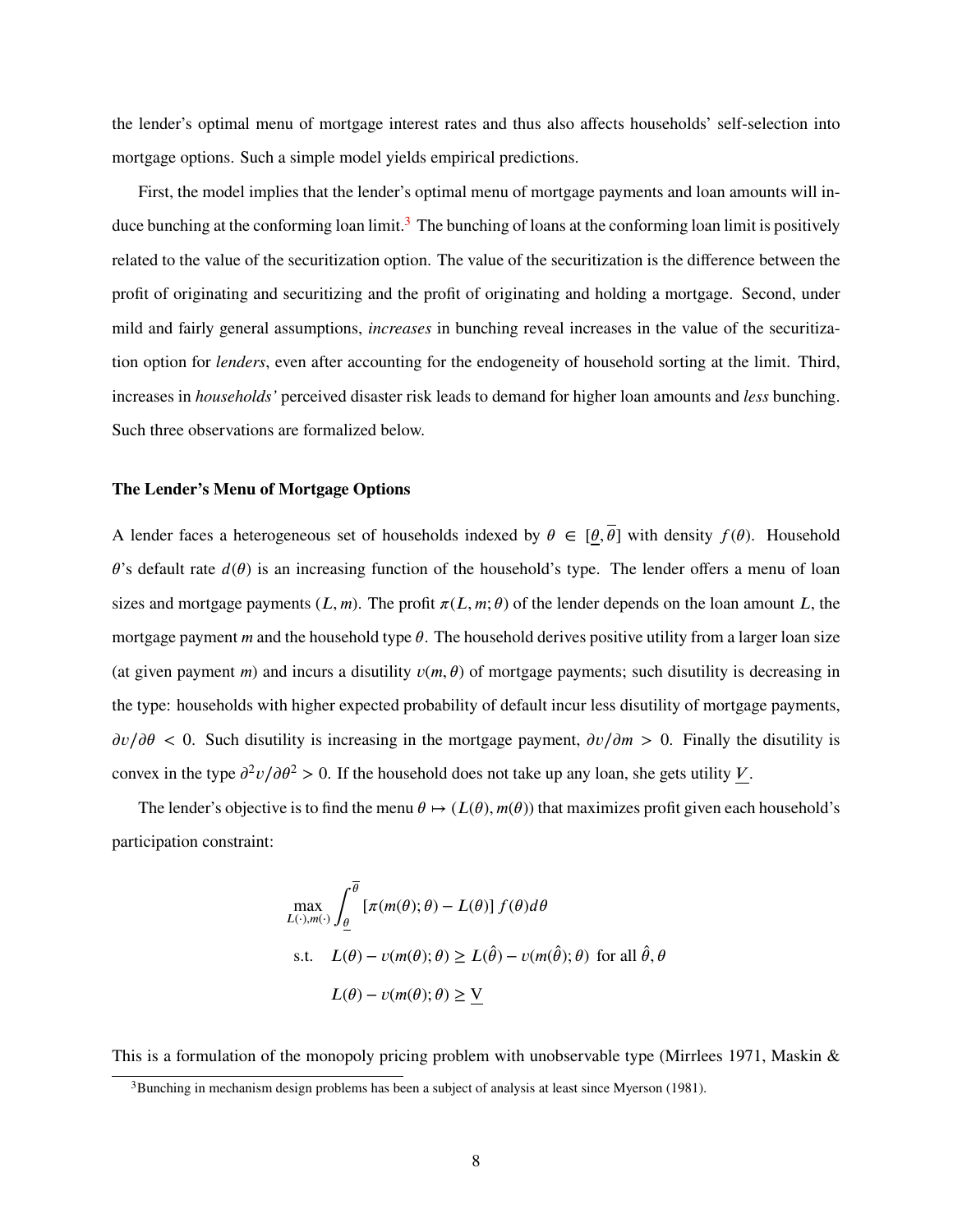the lender's optimal menu of mortgage interest rates and thus also affects households' self-selection into mortgage options. Such a simple model yields empirical predictions.

First, the model implies that the lender's optimal menu of mortgage payments and loan amounts will induce bunching at the conforming loan limit.[3] The bunching of loans at the conforming loan limit is positively related to the value of the securitization option. The value of the securitization is the difference between the profit of originating and securitizing and the profit of originating and holding a mortgage. Second, under mild and fairly general assumptions, *increases* in bunching reveal increases in the value of the securitization option for *lenders*, even after accounting for the endogeneity of household sorting at the limit. Third, increases in *households'* perceived disaster risk leads to demand for higher loan amounts and *less* bunching. Such three observations are formalized below.

### The Lender's Menu of Mortgage Options

A lender faces a heterogeneous set of households indexed by $\theta \in [\underline{\theta}, \overline{\theta}]$ with density $f(\theta)$. Household $\theta$'s default rate $d(\theta)$ is an increasing function of the household's type. The lender offers a menu of loan sizes and mortgage payments $(L, m)$. The profit $\pi(L, m; \theta)$ of the lender depends on the loan amount $L$, the mortgage payment $m$ and the household type $\theta$. The household derives positive utility from a larger loan size (at given payment $m$) and incurs a disutility $v(m, \theta)$ of mortgage payments; such disutility is decreasing in the type: households with higher expected probability of default incur less disutility of mortgage payments, $\partial v / \partial \theta < 0$. Such disutility is increasing in the mortgage payment, $\partial v / \partial m > 0$. Finally the disutility is convex in the type $\partial^2 v / \partial \theta^2 > 0$. If the household does not take up any loan, she gets utility $\underline{V}$.

The lender's objective is to find the menu $\theta \mapsto (L(\theta), m(\theta))$ that maximizes profit given each household's participation constraint:

$$
\begin{aligned}
\max_{L(\cdot), m(\cdot)} & \int_{\underline{\theta}}^{\overline{\theta}} \left[\pi(m(\theta); \theta) - L(\theta)\right] f(\theta) d\theta \\
\text{s.t.} \quad & L(\theta) - v(m(\theta); \theta) \geq L(\hat{\theta}) - v(m(\hat{\theta}); \theta) \text{ for all } \hat{\theta}, \theta \\
& L(\theta) - v(m(\theta); \theta) \geq \underline{\text{V}}
\end{aligned}
$$

This is a formulation of the monopoly pricing problem with unobservable type (Mirrlees 1971, Maskin &

[3] Bunching in mechanism design problems has been a subject of analysis at least since Myerson (1981).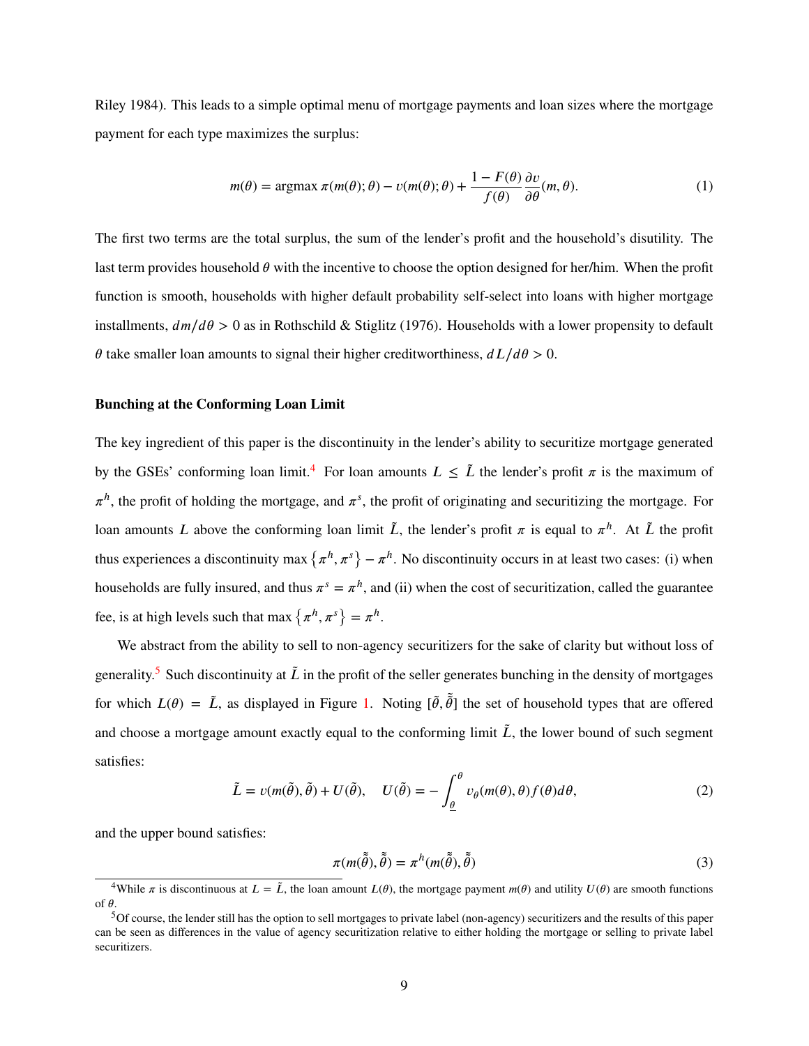Riley 1984). This leads to a simple optimal menu of mortgage payments and loan sizes where the mortgage payment for each type maximizes the surplus:

$$m(\theta) = \operatorname{argmax} \pi(m(\theta); \theta) - v(m(\theta); \theta) + \frac{1 - F(\theta)}{f(\theta)} \frac{\partial v}{\partial \theta}(m, \theta). \tag{1}$$

The first two terms are the total surplus, the sum of the lender's profit and the household's disutility. The last term provides household $\theta$ with the incentive to choose the option designed for her/him. When the profit function is smooth, households with higher default probability self-select into loans with higher mortgage installments, $dm/d\theta > 0$ as in Rothschild & Stiglitz (1976). Households with a lower propensity to default $\theta$ take smaller loan amounts to signal their higher creditworthiness, $dL/d\theta > 0$.

**Bunching at the Conforming Loan Limit**

The key ingredient of this paper is the discontinuity in the lender's ability to securitize mortgage generated by the GSEs' conforming loan limit.[4] For loan amounts $L \leq \tilde{L}$ the lender's profit $\pi$ is the maximum of $\pi^h$, the profit of holding the mortgage, and $\pi^s$, the profit of originating and securitizing the mortgage. For loan amounts $L$ above the conforming loan limit $\tilde{L}$, the lender's profit $\pi$ is equal to $\pi^h$. At $\tilde{L}$ the profit thus experiences a discontinuity $\max\left\{\pi^h, \pi^s\right\} - \pi^h$. No discontinuity occurs in at least two cases: (i) when households are fully insured, and thus $\pi^s = \pi^h$, and (ii) when the cost of securitization, called the guarantee fee, is at high levels such that $\max\left\{\pi^h, \pi^s\right\} = \pi^h$.

We abstract from the ability to sell to non-agency securitizers for the sake of clarity but without loss of generality.[5] Such discontinuity at $\tilde{L}$ in the profit of the seller generates bunching in the density of mortgages for which $L(\theta) = \tilde{L}$, as displayed in Figure 1. Noting $[\tilde{\theta}, \tilde{\tilde{\theta}}]$ the set of household types that are offered and choose a mortgage amount exactly equal to the conforming limit $\tilde{L}$, the lower bound of such segment satisfies:

$$\tilde{L} = v(m(\tilde{\theta}), \tilde{\theta}) + U(\tilde{\theta}), \quad U(\tilde{\theta}) = -\int_{\underline{\theta}}^{\theta} v_\theta(m(\theta), \theta) f(\theta) d\theta, \tag{2}$$

and the upper bound satisfies:

$$\pi(m(\tilde{\tilde{\theta}}), \tilde{\tilde{\theta}}) = \pi^h(m(\tilde{\tilde{\theta}}), \tilde{\tilde{\theta}}) \tag{3}$$

[4] While $\pi$ is discontinuous at $L = \tilde{L}$, the loan amount $L(\theta)$, the mortgage payment $m(\theta)$ and utility $U(\theta)$ are smooth functions of $\theta$.

[5] Of course, the lender still has the option to sell mortgages to private label (non-agency) securitizers and the results of this paper can be seen as differences in the value of agency securitization relative to either holding the mortgage or selling to private label securitizers.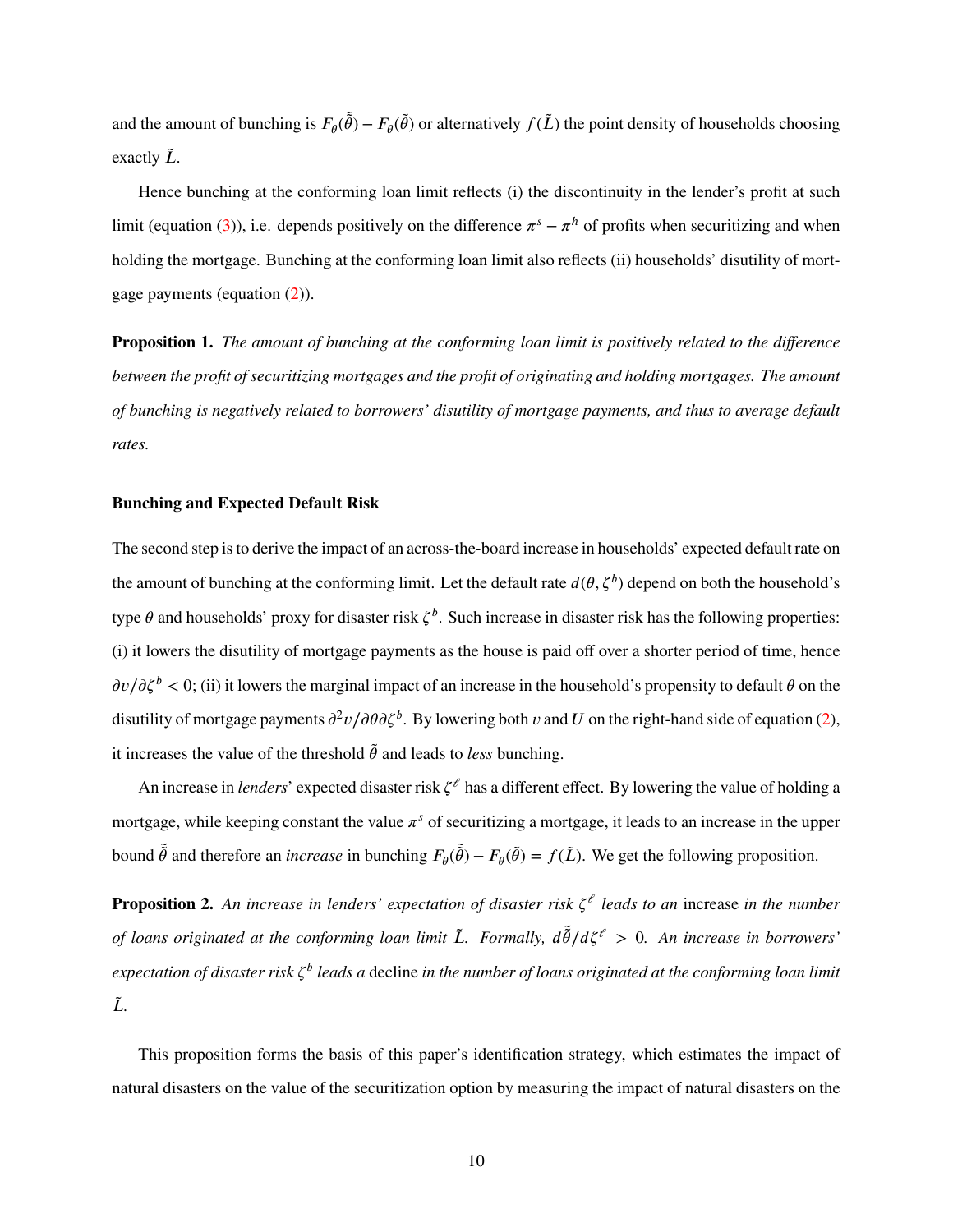and the amount of bunching is $F_\theta(\tilde{\tilde{\theta}}) - F_\theta(\tilde{\theta})$ or alternatively $f(\tilde{L})$ the point density of households choosing exactly $\tilde{L}$.

Hence bunching at the conforming loan limit reflects (i) the discontinuity in the lender's profit at such limit (equation (3)), i.e. depends positively on the difference $\pi^s - \pi^h$ of profits when securitizing and when holding the mortgage. Bunching at the conforming loan limit also reflects (ii) households' disutility of mortgage payments (equation (2)).

**Proposition 1.** *The amount of bunching at the conforming loan limit is positively related to the difference between the profit of securitizing mortgages and the profit of originating and holding mortgages. The amount of bunching is negatively related to borrowers' disutility of mortgage payments, and thus to average default rates.*

### Bunching and Expected Default Risk

The second step is to derive the impact of an across-the-board increase in households' expected default rate on the amount of bunching at the conforming limit. Let the default rate $d(\theta, \zeta^b)$ depend on both the household's type $\theta$ and households' proxy for disaster risk $\zeta^b$. Such increase in disaster risk has the following properties: (i) it lowers the disutility of mortgage payments as the house is paid off over a shorter period of time, hence $\partial v / \partial \zeta^b < 0$; (ii) it lowers the marginal impact of an increase in the household's propensity to default $\theta$ on the disutility of mortgage payments $\partial^2 v / \partial\theta\partial\zeta^b$. By lowering both $v$ and $U$ on the right-hand side of equation (2), it increases the value of the threshold $\tilde{\theta}$ and leads to *less* bunching.

An increase in *lenders*' expected disaster risk $\zeta^\ell$ has a different effect. By lowering the value of holding a mortgage, while keeping constant the value $\pi^s$ of securitizing a mortgage, it leads to an increase in the upper bound $\tilde{\tilde{\theta}}$ and therefore an *increase* in bunching $F_\theta(\tilde{\tilde{\theta}}) - F_\theta(\tilde{\theta}) = f(\tilde{L})$. We get the following proposition.

**Proposition 2.** *An increase in lenders' expectation of disaster risk $\zeta^\ell$ leads to an* increase *in the number of loans originated at the conforming loan limit $\tilde{L}$. Formally, $d\tilde{\tilde{\theta}}/d\zeta^\ell > 0$. An increase in borrowers' expectation of disaster risk $\zeta^b$ leads a* decline *in the number of loans originated at the conforming loan limit $\tilde{L}$.*

This proposition forms the basis of this paper's identification strategy, which estimates the impact of natural disasters on the value of the securitization option by measuring the impact of natural disasters on the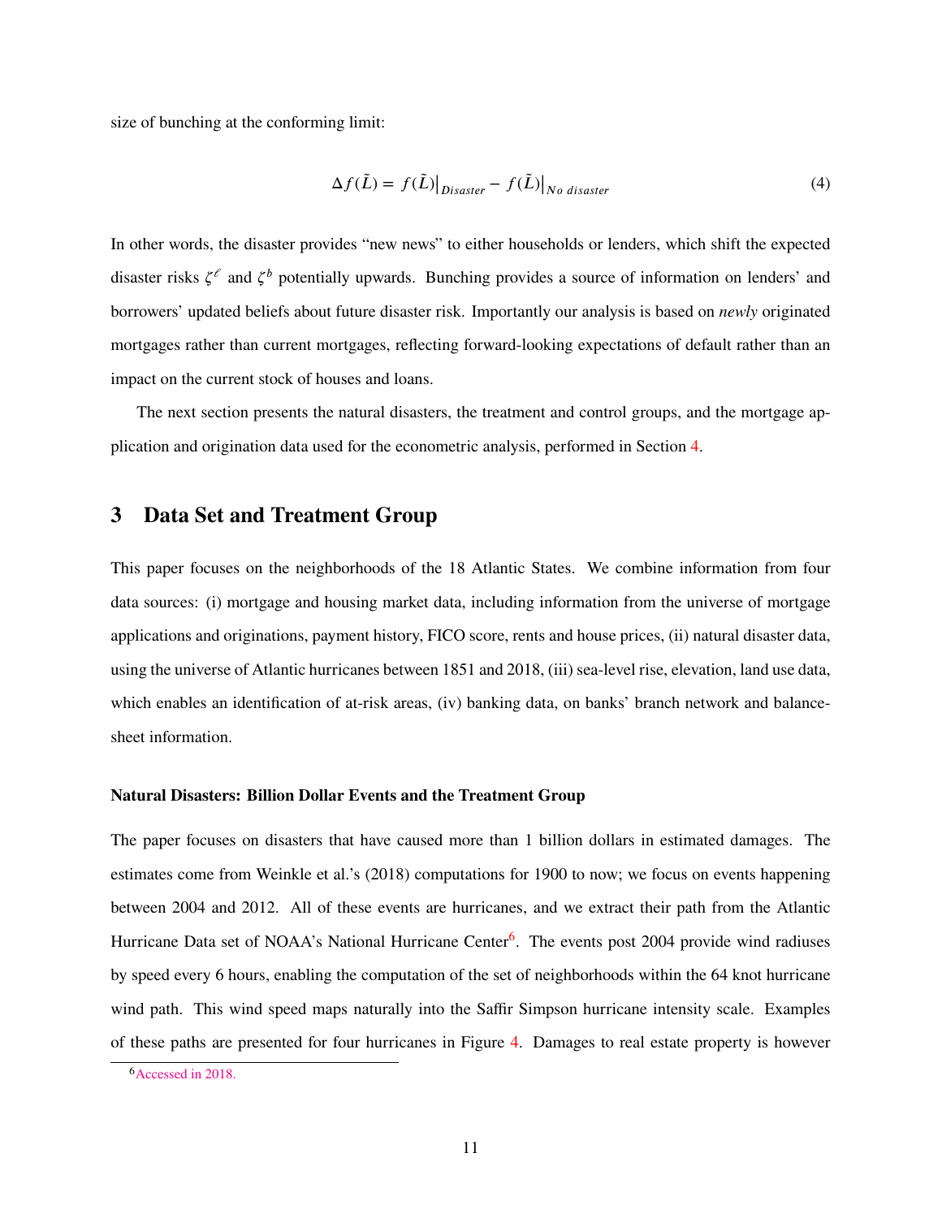size of bunching at the conforming limit:

$$\Delta f(\tilde{L}) = f(\tilde{L})\big|_{Disaster} - f(\tilde{L})\big|_{No\ disaster} \tag{4}$$

In other words, the disaster provides "new news" to either households or lenders, which shift the expected disaster risks $\zeta^{\ell}$ and $\zeta^{b}$ potentially upwards. Bunching provides a source of information on lenders' and borrowers' updated beliefs about future disaster risk. Importantly our analysis is based on *newly* originated mortgages rather than current mortgages, reflecting forward-looking expectations of default rather than an impact on the current stock of houses and loans.

The next section presents the natural disasters, the treatment and control groups, and the mortgage application and origination data used for the econometric analysis, performed in Section 4.

# 3 Data Set and Treatment Group

This paper focuses on the neighborhoods of the 18 Atlantic States. We combine information from four data sources: (i) mortgage and housing market data, including information from the universe of mortgage applications and originations, payment history, FICO score, rents and house prices, (ii) natural disaster data, using the universe of Atlantic hurricanes between 1851 and 2018, (iii) sea-level rise, elevation, land use data, which enables an identification of at-risk areas, (iv) banking data, on banks' branch network and balance-sheet information.

**Natural Disasters: Billion Dollar Events and the Treatment Group**

The paper focuses on disasters that have caused more than 1 billion dollars in estimated damages. The estimates come from Weinkle et al.'s (2018) computations for 1900 to now; we focus on events happening between 2004 and 2012. All of these events are hurricanes, and we extract their path from the Atlantic Hurricane Data set of NOAA's National Hurricane Center[6]. The events post 2004 provide wind radiuses by speed every 6 hours, enabling the computation of the set of neighborhoods within the 64 knot hurricane wind path. This wind speed maps naturally into the Saffir Simpson hurricane intensity scale. Examples of these paths are presented for four hurricanes in Figure 4. Damages to real estate property is however

[6] Accessed in 2018.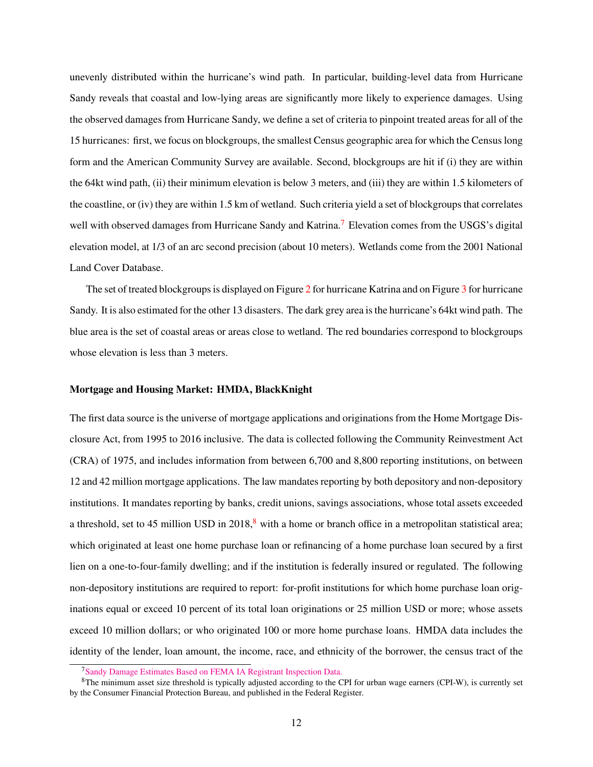unevenly distributed within the hurricane's wind path. In particular, building-level data from Hurricane Sandy reveals that coastal and low-lying areas are significantly more likely to experience damages. Using the observed damages from Hurricane Sandy, we define a set of criteria to pinpoint treated areas for all of the 15 hurricanes: first, we focus on blockgroups, the smallest Census geographic area for which the Census long form and the American Community Survey are available. Second, blockgroups are hit if (i) they are within the 64kt wind path, (ii) their minimum elevation is below 3 meters, and (iii) they are within 1.5 kilometers of the coastline, or (iv) they are within 1.5 km of wetland. Such criteria yield a set of blockgroups that correlates well with observed damages from Hurricane Sandy and Katrina.[7] Elevation comes from the USGS's digital elevation model, at 1/3 of an arc second precision (about 10 meters). Wetlands come from the 2001 National Land Cover Database.

The set of treated blockgroups is displayed on Figure 2 for hurricane Katrina and on Figure 3 for hurricane Sandy. It is also estimated for the other 13 disasters. The dark grey area is the hurricane's 64kt wind path. The blue area is the set of coastal areas or areas close to wetland. The red boundaries correspond to blockgroups whose elevation is less than 3 meters.

**Mortgage and Housing Market: HMDA, BlackKnight**

The first data source is the universe of mortgage applications and originations from the Home Mortgage Disclosure Act, from 1995 to 2016 inclusive. The data is collected following the Community Reinvestment Act (CRA) of 1975, and includes information from between 6,700 and 8,800 reporting institutions, on between 12 and 42 million mortgage applications. The law mandates reporting by both depository and non-depository institutions. It mandates reporting by banks, credit unions, savings associations, whose total assets exceeded a threshold, set to 45 million USD in 2018,[8] with a home or branch office in a metropolitan statistical area; which originated at least one home purchase loan or refinancing of a home purchase loan secured by a first lien on a one-to-four-family dwelling; and if the institution is federally insured or regulated. The following non-depository institutions are required to report: for-profit institutions for which home purchase loan originations equal or exceed 10 percent of its total loan originations or 25 million USD or more; whose assets exceed 10 million dollars; or who originated 100 or more home purchase loans. HMDA data includes the identity of the lender, loan amount, the income, race, and ethnicity of the borrower, the census tract of the

[7] Sandy Damage Estimates Based on FEMA IA Registrant Inspection Data.

[8] The minimum asset size threshold is typically adjusted according to the CPI for urban wage earners (CPI-W), is currently set by the Consumer Financial Protection Bureau, and published in the Federal Register.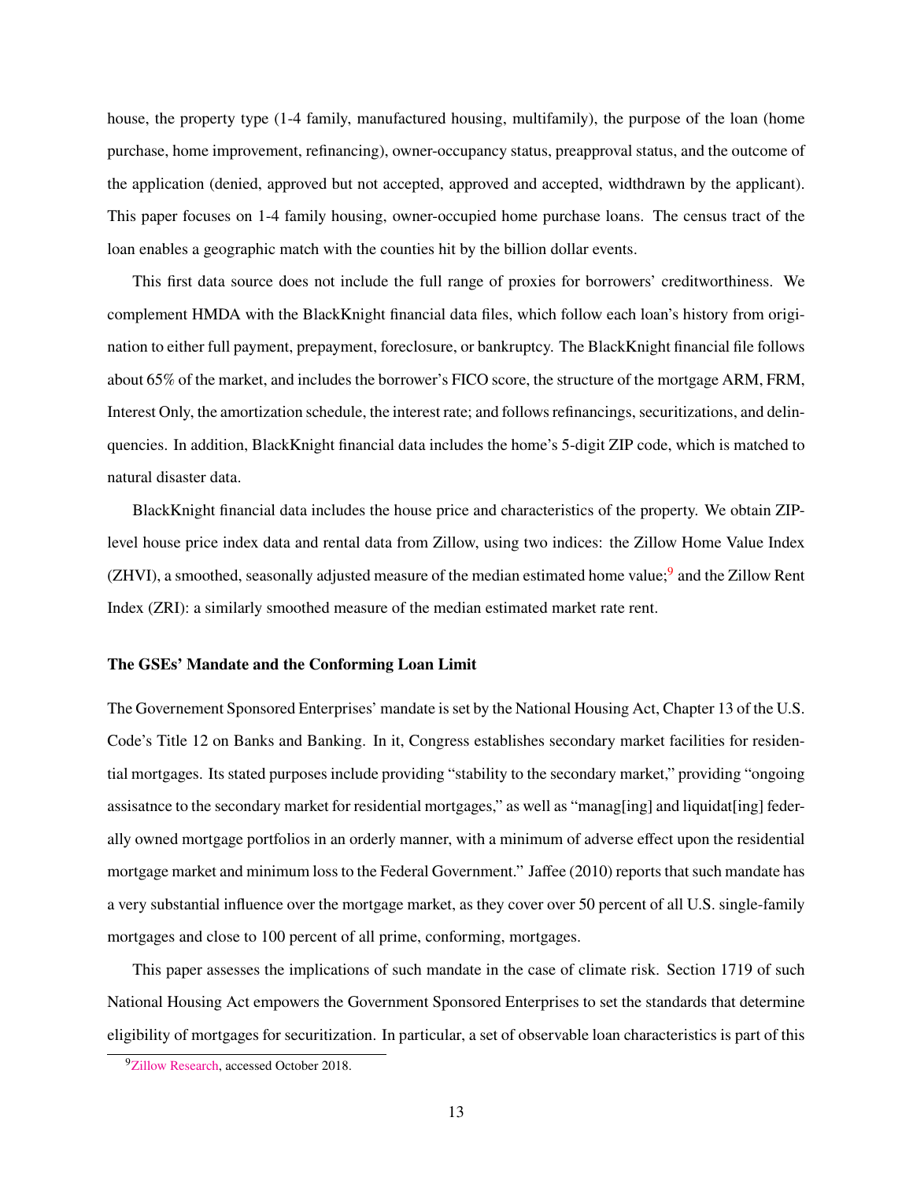house, the property type (1-4 family, manufactured housing, multifamily), the purpose of the loan (home purchase, home improvement, refinancing), owner-occupancy status, preapproval status, and the outcome of the application (denied, approved but not accepted, approved and accepted, widthdrawn by the applicant). This paper focuses on 1-4 family housing, owner-occupied home purchase loans. The census tract of the loan enables a geographic match with the counties hit by the billion dollar events.

This first data source does not include the full range of proxies for borrowers' creditworthiness. We complement HMDA with the BlackKnight financial data files, which follow each loan's history from origination to either full payment, prepayment, foreclosure, or bankruptcy. The BlackKnight financial file follows about 65% of the market, and includes the borrower's FICO score, the structure of the mortgage ARM, FRM, Interest Only, the amortization schedule, the interest rate; and follows refinancings, securitizations, and delinquencies. In addition, BlackKnight financial data includes the home's 5-digit ZIP code, which is matched to natural disaster data.

BlackKnight financial data includes the house price and characteristics of the property. We obtain ZIP-level house price index data and rental data from Zillow, using two indices: the Zillow Home Value Index (ZHVI), a smoothed, seasonally adjusted measure of the median estimated home value;[9] and the Zillow Rent Index (ZRI): a similarly smoothed measure of the median estimated market rate rent.

### The GSEs' Mandate and the Conforming Loan Limit

The Governement Sponsored Enterprises' mandate is set by the National Housing Act, Chapter 13 of the U.S. Code's Title 12 on Banks and Banking. In it, Congress establishes secondary market facilities for residential mortgages. Its stated purposes include providing "stability to the secondary market," providing "ongoing assisatnce to the secondary market for residential mortgages," as well as "manag[ing] and liquidat[ing] federally owned mortgage portfolios in an orderly manner, with a minimum of adverse effect upon the residential mortgage market and minimum loss to the Federal Government." Jaffee (2010) reports that such mandate has a very substantial influence over the mortgage market, as they cover over 50 percent of all U.S. single-family mortgages and close to 100 percent of all prime, conforming, mortgages.

This paper assesses the implications of such mandate in the case of climate risk. Section 1719 of such National Housing Act empowers the Government Sponsored Enterprises to set the standards that determine eligibility of mortgages for securitization. In particular, a set of observable loan characteristics is part of this

[9] Zillow Research, accessed October 2018.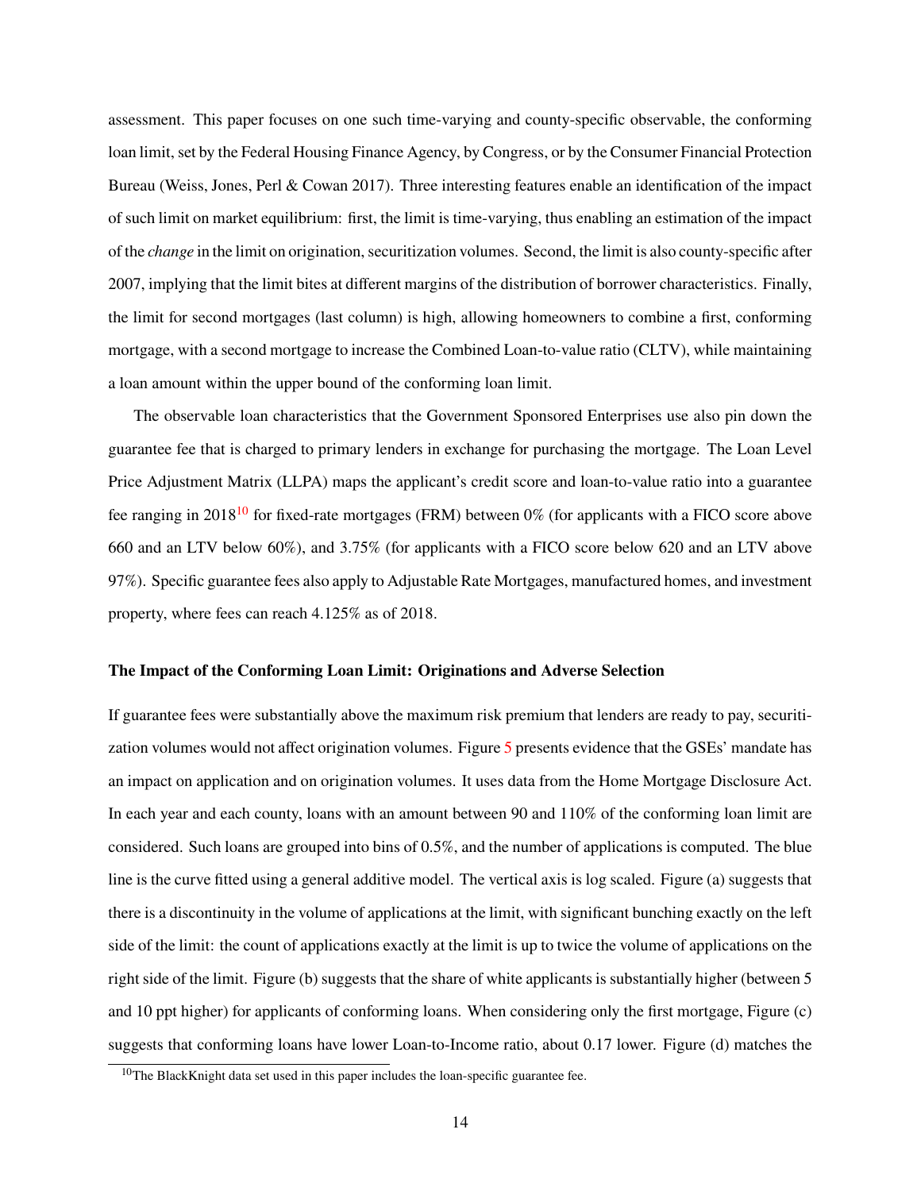assessment. This paper focuses on one such time-varying and county-specific observable, the conforming loan limit, set by the Federal Housing Finance Agency, by Congress, or by the Consumer Financial Protection Bureau (Weiss, Jones, Perl & Cowan 2017). Three interesting features enable an identification of the impact of such limit on market equilibrium: first, the limit is time-varying, thus enabling an estimation of the impact of the *change* in the limit on origination, securitization volumes. Second, the limit is also county-specific after 2007, implying that the limit bites at different margins of the distribution of borrower characteristics. Finally, the limit for second mortgages (last column) is high, allowing homeowners to combine a first, conforming mortgage, with a second mortgage to increase the Combined Loan-to-value ratio (CLTV), while maintaining a loan amount within the upper bound of the conforming loan limit.

The observable loan characteristics that the Government Sponsored Enterprises use also pin down the guarantee fee that is charged to primary lenders in exchange for purchasing the mortgage. The Loan Level Price Adjustment Matrix (LLPA) maps the applicant's credit score and loan-to-value ratio into a guarantee fee ranging in 2018[10] for fixed-rate mortgages (FRM) between 0% (for applicants with a FICO score above 660 and an LTV below 60%), and 3.75% (for applicants with a FICO score below 620 and an LTV above 97%). Specific guarantee fees also apply to Adjustable Rate Mortgages, manufactured homes, and investment property, where fees can reach 4.125% as of 2018.

**The Impact of the Conforming Loan Limit: Originations and Adverse Selection**

If guarantee fees were substantially above the maximum risk premium that lenders are ready to pay, securitization volumes would not affect origination volumes. Figure 5 presents evidence that the GSEs' mandate has an impact on application and on origination volumes. It uses data from the Home Mortgage Disclosure Act. In each year and each county, loans with an amount between 90 and 110% of the conforming loan limit are considered. Such loans are grouped into bins of 0.5%, and the number of applications is computed. The blue line is the curve fitted using a general additive model. The vertical axis is log scaled. Figure (a) suggests that there is a discontinuity in the volume of applications at the limit, with significant bunching exactly on the left side of the limit: the count of applications exactly at the limit is up to twice the volume of applications on the right side of the limit. Figure (b) suggests that the share of white applicants is substantially higher (between 5 and 10 ppt higher) for applicants of conforming loans. When considering only the first mortgage, Figure (c) suggests that conforming loans have lower Loan-to-Income ratio, about 0.17 lower. Figure (d) matches the

[10] The BlackKnight data set used in this paper includes the loan-specific guarantee fee.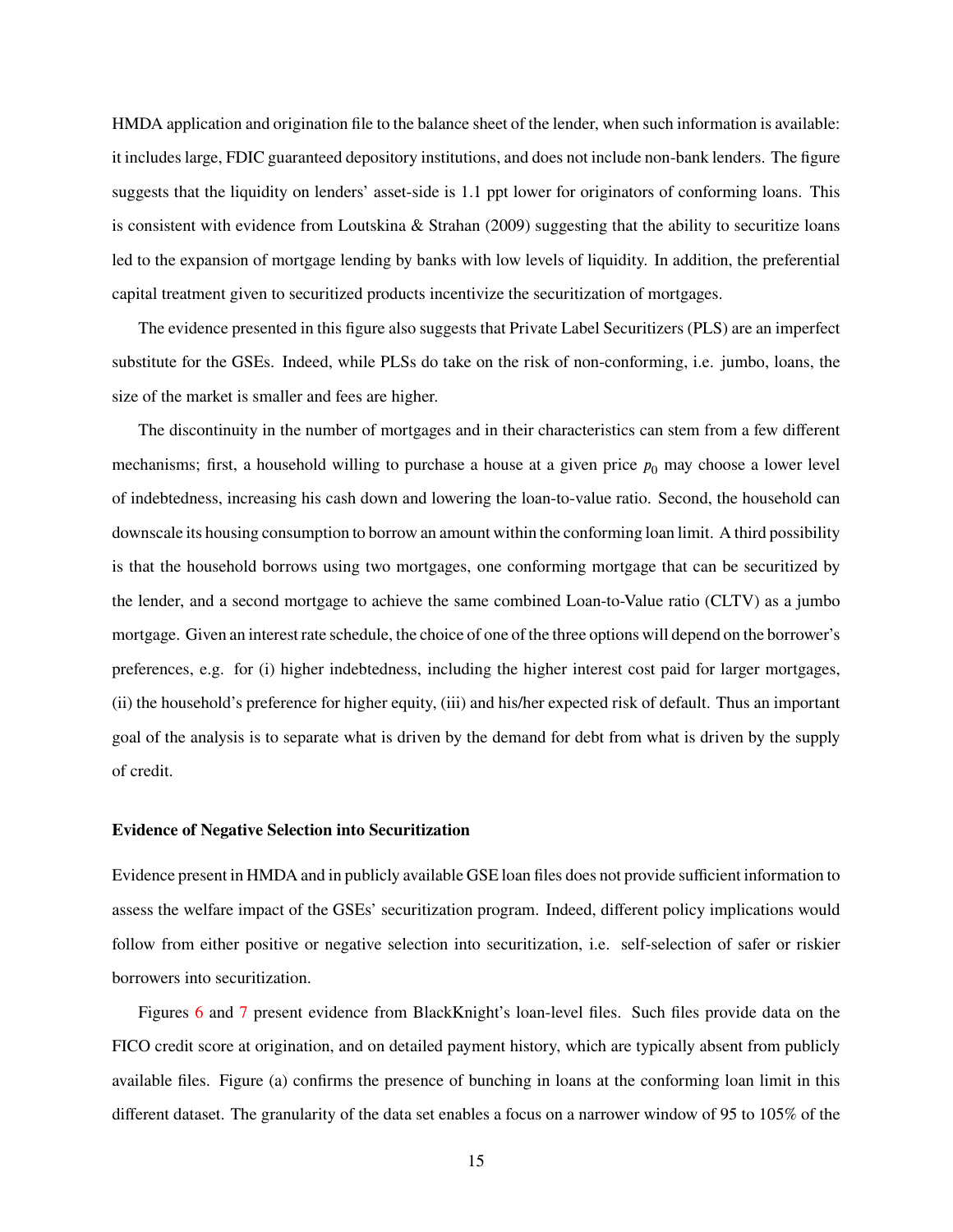HMDA application and origination file to the balance sheet of the lender, when such information is available: it includes large, FDIC guaranteed depository institutions, and does not include non-bank lenders. The figure suggests that the liquidity on lenders' asset-side is 1.1 ppt lower for originators of conforming loans. This is consistent with evidence from Loutskina & Strahan (2009) suggesting that the ability to securitize loans led to the expansion of mortgage lending by banks with low levels of liquidity. In addition, the preferential capital treatment given to securitized products incentivize the securitization of mortgages.

The evidence presented in this figure also suggests that Private Label Securitizers (PLS) are an imperfect substitute for the GSEs. Indeed, while PLSs do take on the risk of non-conforming, i.e. jumbo, loans, the size of the market is smaller and fees are higher.

The discontinuity in the number of mortgages and in their characteristics can stem from a few different mechanisms; first, a household willing to purchase a house at a given price $p_0$ may choose a lower level of indebtedness, increasing his cash down and lowering the loan-to-value ratio. Second, the household can downscale its housing consumption to borrow an amount within the conforming loan limit. A third possibility is that the household borrows using two mortgages, one conforming mortgage that can be securitized by the lender, and a second mortgage to achieve the same combined Loan-to-Value ratio (CLTV) as a jumbo mortgage. Given an interest rate schedule, the choice of one of the three options will depend on the borrower's preferences, e.g. for (i) higher indebtedness, including the higher interest cost paid for larger mortgages, (ii) the household's preference for higher equity, (iii) and his/her expected risk of default. Thus an important goal of the analysis is to separate what is driven by the demand for debt from what is driven by the supply of credit.

**Evidence of Negative Selection into Securitization**

Evidence present in HMDA and in publicly available GSE loan files does not provide sufficient information to assess the welfare impact of the GSEs' securitization program. Indeed, different policy implications would follow from either positive or negative selection into securitization, i.e. self-selection of safer or riskier borrowers into securitization.

Figures 6 and 7 present evidence from BlackKnight's loan-level files. Such files provide data on the FICO credit score at origination, and on detailed payment history, which are typically absent from publicly available files. Figure (a) confirms the presence of bunching in loans at the conforming loan limit in this different dataset. The granularity of the data set enables a focus on a narrower window of 95 to 105% of the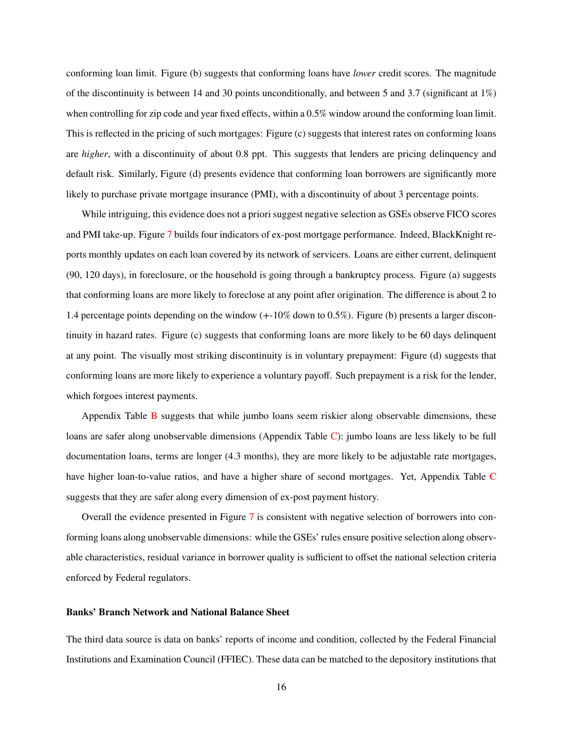conforming loan limit. Figure (b) suggests that conforming loans have *lower* credit scores. The magnitude of the discontinuity is between 14 and 30 points unconditionally, and between 5 and 3.7 (significant at 1%) when controlling for zip code and year fixed effects, within a 0.5% window around the conforming loan limit. This is reflected in the pricing of such mortgages: Figure (c) suggests that interest rates on conforming loans are *higher*, with a discontinuity of about 0.8 ppt. This suggests that lenders are pricing delinquency and default risk. Similarly, Figure (d) presents evidence that conforming loan borrowers are significantly more likely to purchase private mortgage insurance (PMI), with a discontinuity of about 3 percentage points.

While intriguing, this evidence does not a priori suggest negative selection as GSEs observe FICO scores and PMI take-up. Figure 7 builds four indicators of ex-post mortgage performance. Indeed, BlackKnight reports monthly updates on each loan covered by its network of servicers. Loans are either current, delinquent (90, 120 days), in foreclosure, or the household is going through a bankruptcy process. Figure (a) suggests that conforming loans are more likely to foreclose at any point after origination. The difference is about 2 to 1.4 percentage points depending on the window (+-10% down to 0.5%). Figure (b) presents a larger discontinuity in hazard rates. Figure (c) suggests that conforming loans are more likely to be 60 days delinquent at any point. The visually most striking discontinuity is in voluntary prepayment: Figure (d) suggests that conforming loans are more likely to experience a voluntary payoff. Such prepayment is a risk for the lender, which forgoes interest payments.

Appendix Table B suggests that while jumbo loans seem riskier along observable dimensions, these loans are safer along unobservable dimensions (Appendix Table C): jumbo loans are less likely to be full documentation loans, terms are longer (4.3 months), they are more likely to be adjustable rate mortgages, have higher loan-to-value ratios, and have a higher share of second mortgages. Yet, Appendix Table C suggests that they are safer along every dimension of ex-post payment history.

Overall the evidence presented in Figure 7 is consistent with negative selection of borrowers into conforming loans along unobservable dimensions: while the GSEs' rules ensure positive selection along observable characteristics, residual variance in borrower quality is sufficient to offset the national selection criteria enforced by Federal regulators.

**Banks' Branch Network and National Balance Sheet**

The third data source is data on banks' reports of income and condition, collected by the Federal Financial Institutions and Examination Council (FFIEC). These data can be matched to the depository institutions that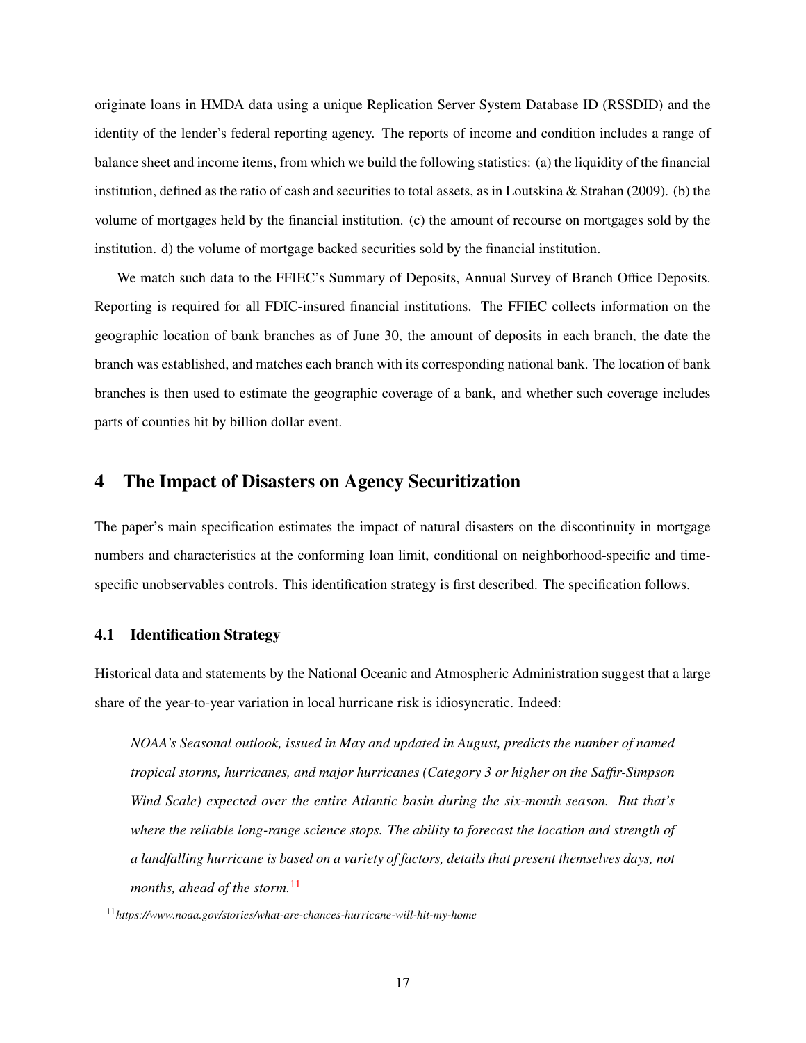originate loans in HMDA data using a unique Replication Server System Database ID (RSSDID) and the identity of the lender's federal reporting agency. The reports of income and condition includes a range of balance sheet and income items, from which we build the following statistics: (a) the liquidity of the financial institution, defined as the ratio of cash and securities to total assets, as in Loutskina & Strahan (2009). (b) the volume of mortgages held by the financial institution. (c) the amount of recourse on mortgages sold by the institution. d) the volume of mortgage backed securities sold by the financial institution.

We match such data to the FFIEC's Summary of Deposits, Annual Survey of Branch Office Deposits. Reporting is required for all FDIC-insured financial institutions. The FFIEC collects information on the geographic location of bank branches as of June 30, the amount of deposits in each branch, the date the branch was established, and matches each branch with its corresponding national bank. The location of bank branches is then used to estimate the geographic coverage of a bank, and whether such coverage includes parts of counties hit by billion dollar event.

# 4 The Impact of Disasters on Agency Securitization

The paper's main specification estimates the impact of natural disasters on the discontinuity in mortgage numbers and characteristics at the conforming loan limit, conditional on neighborhood-specific and time-specific unobservables controls. This identification strategy is first described. The specification follows.

## 4.1 Identification Strategy

Historical data and statements by the National Oceanic and Atmospheric Administration suggest that a large share of the year-to-year variation in local hurricane risk is idiosyncratic. Indeed:

> *NOAA's Seasonal outlook, issued in May and updated in August, predicts the number of named tropical storms, hurricanes, and major hurricanes (Category 3 or higher on the Saffir-Simpson Wind Scale) expected over the entire Atlantic basin during the six-month season. But that's where the reliable long-range science stops. The ability to forecast the location and strength of a landfalling hurricane is based on a variety of factors, details that present themselves days, not months, ahead of the storm.*[11]

[11] *https://www.noaa.gov/stories/what-are-chances-hurricane-will-hit-my-home*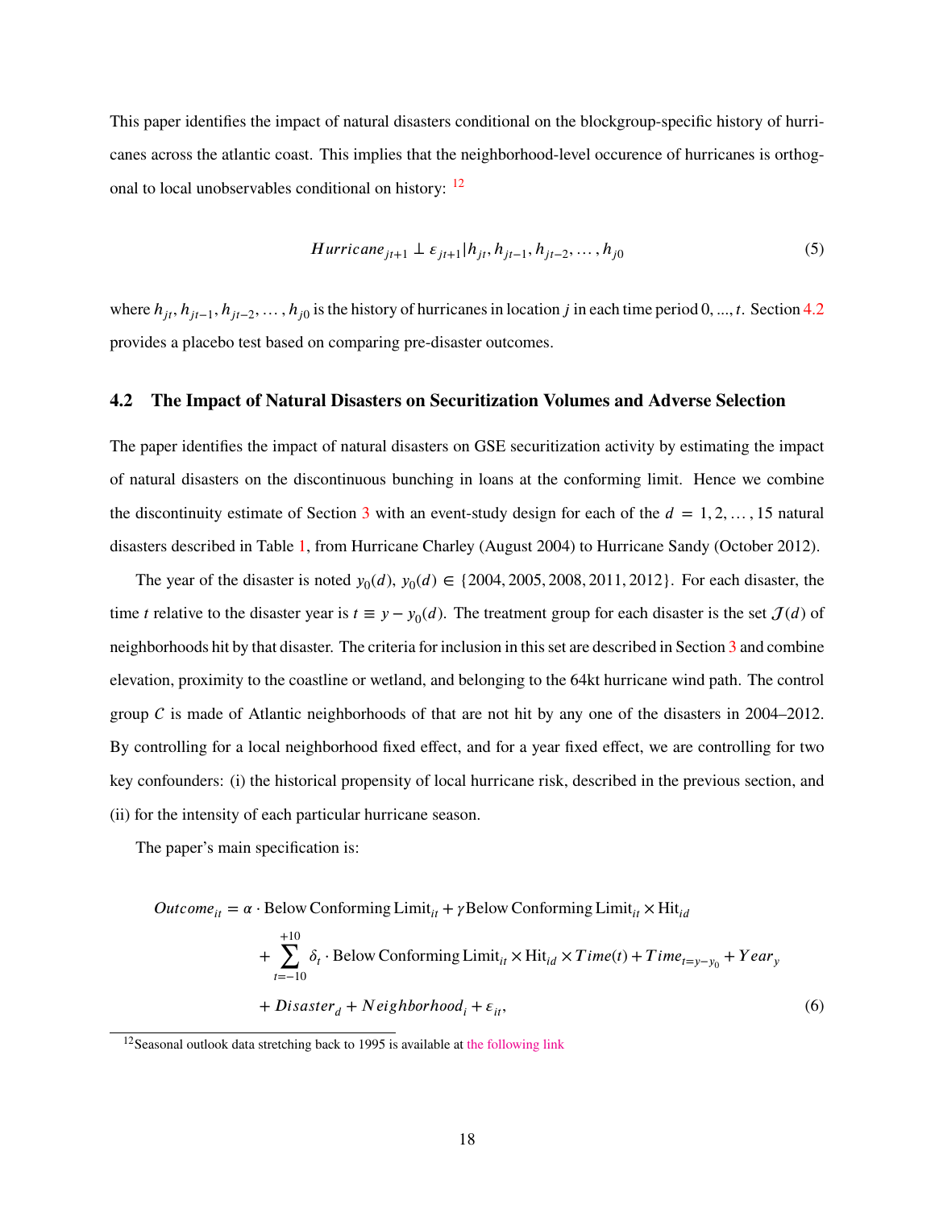This paper identifies the impact of natural disasters conditional on the blockgroup-specific history of hurricanes across the atlantic coast. This implies that the neighborhood-level occurence of hurricanes is orthogonal to local unobservables conditional on history: [12]

$$
Hurricane_{jt+1} \perp \varepsilon_{jt+1} | h_{jt}, h_{jt-1}, h_{jt-2}, \ldots, h_{j0} \tag{5}
$$

where $h_{jt}, h_{jt-1}, h_{jt-2}, \ldots, h_{j0}$ is the history of hurricanes in location $j$ in each time period $0, ..., t$. Section 4.2 provides a placebo test based on comparing pre-disaster outcomes.

### 4.2 The Impact of Natural Disasters on Securitization Volumes and Adverse Selection

The paper identifies the impact of natural disasters on GSE securitization activity by estimating the impact of natural disasters on the discontinuous bunching in loans at the conforming limit. Hence we combine the discontinuity estimate of Section 3 with an event-study design for each of the $d = 1, 2, \ldots, 15$ natural disasters described in Table 1, from Hurricane Charley (August 2004) to Hurricane Sandy (October 2012).

The year of the disaster is noted $y_0(d)$, $y_0(d) \in \{2004, 2005, 2008, 2011, 2012\}$. For each disaster, the time $t$ relative to the disaster year is $t \equiv y - y_0(d)$. The treatment group for each disaster is the set $\mathcal{J}(d)$ of neighborhoods hit by that disaster. The criteria for inclusion in this set are described in Section 3 and combine elevation, proximity to the coastline or wetland, and belonging to the 64kt hurricane wind path. The control group $C$ is made of Atlantic neighborhoods of that are not hit by any one of the disasters in 2004–2012. By controlling for a local neighborhood fixed effect, and for a year fixed effect, we are controlling for two key confounders: (i) the historical propensity of local hurricane risk, described in the previous section, and (ii) for the intensity of each particular hurricane season.

The paper's main specification is:

$$
\begin{aligned}
Outcome_{it} = \alpha \cdot \text{Below Conforming Limit}_{it} &+ \gamma \text{Below Conforming Limit}_{it} \times \text{Hit}_{id} \\
&+ \sum_{t=-10}^{+10} \delta_t \cdot \text{Below Conforming Limit}_{it} \times \text{Hit}_{id} \times Time(t) + Time_{t=y-y_0} + Year_y \\
&+ Disaster_d + Neighborhood_i + \varepsilon_{it},
\end{aligned} \tag{6}
$$

[12] Seasonal outlook data stretching back to 1995 is available at the following link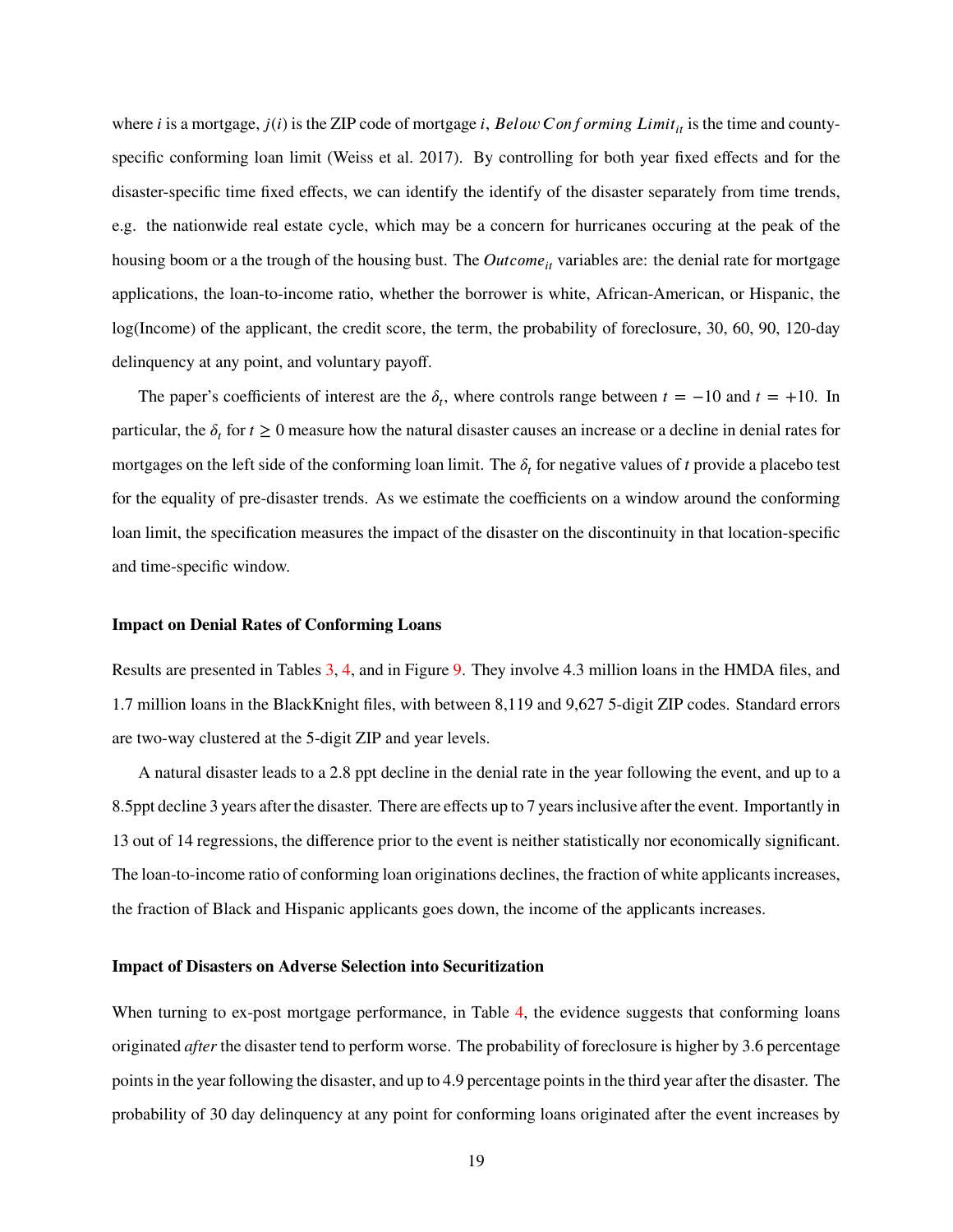where $i$ is a mortgage, $j(i)$ is the ZIP code of mortgage $i$, $Below\,Conforming\,Limit_{it}$ is the time and county-specific conforming loan limit (Weiss et al. 2017). By controlling for both year fixed effects and for the disaster-specific time fixed effects, we can identify the identify of the disaster separately from time trends, e.g. the nationwide real estate cycle, which may be a concern for hurricanes occuring at the peak of the housing boom or a the trough of the housing bust. The $Outcome_{it}$ variables are: the denial rate for mortgage applications, the loan-to-income ratio, whether the borrower is white, African-American, or Hispanic, the log(Income) of the applicant, the credit score, the term, the probability of foreclosure, 30, 60, 90, 120-day delinquency at any point, and voluntary payoff.

The paper's coefficients of interest are the $\delta_t$, where controls range between $t = -10$ and $t = +10$. In particular, the $\delta_t$ for $t \geq 0$ measure how the natural disaster causes an increase or a decline in denial rates for mortgages on the left side of the conforming loan limit. The $\delta_t$ for negative values of $t$ provide a placebo test for the equality of pre-disaster trends. As we estimate the coefficients on a window around the conforming loan limit, the specification measures the impact of the disaster on the discontinuity in that location-specific and time-specific window.

#### Impact on Denial Rates of Conforming Loans

Results are presented in Tables 3, 4, and in Figure 9. They involve 4.3 million loans in the HMDA files, and 1.7 million loans in the BlackKnight files, with between 8,119 and 9,627 5-digit ZIP codes. Standard errors are two-way clustered at the 5-digit ZIP and year levels.

A natural disaster leads to a 2.8 ppt decline in the denial rate in the year following the event, and up to a 8.5ppt decline 3 years after the disaster. There are effects up to 7 years inclusive after the event. Importantly in 13 out of 14 regressions, the difference prior to the event is neither statistically nor economically significant. The loan-to-income ratio of conforming loan originations declines, the fraction of white applicants increases, the fraction of Black and Hispanic applicants goes down, the income of the applicants increases.

#### Impact of Disasters on Adverse Selection into Securitization

When turning to ex-post mortgage performance, in Table 4, the evidence suggests that conforming loans originated *after* the disaster tend to perform worse. The probability of foreclosure is higher by 3.6 percentage points in the year following the disaster, and up to 4.9 percentage points in the third year after the disaster. The probability of 30 day delinquency at any point for conforming loans originated after the event increases by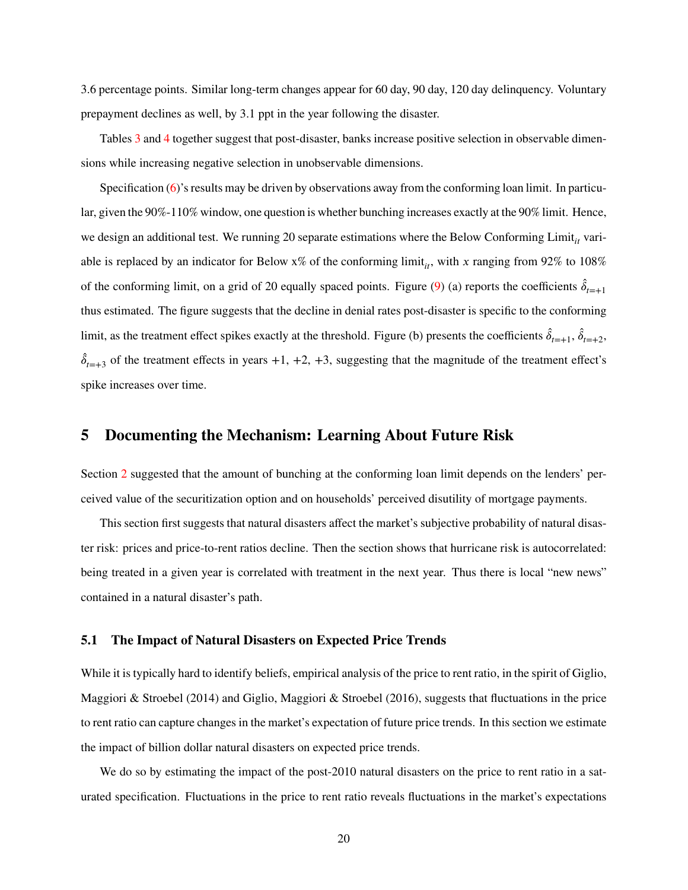3.6 percentage points. Similar long-term changes appear for 60 day, 90 day, 120 day delinquency. Voluntary prepayment declines as well, by 3.1 ppt in the year following the disaster.

Tables 3 and 4 together suggest that post-disaster, banks increase positive selection in observable dimensions while increasing negative selection in unobservable dimensions.

Specification (6)'s results may be driven by observations away from the conforming loan limit. In particular, given the 90%-110% window, one question is whether bunching increases exactly at the 90% limit. Hence, we design an additional test. We running 20 separate estimations where the Below Conforming Limit$_{it}$ variable is replaced by an indicator for Below x% of the conforming limit$_{it}$, with $x$ ranging from 92% to 108% of the conforming limit, on a grid of 20 equally spaced points. Figure (9) (a) reports the coefficients $\hat{\delta}_{t=+1}$ thus estimated. The figure suggests that the decline in denial rates post-disaster is specific to the conforming limit, as the treatment effect spikes exactly at the threshold. Figure (b) presents the coefficients $\hat{\delta}_{t=+1}$, $\hat{\delta}_{t=+2}$, $\hat{\delta}_{t=+3}$ of the treatment effects in years +1, +2, +3, suggesting that the magnitude of the treatment effect's spike increases over time.

# 5 Documenting the Mechanism: Learning About Future Risk

Section 2 suggested that the amount of bunching at the conforming loan limit depends on the lenders' perceived value of the securitization option and on households' perceived disutility of mortgage payments.

This section first suggests that natural disasters affect the market's subjective probability of natural disaster risk: prices and price-to-rent ratios decline. Then the section shows that hurricane risk is autocorrelated: being treated in a given year is correlated with treatment in the next year. Thus there is local "new news" contained in a natural disaster's path.

## 5.1 The Impact of Natural Disasters on Expected Price Trends

While it is typically hard to identify beliefs, empirical analysis of the price to rent ratio, in the spirit of Giglio, Maggiori & Stroebel (2014) and Giglio, Maggiori & Stroebel (2016), suggests that fluctuations in the price to rent ratio can capture changes in the market's expectation of future price trends. In this section we estimate the impact of billion dollar natural disasters on expected price trends.

We do so by estimating the impact of the post-2010 natural disasters on the price to rent ratio in a saturated specification. Fluctuations in the price to rent ratio reveals fluctuations in the market's expectations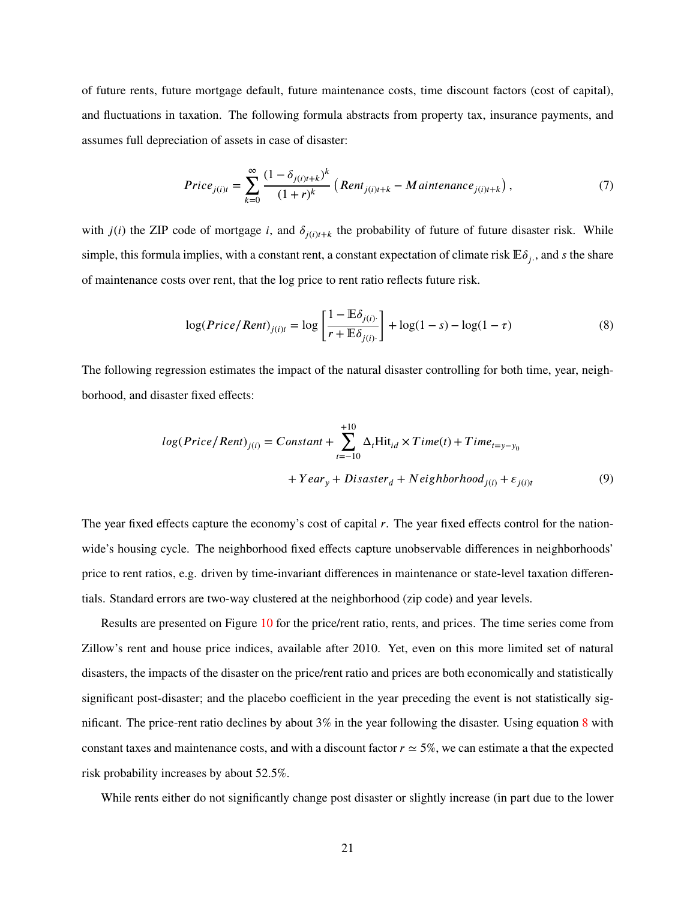of future rents, future mortgage default, future maintenance costs, time discount factors (cost of capital), and fluctuations in taxation. The following formula abstracts from property tax, insurance payments, and assumes full depreciation of assets in case of disaster:

$$Price_{j(i)t} = \sum_{k=0}^{\infty} \frac{(1-\delta_{j(i)t+k})^k}{(1+r)^k} \left( Rent_{j(i)t+k} - Maintenance_{j(i)t+k} \right), \tag{7}$$

with $j(i)$ the ZIP code of mortgage $i$, and $\delta_{j(i)t+k}$ the probability of future of future disaster risk. While simple, this formula implies, with a constant rent, a constant expectation of climate risk $\mathbb{E}\delta_{j,\cdot}$, and $s$ the share of maintenance costs over rent, that the log price to rent ratio reflects future risk.

$$\log(Price/Rent)_{j(i)t} = \log\left[\frac{1-\mathbb{E}\delta_{j(i)\cdot}}{r+\mathbb{E}\delta_{j(i)\cdot}}\right] + \log(1-s) - \log(1-\tau) \tag{8}$$

The following regression estimates the impact of the natural disaster controlling for both time, year, neighborhood, and disaster fixed effects:

$$\begin{aligned} log(Price/Rent)_{j(i)} = Constant &+ \sum_{t=-10}^{+10} \Delta_t \text{Hit}_{id} \times Time(t) + Time_{t=y-y_0} \\ &+ Year_y + Disaster_d + Neighborhood_{j(i)} + \varepsilon_{j(i)t} \end{aligned} \tag{9}$$

The year fixed effects capture the economy's cost of capital $r$. The year fixed effects control for the nation-wide's housing cycle. The neighborhood fixed effects capture unobservable differences in neighborhoods' price to rent ratios, e.g. driven by time-invariant differences in maintenance or state-level taxation differentials. Standard errors are two-way clustered at the neighborhood (zip code) and year levels.

Results are presented on Figure 10 for the price/rent ratio, rents, and prices. The time series come from Zillow's rent and house price indices, available after 2010. Yet, even on this more limited set of natural disasters, the impacts of the disaster on the price/rent ratio and prices are both economically and statistically significant post-disaster; and the placebo coefficient in the year preceding the event is not statistically significant. The price-rent ratio declines by about 3% in the year following the disaster. Using equation 8 with constant taxes and maintenance costs, and with a discount factor $r \simeq 5\%$, we can estimate a that the expected risk probability increases by about 52.5%.

While rents either do not significantly change post disaster or slightly increase (in part due to the lower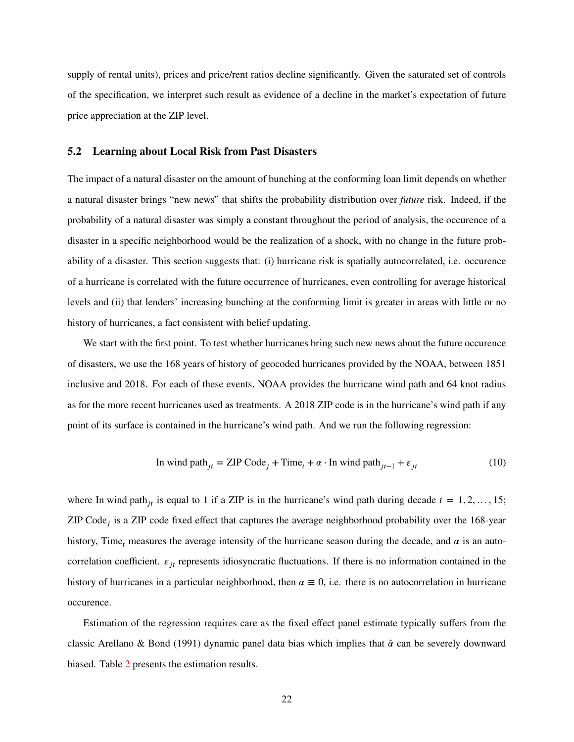supply of rental units), prices and price/rent ratios decline significantly. Given the saturated set of controls of the specification, we interpret such result as evidence of a decline in the market's expectation of future price appreciation at the ZIP level.

## 5.2 Learning about Local Risk from Past Disasters

The impact of a natural disaster on the amount of bunching at the conforming loan limit depends on whether a natural disaster brings "new news" that shifts the probability distribution over *future* risk. Indeed, if the probability of a natural disaster was simply a constant throughout the period of analysis, the occurence of a disaster in a specific neighborhood would be the realization of a shock, with no change in the future probability of a disaster. This section suggests that: (i) hurricane risk is spatially autocorrelated, i.e. occurence of a hurricane is correlated with the future occurrence of hurricanes, even controlling for average historical levels and (ii) that lenders' increasing bunching at the conforming limit is greater in areas with little or no history of hurricanes, a fact consistent with belief updating.

We start with the first point. To test whether hurricanes bring such new news about the future occurence of disasters, we use the 168 years of history of geocoded hurricanes provided by the NOAA, between 1851 inclusive and 2018. For each of these events, NOAA provides the hurricane wind path and 64 knot radius as for the more recent hurricanes used as treatments. A 2018 ZIP code is in the hurricane's wind path if any point of its surface is contained in the hurricane's wind path. And we run the following regression:

$$\text{In wind path}_{jt} = \text{ZIP Code}_j + \text{Time}_t + \alpha \cdot \text{In wind path}_{jt-1} + \varepsilon_{jt} \tag{10}$$

where In wind $\text{path}_{jt}$ is equal to 1 if a ZIP is in the hurricane's wind path during decade $t = 1, 2, \ldots, 15$; ZIP $\text{Code}_j$ is a ZIP code fixed effect that captures the average neighborhood probability over the 168-year history, $\text{Time}_t$ measures the average intensity of the hurricane season during the decade, and $\alpha$ is an autocorrelation coefficient. $\varepsilon_{jt}$ represents idiosyncratic fluctuations. If there is no information contained in the history of hurricanes in a particular neighborhood, then $\alpha \equiv 0$, i.e. there is no autocorrelation in hurricane occurence.

Estimation of the regression requires care as the fixed effect panel estimate typically suffers from the classic Arellano & Bond (1991) dynamic panel data bias which implies that $\hat{\alpha}$ can be severely downward biased. Table 2 presents the estimation results.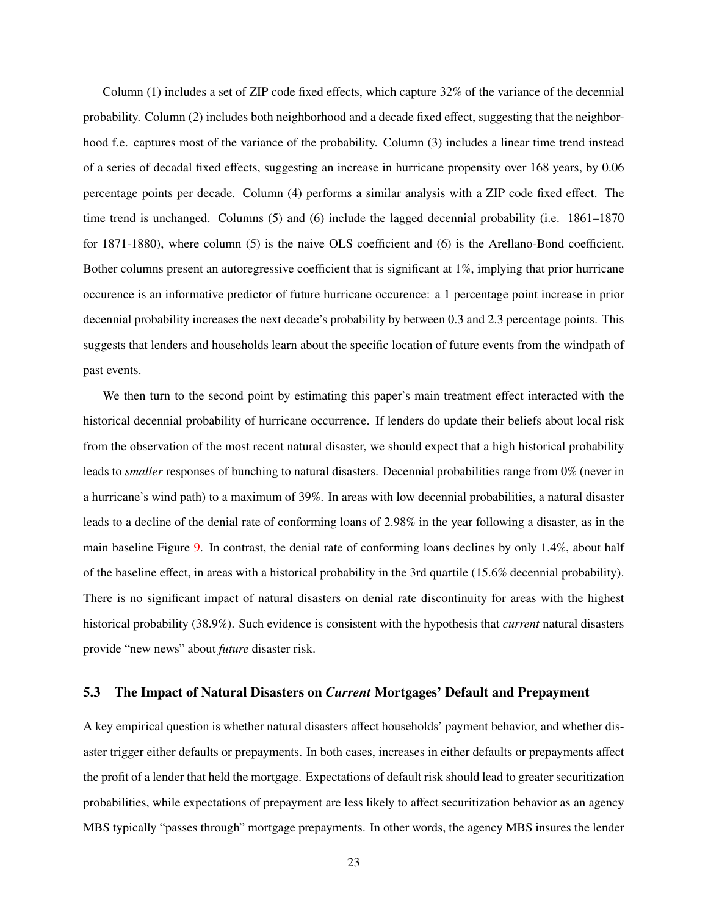Column (1) includes a set of ZIP code fixed effects, which capture 32% of the variance of the decennial probability. Column (2) includes both neighborhood and a decade fixed effect, suggesting that the neighborhood f.e. captures most of the variance of the probability. Column (3) includes a linear time trend instead of a series of decadal fixed effects, suggesting an increase in hurricane propensity over 168 years, by 0.06 percentage points per decade. Column (4) performs a similar analysis with a ZIP code fixed effect. The time trend is unchanged. Columns (5) and (6) include the lagged decennial probability (i.e. 1861–1870 for 1871-1880), where column (5) is the naive OLS coefficient and (6) is the Arellano-Bond coefficient. Bother columns present an autoregressive coefficient that is significant at 1%, implying that prior hurricane occurence is an informative predictor of future hurricane occurence: a 1 percentage point increase in prior decennial probability increases the next decade's probability by between 0.3 and 2.3 percentage points. This suggests that lenders and households learn about the specific location of future events from the windpath of past events.

We then turn to the second point by estimating this paper's main treatment effect interacted with the historical decennial probability of hurricane occurrence. If lenders do update their beliefs about local risk from the observation of the most recent natural disaster, we should expect that a high historical probability leads to *smaller* responses of bunching to natural disasters. Decennial probabilities range from 0% (never in a hurricane's wind path) to a maximum of 39%. In areas with low decennial probabilities, a natural disaster leads to a decline of the denial rate of conforming loans of 2.98% in the year following a disaster, as in the main baseline Figure 9. In contrast, the denial rate of conforming loans declines by only 1.4%, about half of the baseline effect, in areas with a historical probability in the 3rd quartile (15.6% decennial probability). There is no significant impact of natural disasters on denial rate discontinuity for areas with the highest historical probability (38.9%). Such evidence is consistent with the hypothesis that *current* natural disasters provide "new news" about *future* disaster risk.

### 5.3 The Impact of Natural Disasters on *Current* Mortgages' Default and Prepayment

A key empirical question is whether natural disasters affect households' payment behavior, and whether disaster trigger either defaults or prepayments. In both cases, increases in either defaults or prepayments affect the profit of a lender that held the mortgage. Expectations of default risk should lead to greater securitization probabilities, while expectations of prepayment are less likely to affect securitization behavior as an agency MBS typically "passes through" mortgage prepayments. In other words, the agency MBS insures the lender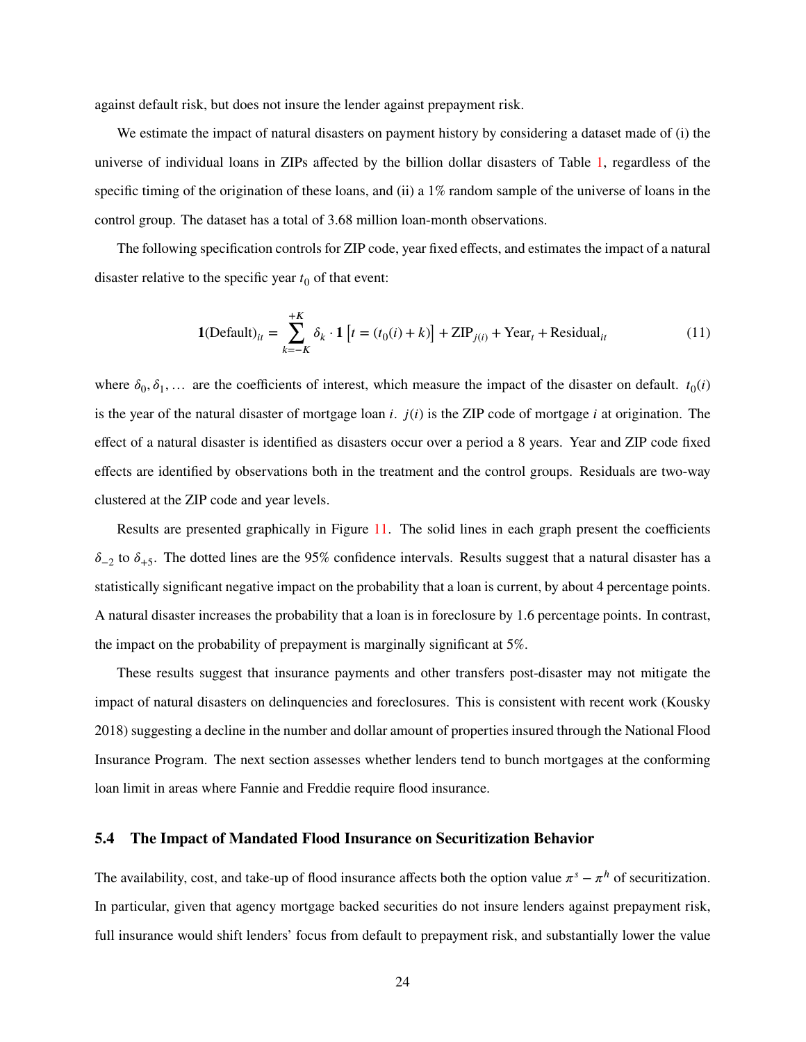against default risk, but does not insure the lender against prepayment risk.

We estimate the impact of natural disasters on payment history by considering a dataset made of (i) the universe of individual loans in ZIPs affected by the billion dollar disasters of Table 1, regardless of the specific timing of the origination of these loans, and (ii) a 1% random sample of the universe of loans in the control group. The dataset has a total of 3.68 million loan-month observations.

The following specification controls for ZIP code, year fixed effects, and estimates the impact of a natural disaster relative to the specific year $t_0$ of that event:

$$\mathbf{1}(\text{Default})_{it} = \sum_{k=-K}^{+K} \delta_k \cdot \mathbf{1}\left[t = (t_0(i) + k)\right] + \text{ZIP}_{j(i)} + \text{Year}_t + \text{Residual}_{it} \tag{11}$$

where $\delta_0, \delta_1, \ldots$ are the coefficients of interest, which measure the impact of the disaster on default. $t_0(i)$ is the year of the natural disaster of mortgage loan $i$. $j(i)$ is the ZIP code of mortgage $i$ at origination. The effect of a natural disaster is identified as disasters occur over a period a 8 years. Year and ZIP code fixed effects are identified by observations both in the treatment and the control groups. Residuals are two-way clustered at the ZIP code and year levels.

Results are presented graphically in Figure 11. The solid lines in each graph present the coefficients $\delta_{-2}$ to $\delta_{+5}$. The dotted lines are the 95% confidence intervals. Results suggest that a natural disaster has a statistically significant negative impact on the probability that a loan is current, by about 4 percentage points. A natural disaster increases the probability that a loan is in foreclosure by 1.6 percentage points. In contrast, the impact on the probability of prepayment is marginally significant at 5%.

These results suggest that insurance payments and other transfers post-disaster may not mitigate the impact of natural disasters on delinquencies and foreclosures. This is consistent with recent work (Kousky 2018) suggesting a decline in the number and dollar amount of properties insured through the National Flood Insurance Program. The next section assesses whether lenders tend to bunch mortgages at the conforming loan limit in areas where Fannie and Freddie require flood insurance.

### 5.4 The Impact of Mandated Flood Insurance on Securitization Behavior

The availability, cost, and take-up of flood insurance affects both the option value $\pi^s - \pi^h$ of securitization. In particular, given that agency mortgage backed securities do not insure lenders against prepayment risk, full insurance would shift lenders' focus from default to prepayment risk, and substantially lower the value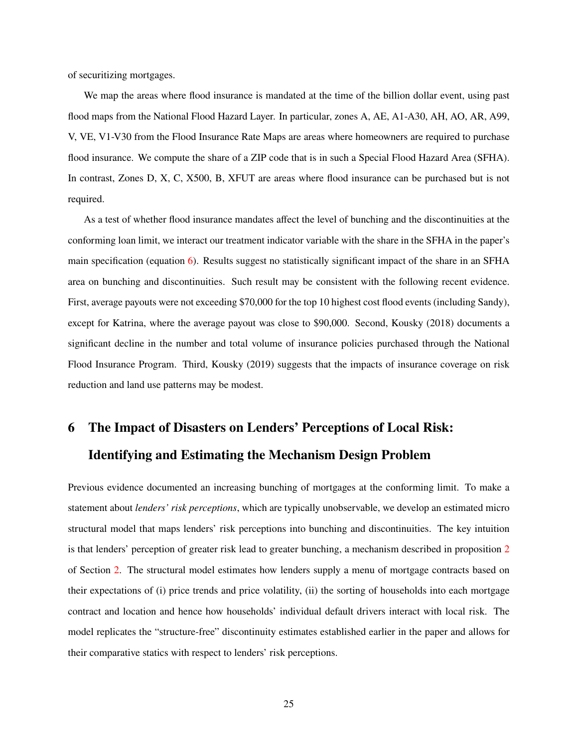of securitizing mortgages.

We map the areas where flood insurance is mandated at the time of the billion dollar event, using past flood maps from the National Flood Hazard Layer. In particular, zones A, AE, A1-A30, AH, AO, AR, A99, V, VE, V1-V30 from the Flood Insurance Rate Maps are areas where homeowners are required to purchase flood insurance. We compute the share of a ZIP code that is in such a Special Flood Hazard Area (SFHA). In contrast, Zones D, X, C, X500, B, XFUT are areas where flood insurance can be purchased but is not required.

As a test of whether flood insurance mandates affect the level of bunching and the discontinuities at the conforming loan limit, we interact our treatment indicator variable with the share in the SFHA in the paper's main specification (equation 6). Results suggest no statistically significant impact of the share in an SFHA area on bunching and discontinuities. Such result may be consistent with the following recent evidence. First, average payouts were not exceeding \$70,000 for the top 10 highest cost flood events (including Sandy), except for Katrina, where the average payout was close to \$90,000. Second, Kousky (2018) documents a significant decline in the number and total volume of insurance policies purchased through the National Flood Insurance Program. Third, Kousky (2019) suggests that the impacts of insurance coverage on risk reduction and land use patterns may be modest.

# 6 The Impact of Disasters on Lenders' Perceptions of Local Risk: Identifying and Estimating the Mechanism Design Problem

Previous evidence documented an increasing bunching of mortgages at the conforming limit. To make a statement about *lenders' risk perceptions*, which are typically unobservable, we develop an estimated micro structural model that maps lenders' risk perceptions into bunching and discontinuities. The key intuition is that lenders' perception of greater risk lead to greater bunching, a mechanism described in proposition 2 of Section 2. The structural model estimates how lenders supply a menu of mortgage contracts based on their expectations of (i) price trends and price volatility, (ii) the sorting of households into each mortgage contract and location and hence how households' individual default drivers interact with local risk. The model replicates the "structure-free" discontinuity estimates established earlier in the paper and allows for their comparative statics with respect to lenders' risk perceptions.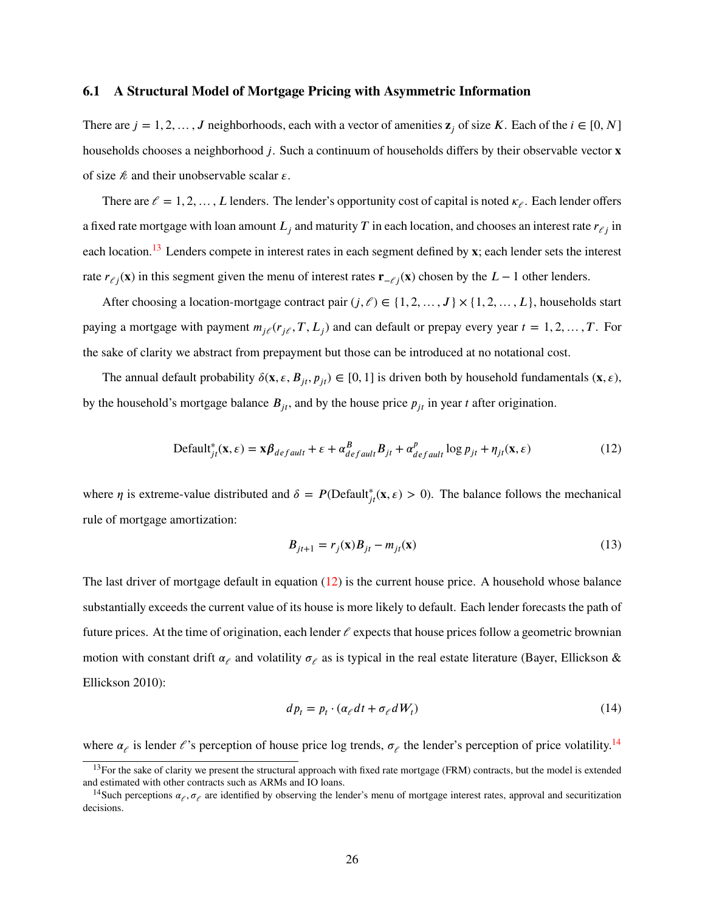### 6.1 A Structural Model of Mortgage Pricing with Asymmetric Information

There are $j = 1, 2, \ldots, J$ neighborhoods, each with a vector of amenities $\mathbf{z}_j$ of size $K$. Each of the $i \in [0, N]$ households chooses a neighborhood $j$. Such a continuum of households differs by their observable vector $\mathbf{x}$ of size $\hbar$ and their unobservable scalar $\varepsilon$.

There are $\ell = 1, 2, \ldots, L$ lenders. The lender's opportunity cost of capital is noted $\kappa_\ell$. Each lender offers a fixed rate mortgage with loan amount $L_j$ and maturity $T$ in each location, and chooses an interest rate $r_{\ell j}$ in each location.[13] Lenders compete in interest rates in each segment defined by $\mathbf{x}$; each lender sets the interest rate $r_{\ell j}(\mathbf{x})$ in this segment given the menu of interest rates $\mathbf{r}_{-\ell j}(\mathbf{x})$ chosen by the $L - 1$ other lenders.

After choosing a location-mortgage contract pair $(j, \ell) \in \{1, 2, \ldots, J\} \times \{1, 2, \ldots, L\}$, households start paying a mortgage with payment $m_{j\ell}(r_{j\ell}, T, L_j)$ and can default or prepay every year $t = 1, 2, \ldots, T$. For the sake of clarity we abstract from prepayment but those can be introduced at no notational cost.

The annual default probability $\delta(\mathbf{x}, \varepsilon, B_{jt}, p_{jt}) \in [0, 1]$ is driven both by household fundamentals $(\mathbf{x}, \varepsilon)$, by the household's mortgage balance $B_{jt}$, and by the house price $p_{jt}$ in year $t$ after origination.

$$\text{Default}^*_{jt}(\mathbf{x}, \varepsilon) = \mathbf{x}\boldsymbol{\beta}_{default} + \varepsilon + \alpha^B_{default} B_{jt} + \alpha^p_{default} \log p_{jt} + \eta_{jt}(\mathbf{x}, \varepsilon) \tag{12}$$

where $\eta$ is extreme-value distributed and $\delta = P(\text{Default}^*_{jt}(\mathbf{x}, \varepsilon) > 0)$. The balance follows the mechanical rule of mortgage amortization:

$$B_{jt+1} = r_j(\mathbf{x}) B_{jt} - m_{jt}(\mathbf{x}) \tag{13}$$

The last driver of mortgage default in equation (12) is the current house price. A household whose balance substantially exceeds the current value of its house is more likely to default. Each lender forecasts the path of future prices. At the time of origination, each lender $\ell$ expects that house prices follow a geometric brownian motion with constant drift $\alpha_\ell$ and volatility $\sigma_\ell$ as is typical in the real estate literature (Bayer, Ellickson & Ellickson 2010):

$$dp_t = p_t \cdot (\alpha_\ell dt + \sigma_\ell dW_t) \tag{14}$$

where $\alpha_\ell$ is lender $\ell$'s perception of house price log trends, $\sigma_\ell$ the lender's perception of price volatility.[14]

[13] For the sake of clarity we present the structural approach with fixed rate mortgage (FRM) contracts, but the model is extended and estimated with other contracts such as ARMs and IO loans.

[14] Such perceptions $\alpha_\ell, \sigma_\ell$ are identified by observing the lender's menu of mortgage interest rates, approval and securitization decisions.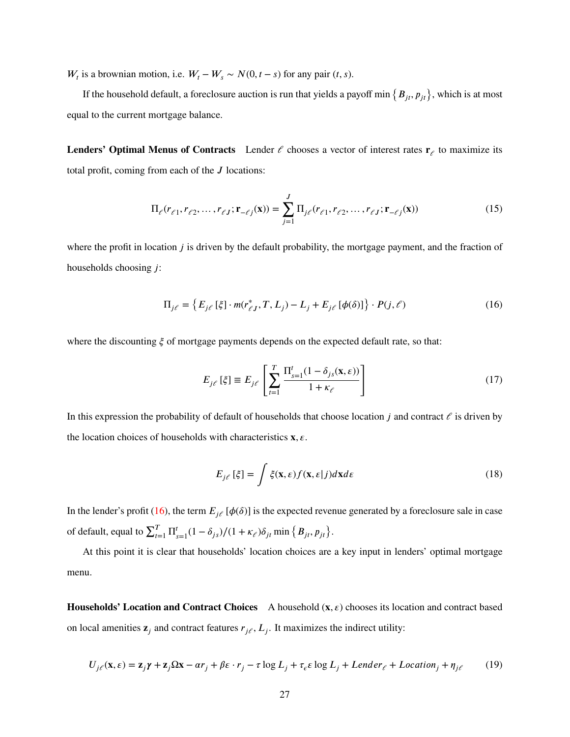$W_t$ is a brownian motion, i.e. $W_t - W_s \sim N(0, t-s)$ for any pair $(t, s)$.

If the household default, a foreclosure auction is run that yields a payoff $\min\left\{B_{jt}, p_{jt}\right\}$, which is at most equal to the current mortgage balance.

**Lenders' Optimal Menus of Contracts** Lender $\ell$ chooses a vector of interest rates $\mathbf{r}_\ell$ to maximize its total profit, coming from each of the $J$ locations:

$$\Pi_\ell(r_{\ell 1}, r_{\ell 2}, \ldots, r_{\ell J}; \mathbf{r}_{-\ell j}(\mathbf{x})) = \sum_{j=1}^{J} \Pi_{j\ell}(r_{\ell 1}, r_{\ell 2}, \ldots, r_{\ell J}; \mathbf{r}_{-\ell j}(\mathbf{x})) \tag{15}$$

where the profit in location $j$ is driven by the default probability, the mortgage payment, and the fraction of households choosing $j$:

$$\Pi_{j\ell} = \left\{E_{j\ell}\left[\xi\right] \cdot m(r^*_{\ell J}, T, L_j) - L_j + E_{j\ell}\left[\phi(\delta)\right]\right\} \cdot P(j, \ell) \tag{16}$$

where the discounting $\xi$ of mortgage payments depends on the expected default rate, so that:

$$E_{j\ell}\left[\xi\right] \equiv E_{j\ell}\left[\sum_{t=1}^{T} \frac{\Pi_{s=1}^{t}(1 - \delta_{js}(\mathbf{x}, \varepsilon))}{1 + \kappa_\ell}\right] \tag{17}$$

In this expression the probability of default of households that choose location $j$ and contract $\ell$ is driven by the location choices of households with characteristics $\mathbf{x}, \varepsilon$.

$$E_{j\ell}\left[\xi\right] = \int \xi(\mathbf{x}, \varepsilon) f(\mathbf{x}, \varepsilon | j) d\mathbf{x} d\varepsilon \tag{18}$$

In the lender's profit (16), the term $E_{j\ell}\left[\phi(\delta)\right]$ is the expected revenue generated by a foreclosure sale in case of default, equal to $\sum_{t=1}^{T} \Pi_{s=1}^{t}(1 - \delta_{js})/(1 + \kappa_\ell)\delta_{jt} \min\left\{B_{jt}, p_{jt}\right\}$.

At this point it is clear that households' location choices are a key input in lenders' optimal mortgage menu.

**Households' Location and Contract Choices** A household $(\mathbf{x}, \varepsilon)$ chooses its location and contract based on local amenities $\mathbf{z}_j$ and contract features $r_{j\ell}, L_j$. It maximizes the indirect utility:

$$U_{j\ell}(\mathbf{x}, \varepsilon) = \mathbf{z}_j \boldsymbol{\gamma} + \mathbf{z}_j \Omega \mathbf{x} - \alpha r_j + \beta \varepsilon \cdot r_j - \tau \log L_j + \tau_\epsilon \varepsilon \log L_j + Lender_\ell + Location_j + \eta_{j\ell} \tag{19}$$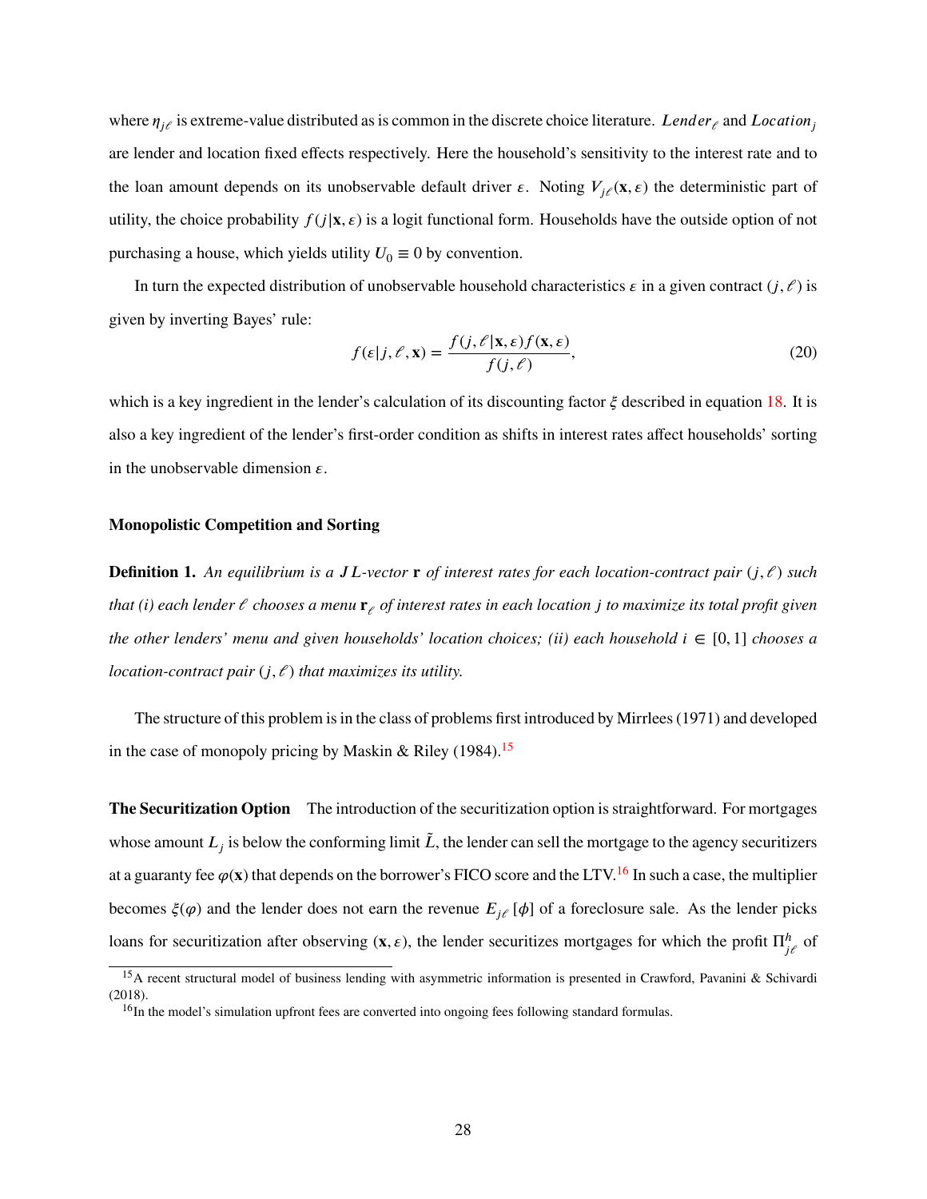where $\eta_{j\ell}$ is extreme-value distributed as is common in the discrete choice literature. $Lender_\ell$ and $Location_j$ are lender and location fixed effects respectively. Here the household's sensitivity to the interest rate and to the loan amount depends on its unobservable default driver $\varepsilon$. Noting $V_{j\ell}(\mathbf{x}, \varepsilon)$ the deterministic part of utility, the choice probability $f(j|\mathbf{x}, \varepsilon)$ is a logit functional form. Households have the outside option of not purchasing a house, which yields utility $U_0 \equiv 0$ by convention.

In turn the expected distribution of unobservable household characteristics $\varepsilon$ in a given contract $(j, \ell)$ is given by inverting Bayes' rule:

$$f(\varepsilon|j, \ell, \mathbf{x}) = \frac{f(j, \ell|\mathbf{x}, \varepsilon) f(\mathbf{x}, \varepsilon)}{f(j, \ell)}, \tag{20}$$

which is a key ingredient in the lender's calculation of its discounting factor $\xi$ described in equation 18. It is also a key ingredient of the lender's first-order condition as shifts in interest rates affect households' sorting in the unobservable dimension $\varepsilon$.

### Monopolistic Competition and Sorting

**Definition 1.** *An equilibrium is a $JL$-vector $\mathbf{r}$ of interest rates for each location-contract pair $(j, \ell)$ such that (i) each lender $\ell$ chooses a menu $\mathbf{r}_\ell$ of interest rates in each location $j$ to maximize its total profit given the other lenders' menu and given households' location choices; (ii) each household $i \in [0, 1]$ chooses a location-contract pair $(j, \ell)$ that maximizes its utility.*

The structure of this problem is in the class of problems first introduced by Mirrlees (1971) and developed in the case of monopoly pricing by Maskin & Riley (1984).[15]

**The Securitization Option** The introduction of the securitization option is straightforward. For mortgages whose amount $L_j$ is below the conforming limit $\tilde{L}$, the lender can sell the mortgage to the agency securitizers at a guaranty fee $\varphi(\mathbf{x})$ that depends on the borrower's FICO score and the LTV.[16] In such a case, the multiplier becomes $\xi(\varphi)$ and the lender does not earn the revenue $E_{j\ell}[\phi]$ of a foreclosure sale. As the lender picks loans for securitization after observing $(\mathbf{x}, \varepsilon)$, the lender securitizes mortgages for which the profit $\Pi^h_{j\ell}$ of

[15] A recent structural model of business lending with asymmetric information is presented in Crawford, Pavanini & Schivardi (2018).

[16] In the model's simulation upfront fees are converted into ongoing fees following standard formulas.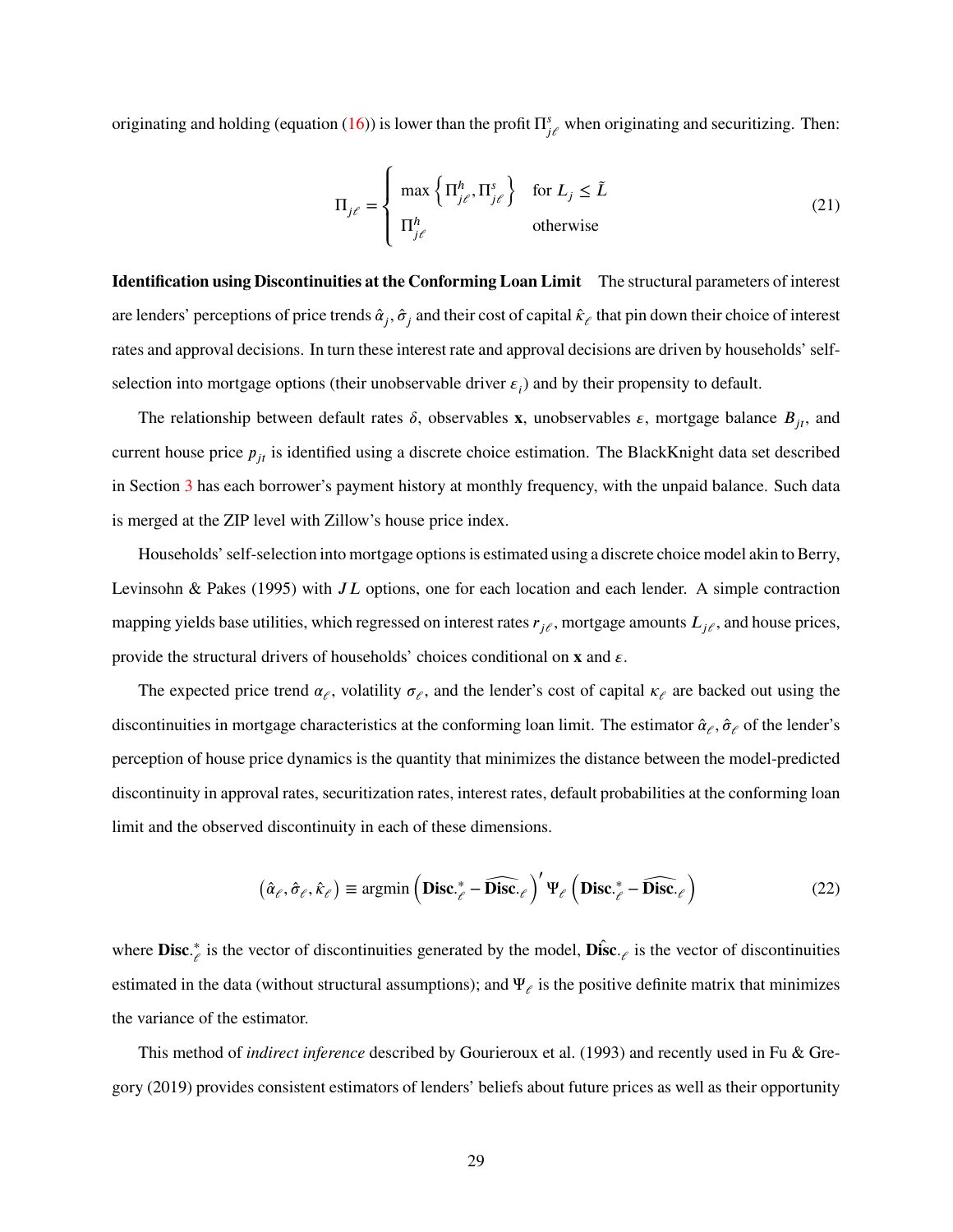originating and holding (equation (16)) is lower than the profit $\Pi^s_{j\ell}$ when originating and securitizing. Then:

$$
\Pi_{j\ell} = \begin{cases} \max\left\{\Pi^h_{j\ell}, \Pi^s_{j\ell}\right\} & \text{for } L_j \leq \tilde{L} \\ \Pi^h_{j\ell} & \text{otherwise} \end{cases} \tag{21}
$$

**Identification using Discontinuities at the Conforming Loan Limit** The structural parameters of interest are lenders' perceptions of price trends $\hat{\alpha}_j, \hat{\sigma}_j$ and their cost of capital $\hat{\kappa}_\ell$ that pin down their choice of interest rates and approval decisions. In turn these interest rate and approval decisions are driven by households' self-selection into mortgage options (their unobservable driver $\varepsilon_i$) and by their propensity to default.

The relationship between default rates $\delta$, observables $\mathbf{x}$, unobservables $\varepsilon$, mortgage balance $B_{jt}$, and current house price $p_{jt}$ is identified using a discrete choice estimation. The BlackKnight data set described in Section 3 has each borrower's payment history at monthly frequency, with the unpaid balance. Such data is merged at the ZIP level with Zillow's house price index.

Households' self-selection into mortgage options is estimated using a discrete choice model akin to Berry, Levinsohn & Pakes (1995) with $JL$ options, one for each location and each lender. A simple contraction mapping yields base utilities, which regressed on interest rates $r_{j\ell}$, mortgage amounts $L_{j\ell}$, and house prices, provide the structural drivers of households' choices conditional on $\mathbf{x}$ and $\varepsilon$.

The expected price trend $\alpha_\ell$, volatility $\sigma_\ell$, and the lender's cost of capital $\kappa_\ell$ are backed out using the discontinuities in mortgage characteristics at the conforming loan limit. The estimator $\hat{\alpha}_\ell, \hat{\sigma}_\ell$ of the lender's perception of house price dynamics is the quantity that minimizes the distance between the model-predicted discontinuity in approval rates, securitization rates, interest rates, default probabilities at the conforming loan limit and the observed discontinuity in each of these dimensions.

$$
\left(\hat{\alpha}_\ell, \hat{\sigma}_\ell, \hat{\kappa}_\ell\right) \equiv \operatorname{argmin} \left(\mathbf{Disc.}^*_\ell - \widehat{\mathbf{Disc.}}_\ell\right)' \Psi_\ell \left(\mathbf{Disc.}^*_\ell - \widehat{\mathbf{Disc.}}_\ell\right) \tag{22}
$$

where $\mathbf{Disc.}^*_\ell$ is the vector of discontinuities generated by the model, $\hat{\mathbf{Disc.}}_\ell$ is the vector of discontinuities estimated in the data (without structural assumptions); and $\Psi_\ell$ is the positive definite matrix that minimizes the variance of the estimator.

This method of *indirect inference* described by Gourieroux et al. (1993) and recently used in Fu & Gregory (2019) provides consistent estimators of lenders' beliefs about future prices as well as their opportunity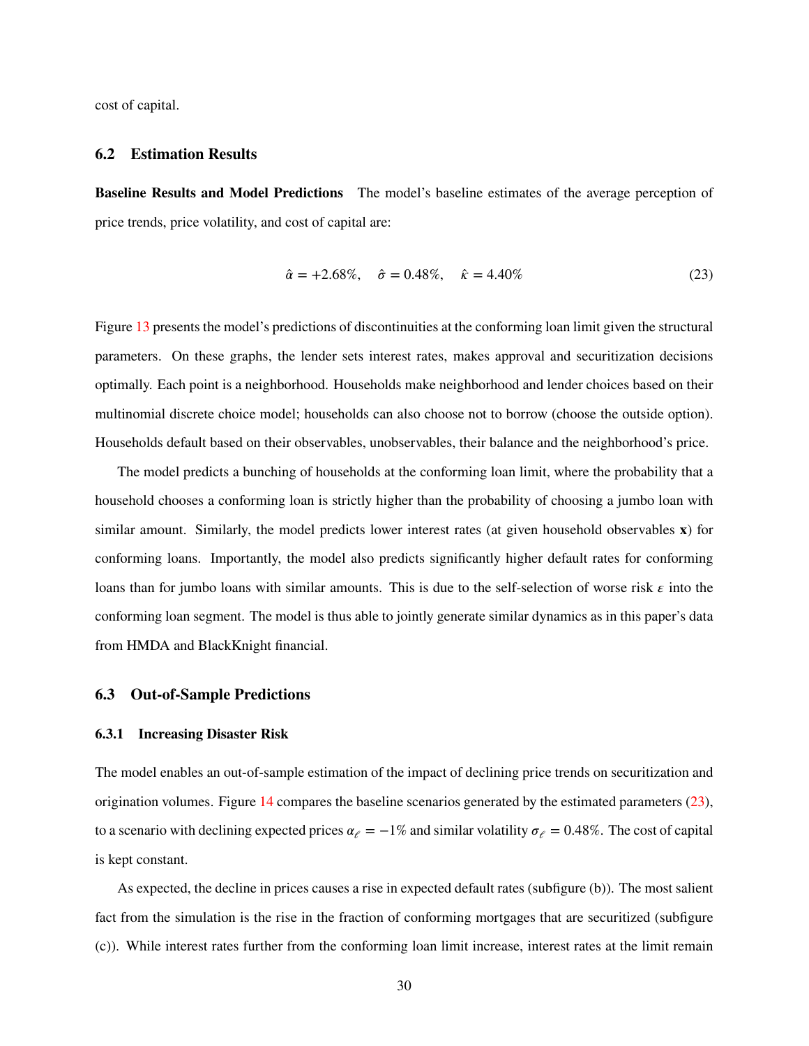cost of capital.

## 6.2 Estimation Results

**Baseline Results and Model Predictions** The model's baseline estimates of the average perception of price trends, price volatility, and cost of capital are:

$$\hat{\alpha} = +2.68\%, \quad \hat{\sigma} = 0.48\%, \quad \hat{\kappa} = 4.40\% \tag{23}$$

Figure 13 presents the model's predictions of discontinuities at the conforming loan limit given the structural parameters. On these graphs, the lender sets interest rates, makes approval and securitization decisions optimally. Each point is a neighborhood. Households make neighborhood and lender choices based on their multinomial discrete choice model; households can also choose not to borrow (choose the outside option). Households default based on their observables, unobservables, their balance and the neighborhood's price.

The model predicts a bunching of households at the conforming loan limit, where the probability that a household chooses a conforming loan is strictly higher than the probability of choosing a jumbo loan with similar amount. Similarly, the model predicts lower interest rates (at given household observables $\mathbf{x}$) for conforming loans. Importantly, the model also predicts significantly higher default rates for conforming loans than for jumbo loans with similar amounts. This is due to the self-selection of worse risk $\varepsilon$ into the conforming loan segment. The model is thus able to jointly generate similar dynamics as in this paper's data from HMDA and BlackKnight financial.

## 6.3 Out-of-Sample Predictions

### 6.3.1 Increasing Disaster Risk

The model enables an out-of-sample estimation of the impact of declining price trends on securitization and origination volumes. Figure 14 compares the baseline scenarios generated by the estimated parameters (23), to a scenario with declining expected prices $\alpha_\ell = -1\%$ and similar volatility $\sigma_\ell = 0.48\%$. The cost of capital is kept constant.

As expected, the decline in prices causes a rise in expected default rates (subfigure (b)). The most salient fact from the simulation is the rise in the fraction of conforming mortgages that are securitized (subfigure (c)). While interest rates further from the conforming loan limit increase, interest rates at the limit remain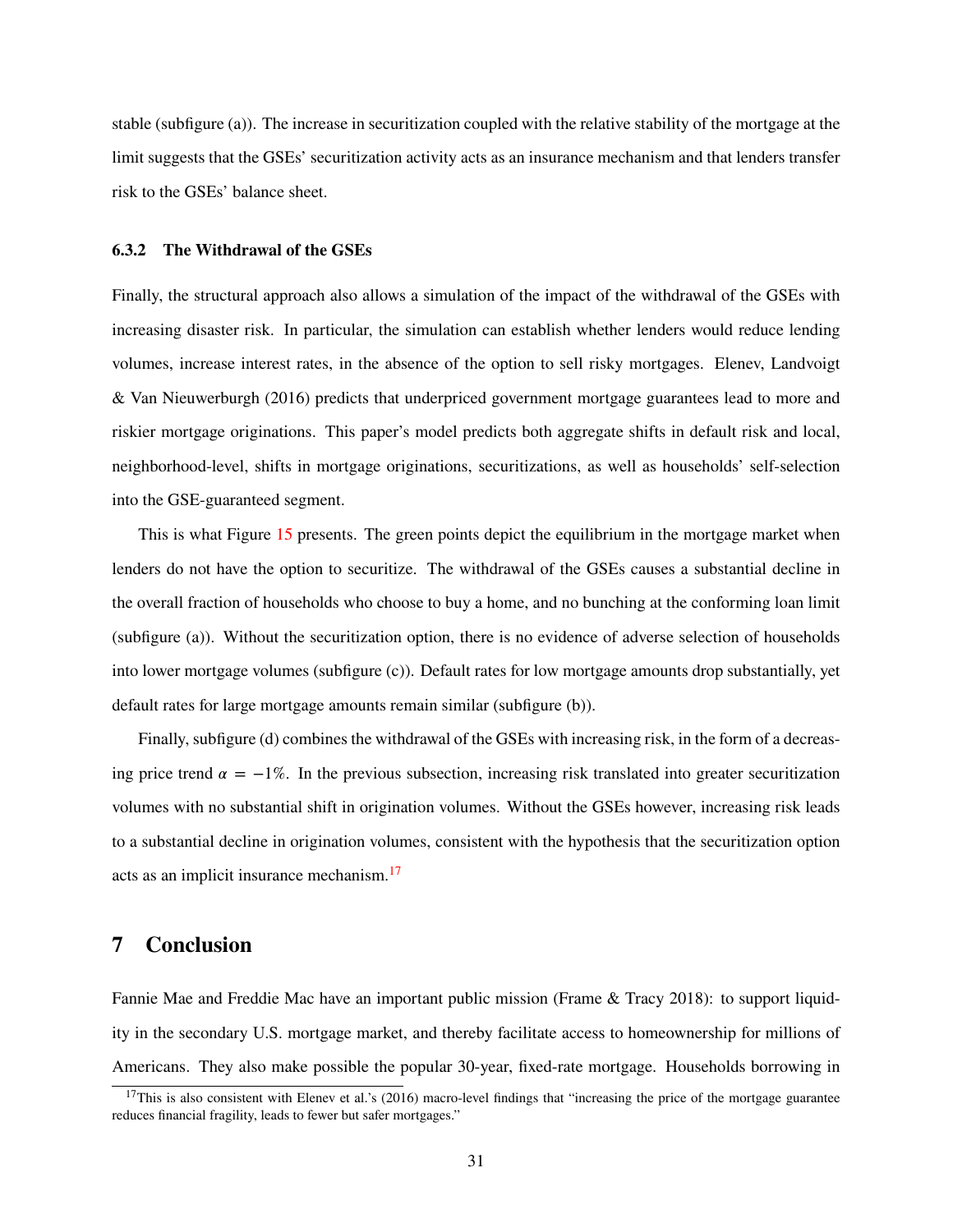stable (subfigure (a)). The increase in securitization coupled with the relative stability of the mortgage at the limit suggests that the GSEs' securitization activity acts as an insurance mechanism and that lenders transfer risk to the GSEs' balance sheet.

### 6.3.2 The Withdrawal of the GSEs

Finally, the structural approach also allows a simulation of the impact of the withdrawal of the GSEs with increasing disaster risk. In particular, the simulation can establish whether lenders would reduce lending volumes, increase interest rates, in the absence of the option to sell risky mortgages. Elenev, Landvoigt & Van Nieuwerburgh (2016) predicts that underpriced government mortgage guarantees lead to more and riskier mortgage originations. This paper's model predicts both aggregate shifts in default risk and local, neighborhood-level, shifts in mortgage originations, securitizations, as well as households' self-selection into the GSE-guaranteed segment.

This is what Figure 15 presents. The green points depict the equilibrium in the mortgage market when lenders do not have the option to securitize. The withdrawal of the GSEs causes a substantial decline in the overall fraction of households who choose to buy a home, and no bunching at the conforming loan limit (subfigure (a)). Without the securitization option, there is no evidence of adverse selection of households into lower mortgage volumes (subfigure (c)). Default rates for low mortgage amounts drop substantially, yet default rates for large mortgage amounts remain similar (subfigure (b)).

Finally, subfigure (d) combines the withdrawal of the GSEs with increasing risk, in the form of a decreasing price trend $\alpha = -1\%$. In the previous subsection, increasing risk translated into greater securitization volumes with no substantial shift in origination volumes. Without the GSEs however, increasing risk leads to a substantial decline in origination volumes, consistent with the hypothesis that the securitization option acts as an implicit insurance mechanism.[17]

# 7 Conclusion

Fannie Mae and Freddie Mac have an important public mission (Frame & Tracy 2018): to support liquidity in the secondary U.S. mortgage market, and thereby facilitate access to homeownership for millions of Americans. They also make possible the popular 30-year, fixed-rate mortgage. Households borrowing in

[17] This is also consistent with Elenev et al.'s (2016) macro-level findings that "increasing the price of the mortgage guarantee reduces financial fragility, leads to fewer but safer mortgages."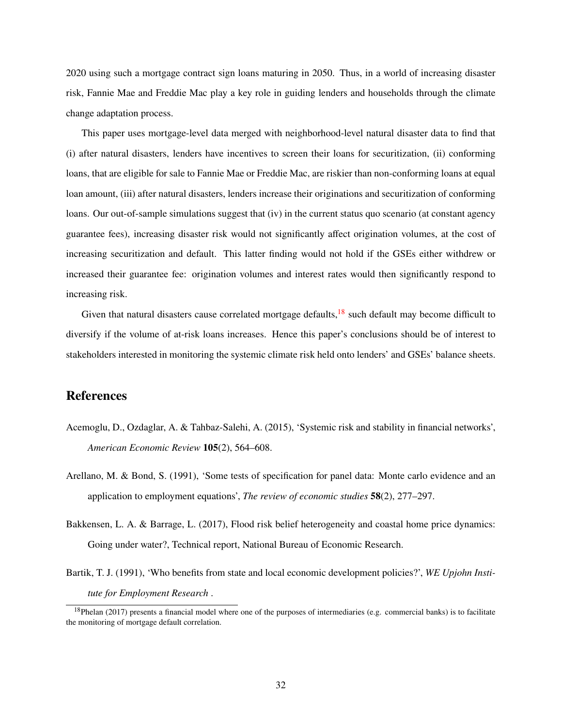2020 using such a mortgage contract sign loans maturing in 2050. Thus, in a world of increasing disaster risk, Fannie Mae and Freddie Mac play a key role in guiding lenders and households through the climate change adaptation process.

This paper uses mortgage-level data merged with neighborhood-level natural disaster data to find that (i) after natural disasters, lenders have incentives to screen their loans for securitization, (ii) conforming loans, that are eligible for sale to Fannie Mae or Freddie Mac, are riskier than non-conforming loans at equal loan amount, (iii) after natural disasters, lenders increase their originations and securitization of conforming loans. Our out-of-sample simulations suggest that (iv) in the current status quo scenario (at constant agency guarantee fees), increasing disaster risk would not significantly affect origination volumes, at the cost of increasing securitization and default. This latter finding would not hold if the GSEs either withdrew or increased their guarantee fee: origination volumes and interest rates would then significantly respond to increasing risk.

Given that natural disasters cause correlated mortgage defaults,[18] such default may become difficult to diversify if the volume of at-risk loans increases. Hence this paper's conclusions should be of interest to stakeholders interested in monitoring the systemic climate risk held onto lenders' and GSEs' balance sheets.

# References

Acemoglu, D., Ozdaglar, A. & Tahbaz-Salehi, A. (2015), 'Systemic risk and stability in financial networks', *American Economic Review* **105**(2), 564–608.

Arellano, M. & Bond, S. (1991), 'Some tests of specification for panel data: Monte carlo evidence and an application to employment equations', *The review of economic studies* **58**(2), 277–297.

Bakkensen, L. A. & Barrage, L. (2017), Flood risk belief heterogeneity and coastal home price dynamics: Going under water?, Technical report, National Bureau of Economic Research.

Bartik, T. J. (1991), 'Who benefits from state and local economic development policies?', *WE Upjohn Institute for Employment Research* .

[18] Phelan (2017) presents a financial model where one of the purposes of intermediaries (e.g. commercial banks) is to facilitate the monitoring of mortgage default correlation.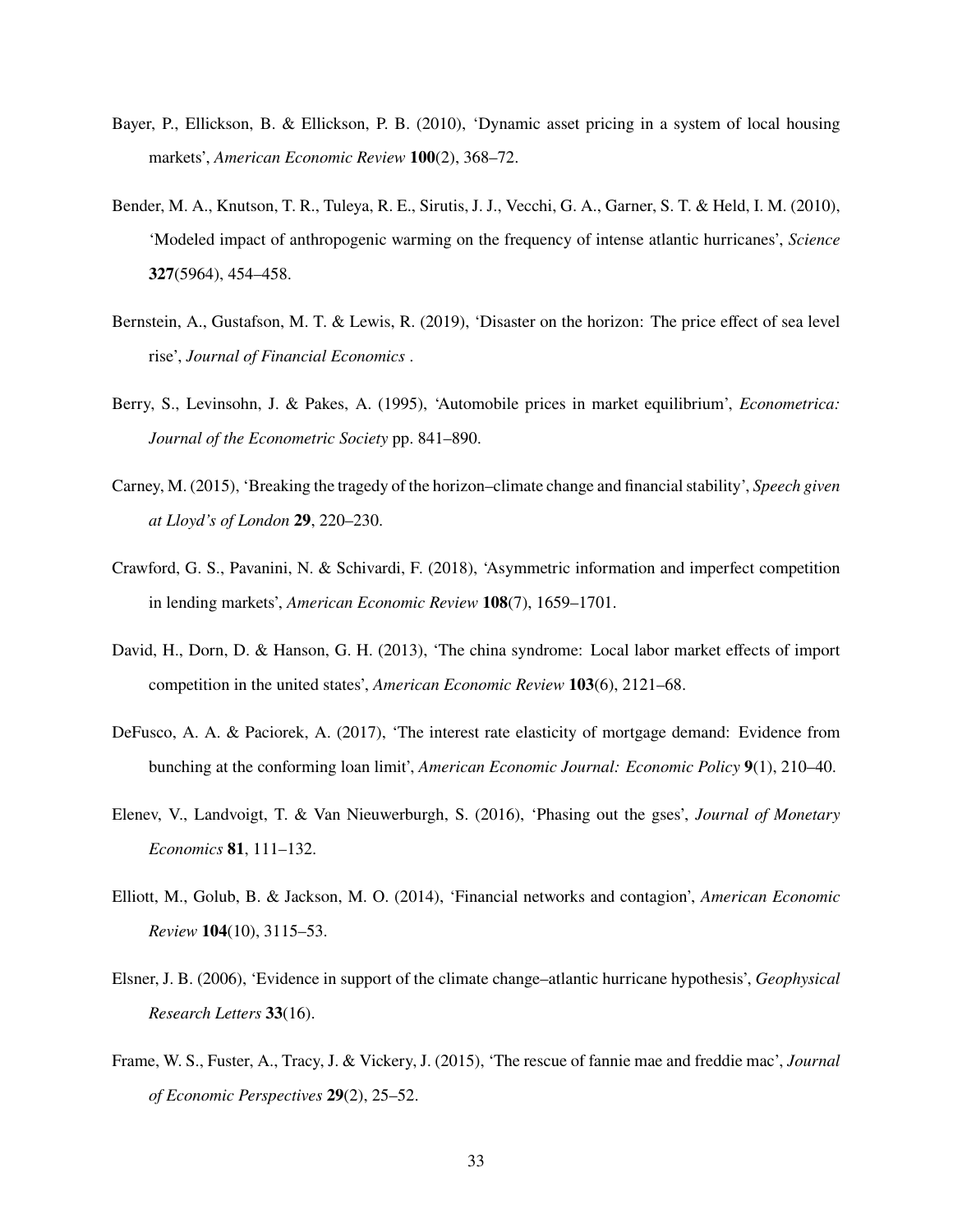Bayer, P., Ellickson, B. & Ellickson, P. B. (2010), 'Dynamic asset pricing in a system of local housing markets', *American Economic Review* **100**(2), 368–72.

Bender, M. A., Knutson, T. R., Tuleya, R. E., Sirutis, J. J., Vecchi, G. A., Garner, S. T. & Held, I. M. (2010), 'Modeled impact of anthropogenic warming on the frequency of intense atlantic hurricanes', *Science* **327**(5964), 454–458.

Bernstein, A., Gustafson, M. T. & Lewis, R. (2019), 'Disaster on the horizon: The price effect of sea level rise', *Journal of Financial Economics* .

Berry, S., Levinsohn, J. & Pakes, A. (1995), 'Automobile prices in market equilibrium', *Econometrica: Journal of the Econometric Society* pp. 841–890.

Carney, M. (2015), 'Breaking the tragedy of the horizon–climate change and financial stability', *Speech given at Lloyd's of London* **29**, 220–230.

Crawford, G. S., Pavanini, N. & Schivardi, F. (2018), 'Asymmetric information and imperfect competition in lending markets', *American Economic Review* **108**(7), 1659–1701.

David, H., Dorn, D. & Hanson, G. H. (2013), 'The china syndrome: Local labor market effects of import competition in the united states', *American Economic Review* **103**(6), 2121–68.

DeFusco, A. A. & Paciorek, A. (2017), 'The interest rate elasticity of mortgage demand: Evidence from bunching at the conforming loan limit', *American Economic Journal: Economic Policy* **9**(1), 210–40.

Elenev, V., Landvoigt, T. & Van Nieuwerburgh, S. (2016), 'Phasing out the gses', *Journal of Monetary Economics* **81**, 111–132.

Elliott, M., Golub, B. & Jackson, M. O. (2014), 'Financial networks and contagion', *American Economic Review* **104**(10), 3115–53.

Elsner, J. B. (2006), 'Evidence in support of the climate change–atlantic hurricane hypothesis', *Geophysical Research Letters* **33**(16).

Frame, W. S., Fuster, A., Tracy, J. & Vickery, J. (2015), 'The rescue of fannie mae and freddie mac', *Journal of Economic Perspectives* **29**(2), 25–52.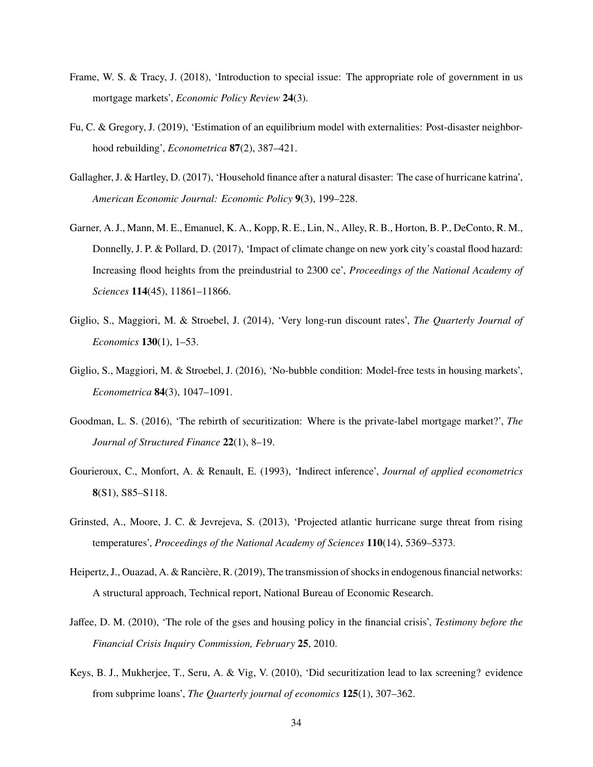Frame, W. S. & Tracy, J. (2018), 'Introduction to special issue: The appropriate role of government in us mortgage markets', *Economic Policy Review* **24**(3).

Fu, C. & Gregory, J. (2019), 'Estimation of an equilibrium model with externalities: Post-disaster neighborhood rebuilding', *Econometrica* **87**(2), 387–421.

Gallagher, J. & Hartley, D. (2017), 'Household finance after a natural disaster: The case of hurricane katrina', *American Economic Journal: Economic Policy* **9**(3), 199–228.

Garner, A. J., Mann, M. E., Emanuel, K. A., Kopp, R. E., Lin, N., Alley, R. B., Horton, B. P., DeConto, R. M., Donnelly, J. P. & Pollard, D. (2017), 'Impact of climate change on new york city's coastal flood hazard: Increasing flood heights from the preindustrial to 2300 ce', *Proceedings of the National Academy of Sciences* **114**(45), 11861–11866.

Giglio, S., Maggiori, M. & Stroebel, J. (2014), 'Very long-run discount rates', *The Quarterly Journal of Economics* **130**(1), 1–53.

Giglio, S., Maggiori, M. & Stroebel, J. (2016), 'No-bubble condition: Model-free tests in housing markets', *Econometrica* **84**(3), 1047–1091.

Goodman, L. S. (2016), 'The rebirth of securitization: Where is the private-label mortgage market?', *The Journal of Structured Finance* **22**(1), 8–19.

Gourieroux, C., Monfort, A. & Renault, E. (1993), 'Indirect inference', *Journal of applied econometrics* **8**(S1), S85–S118.

Grinsted, A., Moore, J. C. & Jevrejeva, S. (2013), 'Projected atlantic hurricane surge threat from rising temperatures', *Proceedings of the National Academy of Sciences* **110**(14), 5369–5373.

Heipertz, J., Ouazad, A. & Rancière, R. (2019), The transmission of shocks in endogenous financial networks: A structural approach, Technical report, National Bureau of Economic Research.

Jaffee, D. M. (2010), 'The role of the gses and housing policy in the financial crisis', *Testimony before the Financial Crisis Inquiry Commission, February* **25**, 2010.

Keys, B. J., Mukherjee, T., Seru, A. & Vig, V. (2010), 'Did securitization lead to lax screening? evidence from subprime loans', *The Quarterly journal of economics* **125**(1), 307–362.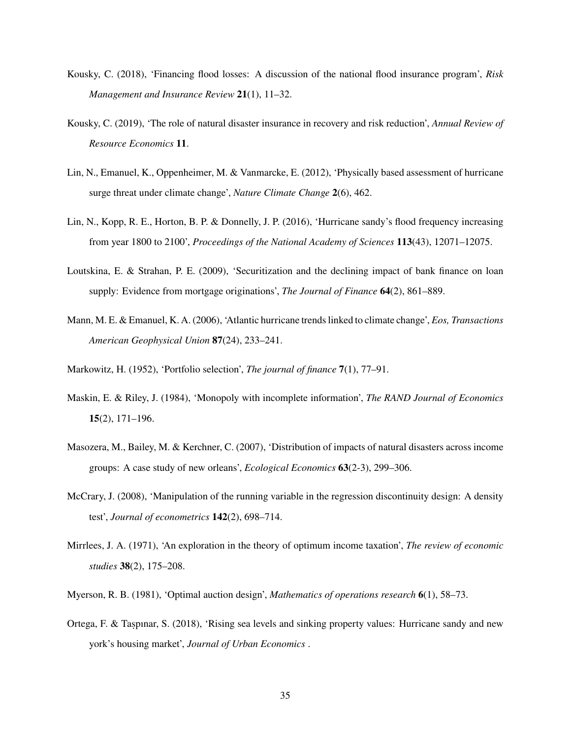Kousky, C. (2018), 'Financing flood losses: A discussion of the national flood insurance program', *Risk Management and Insurance Review* **21**(1), 11–32.

Kousky, C. (2019), 'The role of natural disaster insurance in recovery and risk reduction', *Annual Review of Resource Economics* **11**.

Lin, N., Emanuel, K., Oppenheimer, M. & Vanmarcke, E. (2012), 'Physically based assessment of hurricane surge threat under climate change', *Nature Climate Change* **2**(6), 462.

Lin, N., Kopp, R. E., Horton, B. P. & Donnelly, J. P. (2016), 'Hurricane sandy's flood frequency increasing from year 1800 to 2100', *Proceedings of the National Academy of Sciences* **113**(43), 12071–12075.

Loutskina, E. & Strahan, P. E. (2009), 'Securitization and the declining impact of bank finance on loan supply: Evidence from mortgage originations', *The Journal of Finance* **64**(2), 861–889.

Mann, M. E. & Emanuel, K. A. (2006), 'Atlantic hurricane trends linked to climate change', *Eos, Transactions American Geophysical Union* **87**(24), 233–241.

Markowitz, H. (1952), 'Portfolio selection', *The journal of finance* **7**(1), 77–91.

Maskin, E. & Riley, J. (1984), 'Monopoly with incomplete information', *The RAND Journal of Economics* **15**(2), 171–196.

Masozera, M., Bailey, M. & Kerchner, C. (2007), 'Distribution of impacts of natural disasters across income groups: A case study of new orleans', *Ecological Economics* **63**(2-3), 299–306.

McCrary, J. (2008), 'Manipulation of the running variable in the regression discontinuity design: A density test', *Journal of econometrics* **142**(2), 698–714.

Mirrlees, J. A. (1971), 'An exploration in the theory of optimum income taxation', *The review of economic studies* **38**(2), 175–208.

Myerson, R. B. (1981), 'Optimal auction design', *Mathematics of operations research* **6**(1), 58–73.

Ortega, F. & Taşpınar, S. (2018), 'Rising sea levels and sinking property values: Hurricane sandy and new york's housing market', *Journal of Urban Economics* .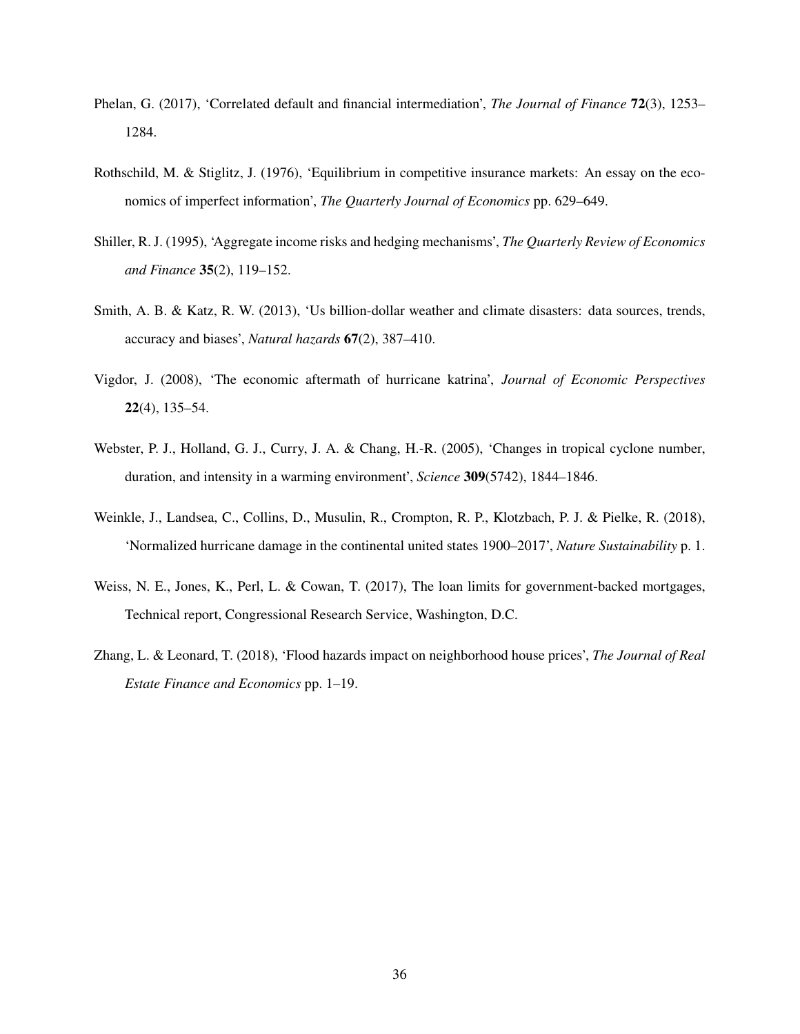Phelan, G. (2017), 'Correlated default and financial intermediation', *The Journal of Finance* **72**(3), 1253–1284.

Rothschild, M. & Stiglitz, J. (1976), 'Equilibrium in competitive insurance markets: An essay on the economics of imperfect information', *The Quarterly Journal of Economics* pp. 629–649.

Shiller, R. J. (1995), 'Aggregate income risks and hedging mechanisms', *The Quarterly Review of Economics and Finance* **35**(2), 119–152.

Smith, A. B. & Katz, R. W. (2013), 'Us billion-dollar weather and climate disasters: data sources, trends, accuracy and biases', *Natural hazards* **67**(2), 387–410.

Vigdor, J. (2008), 'The economic aftermath of hurricane katrina', *Journal of Economic Perspectives* **22**(4), 135–54.

Webster, P. J., Holland, G. J., Curry, J. A. & Chang, H.-R. (2005), 'Changes in tropical cyclone number, duration, and intensity in a warming environment', *Science* **309**(5742), 1844–1846.

Weinkle, J., Landsea, C., Collins, D., Musulin, R., Crompton, R. P., Klotzbach, P. J. & Pielke, R. (2018), 'Normalized hurricane damage in the continental united states 1900–2017', *Nature Sustainability* p. 1.

Weiss, N. E., Jones, K., Perl, L. & Cowan, T. (2017), The loan limits for government-backed mortgages, Technical report, Congressional Research Service, Washington, D.C.

Zhang, L. & Leonard, T. (2018), 'Flood hazards impact on neighborhood house prices', *The Journal of Real Estate Finance and Economics* pp. 1–19.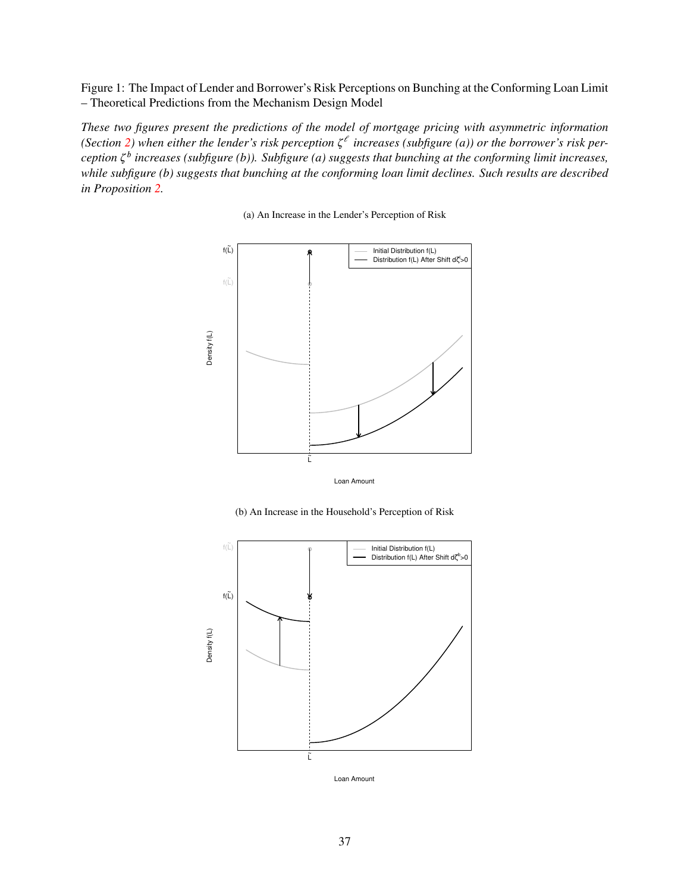Figure 1: The Impact of Lender and Borrower's Risk Perceptions on Bunching at the Conforming Loan Limit – Theoretical Predictions from the Mechanism Design Model

*These two figures present the predictions of the model of mortgage pricing with asymmetric information (Section 2) when either the lender's risk perception $\zeta^{\ell}$ increases (subfigure (a)) or the borrower's risk perception $\zeta^{b}$ increases (subfigure (b)). Subfigure (a) suggests that bunching at the conforming limit increases, while subfigure (b) suggests that bunching at the conforming loan limit declines. Such results are described in Proposition 2.*

(a) An Increase in the Lender's Perception of Risk

(b) An Increase in the Household's Perception of Risk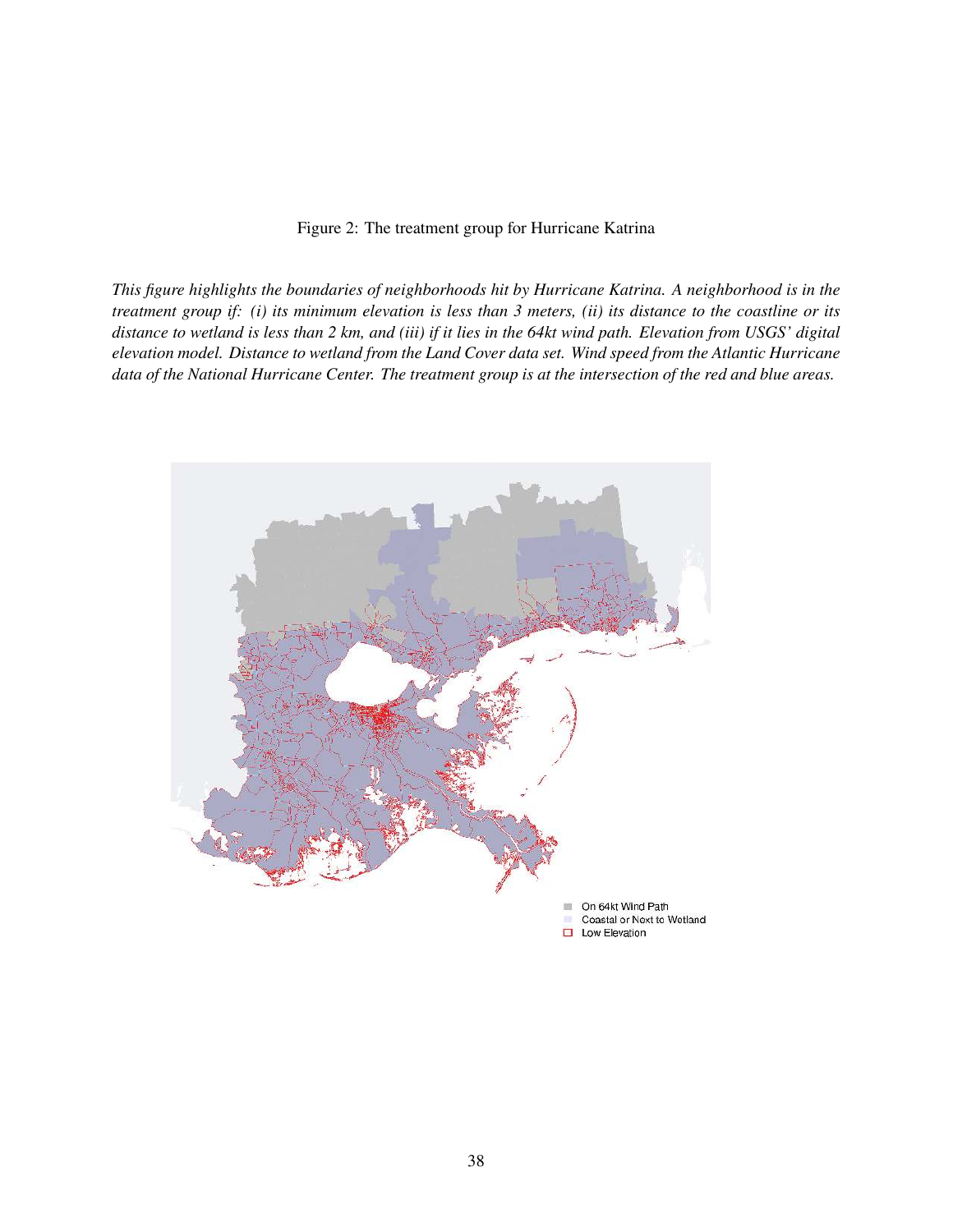Figure 2: The treatment group for Hurricane Katrina

*This figure highlights the boundaries of neighborhoods hit by Hurricane Katrina. A neighborhood is in the treatment group if: (i) its minimum elevation is less than 3 meters, (ii) its distance to the coastline or its distance to wetland is less than 2 km, and (iii) if it lies in the 64kt wind path. Elevation from USGS' digital elevation model. Distance to wetland from the Land Cover data set. Wind speed from the Atlantic Hurricane data of the National Hurricane Center. The treatment group is at the intersection of the red and blue areas.*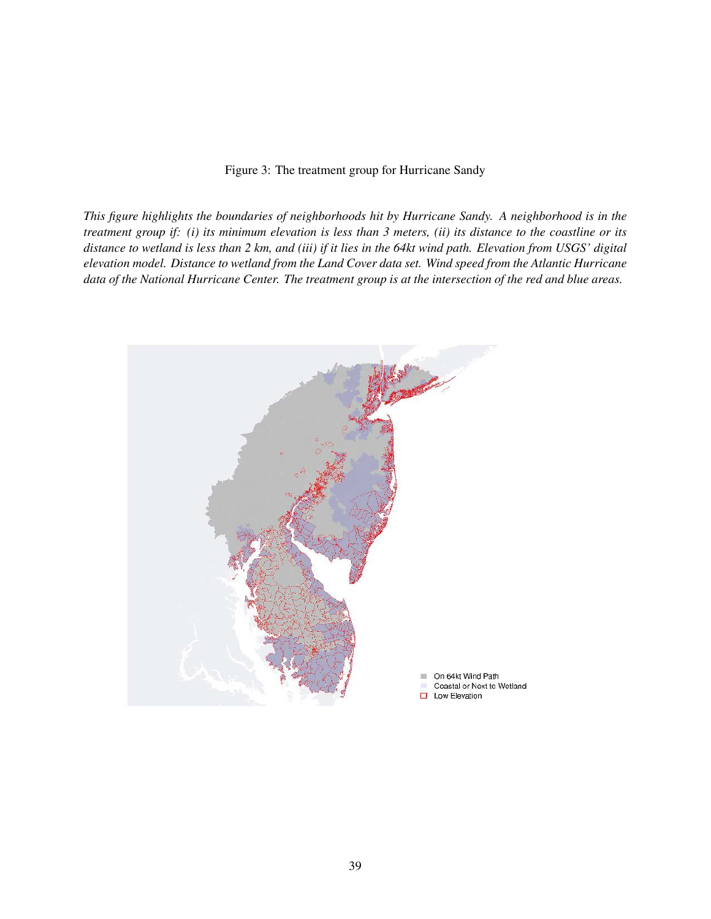Figure 3: The treatment group for Hurricane Sandy

*This figure highlights the boundaries of neighborhoods hit by Hurricane Sandy. A neighborhood is in the treatment group if: (i) its minimum elevation is less than 3 meters, (ii) its distance to the coastline or its distance to wetland is less than 2 km, and (iii) if it lies in the 64kt wind path. Elevation from USGS' digital elevation model. Distance to wetland from the Land Cover data set. Wind speed from the Atlantic Hurricane data of the National Hurricane Center. The treatment group is at the intersection of the red and blue areas.*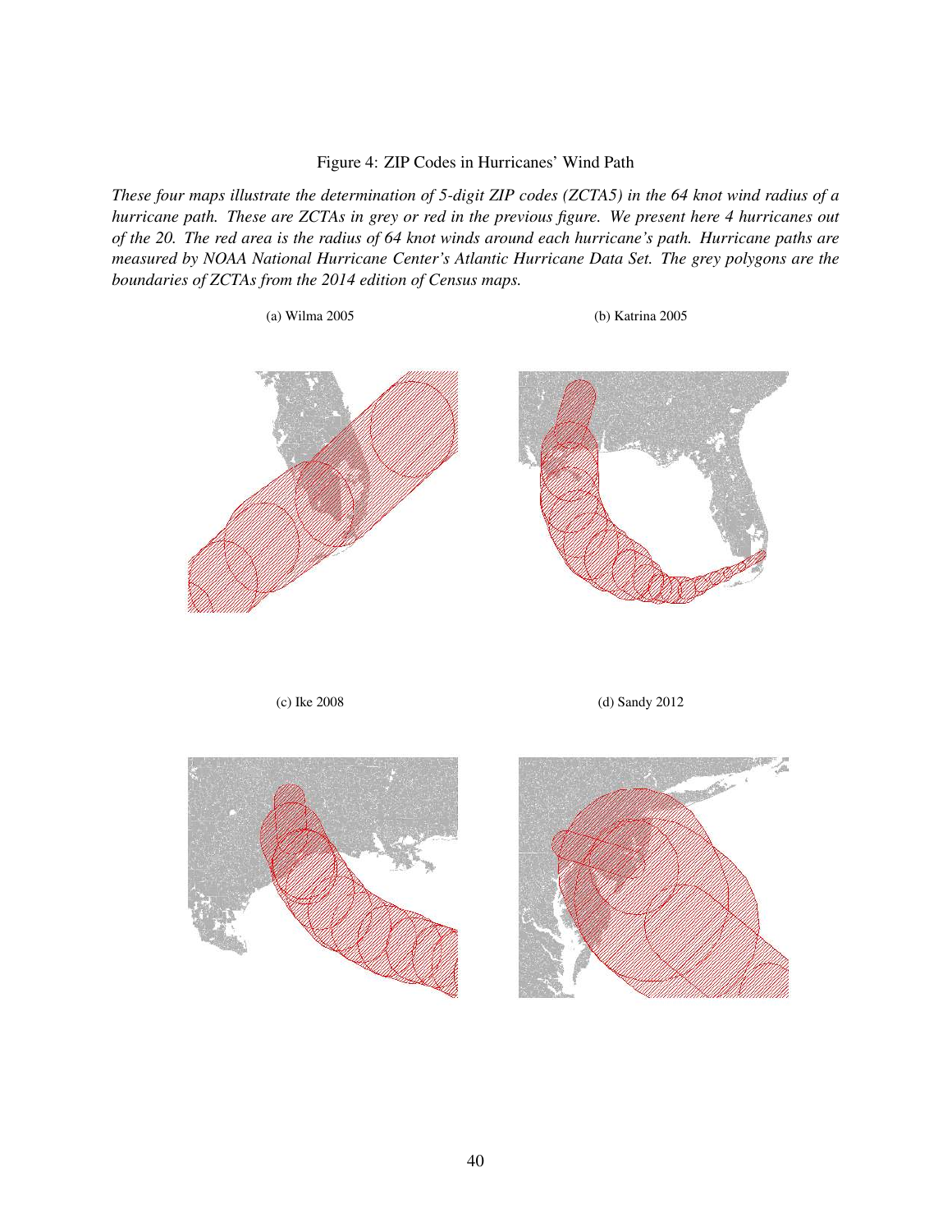Figure 4: ZIP Codes in Hurricanes' Wind Path

*These four maps illustrate the determination of 5-digit ZIP codes (ZCTA5) in the 64 knot wind radius of a hurricane path. These are ZCTAs in grey or red in the previous figure. We present here 4 hurricanes out of the 20. The red area is the radius of 64 knot winds around each hurricane's path. Hurricane paths are measured by NOAA National Hurricane Center's Atlantic Hurricane Data Set. The grey polygons are the boundaries of ZCTAs from the 2014 edition of Census maps.*

(a) Wilma 2005

(b) Katrina 2005

(c) Ike 2008

(d) Sandy 2012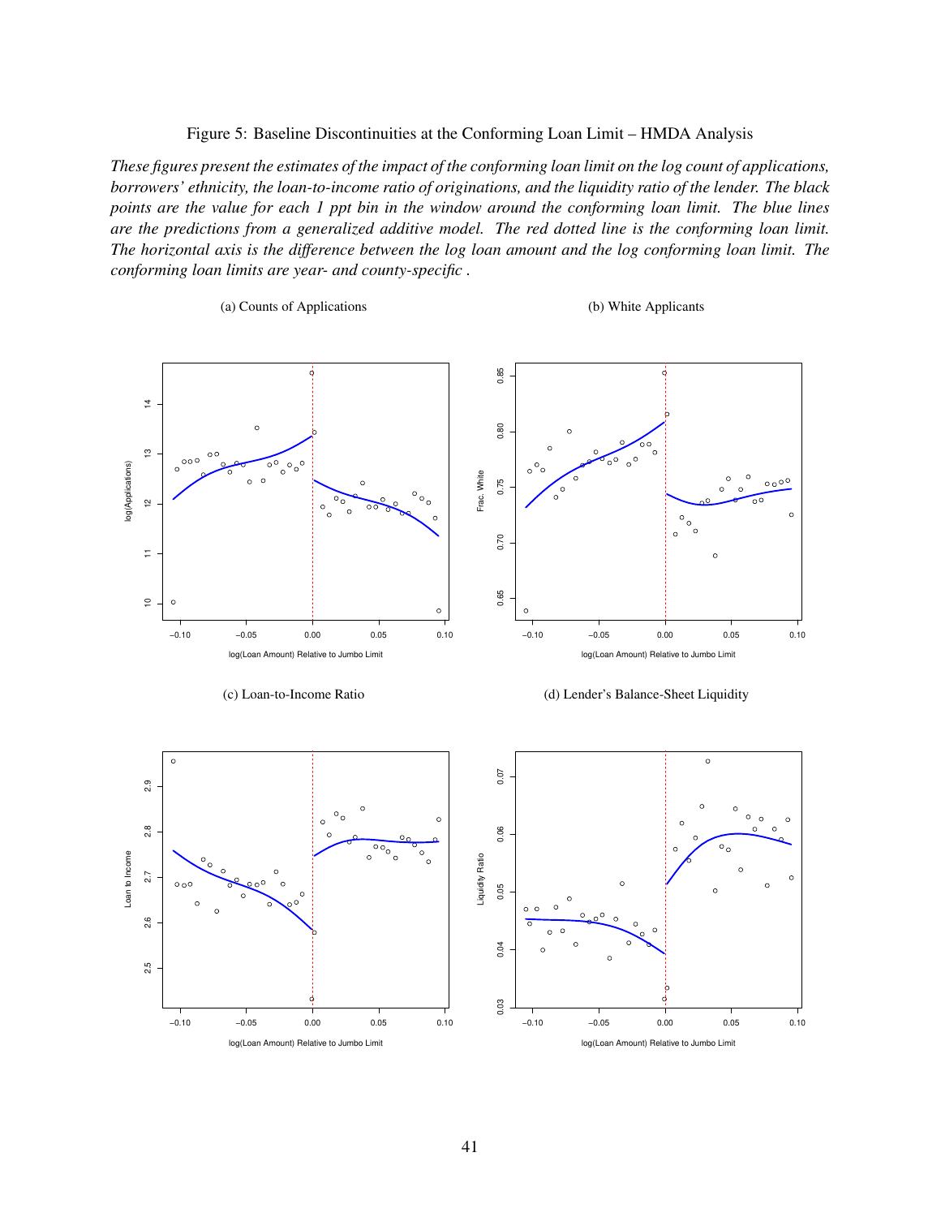Figure 5: Baseline Discontinuities at the Conforming Loan Limit – HMDA Analysis

*These figures present the estimates of the impact of the conforming loan limit on the log count of applications, borrowers' ethnicity, the loan-to-income ratio of originations, and the liquidity ratio of the lender. The black points are the value for each 1 ppt bin in the window around the conforming loan limit. The blue lines are the predictions from a generalized additive model. The red dotted line is the conforming loan limit. The horizontal axis is the difference between the log loan amount and the log conforming loan limit. The conforming loan limits are year- and county-specific .*

(a) Counts of Applications

(b) White Applicants

(c) Loan-to-Income Ratio

(d) Lender's Balance-Sheet Liquidity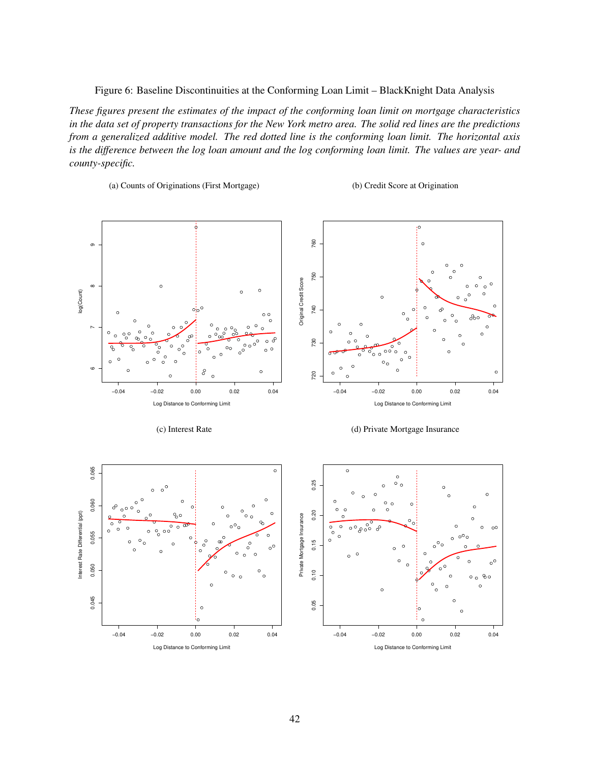Figure 6: Baseline Discontinuities at the Conforming Loan Limit – BlackKnight Data Analysis

*These figures present the estimates of the impact of the conforming loan limit on mortgage characteristics in the data set of property transactions for the New York metro area. The solid red lines are the predictions from a generalized additive model. The red dotted line is the conforming loan limit. The horizontal axis is the difference between the log loan amount and the log conforming loan limit. The values are year- and county-specific.*

(a) Counts of Originations (First Mortgage)

(b) Credit Score at Origination

(c) Interest Rate

(d) Private Mortgage Insurance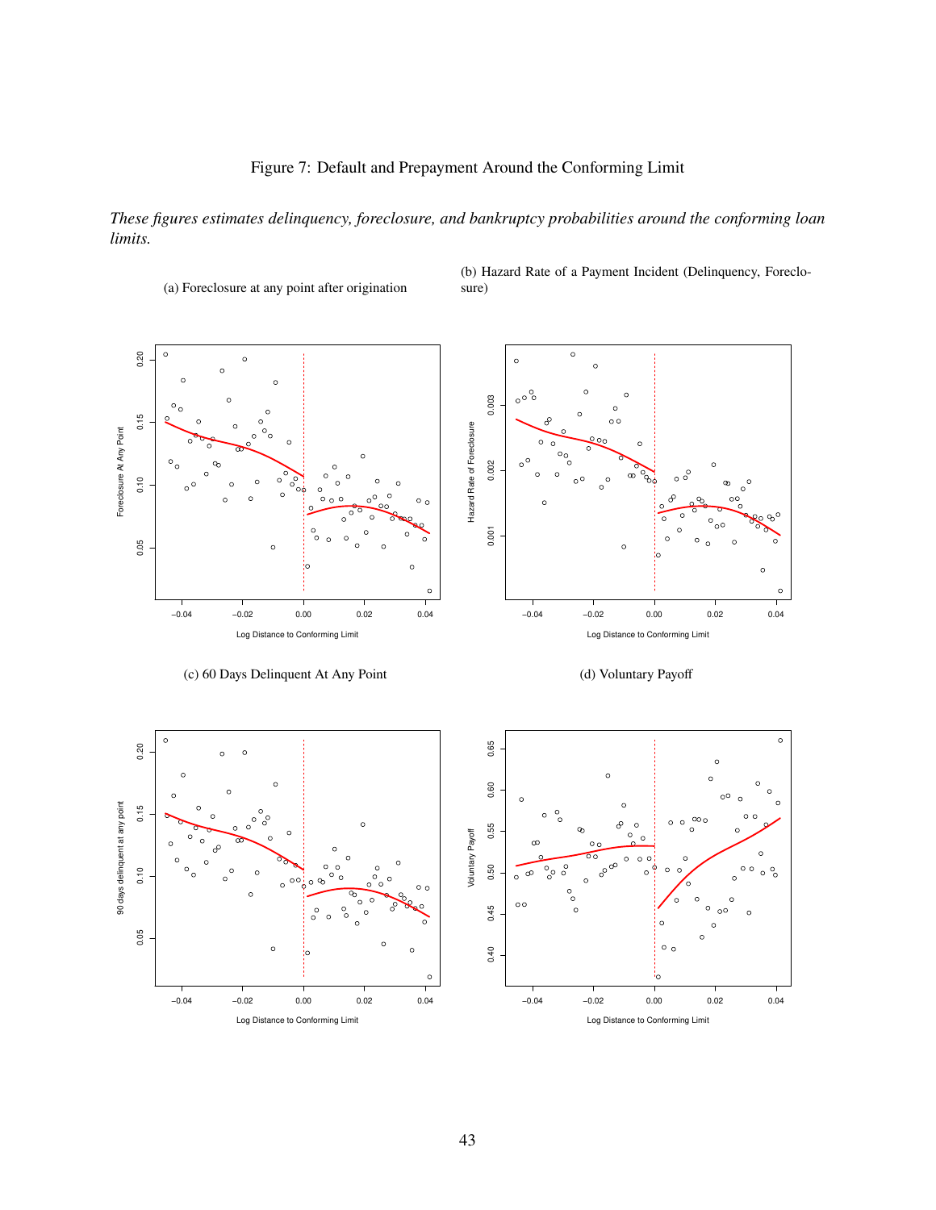Figure 7: Default and Prepayment Around the Conforming Limit

*These figures estimates delinquency, foreclosure, and bankruptcy probabilities around the conforming loan limits.*

(a) Foreclosure at any point after origination

(b) Hazard Rate of a Payment Incident (Delinquency, Foreclosure)

(c) 60 Days Delinquent At Any Point

(d) Voluntary Payoff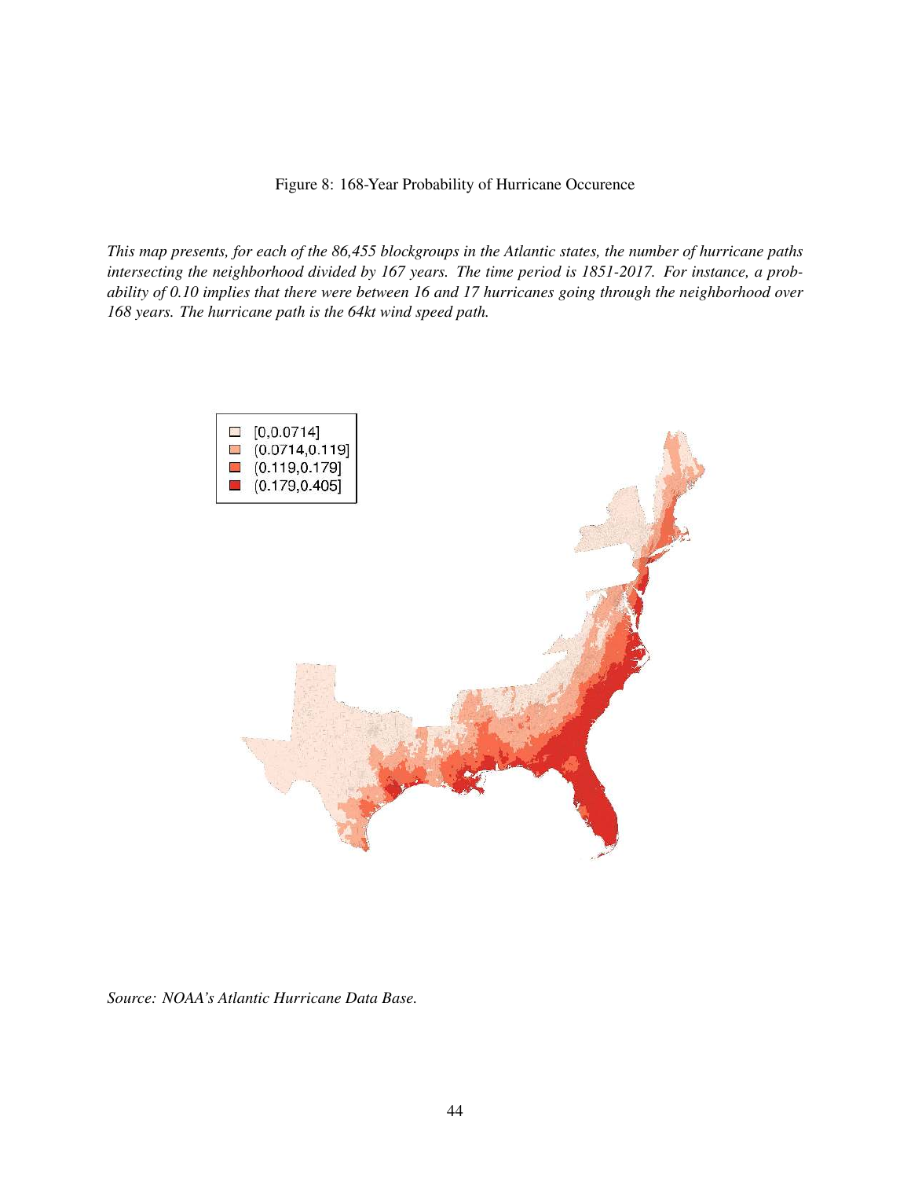Figure 8: 168-Year Probability of Hurricane Occurence

*This map presents, for each of the 86,455 blockgroups in the Atlantic states, the number of hurricane paths intersecting the neighborhood divided by 167 years. The time period is 1851-2017. For instance, a probability of 0.10 implies that there were between 16 and 17 hurricanes going through the neighborhood over 168 years. The hurricane path is the 64kt wind speed path.*

[0,0.0714]
(0.0714,0.119]
(0.119,0.179]
(0.179,0.405]

*Source: NOAA's Atlantic Hurricane Data Base.*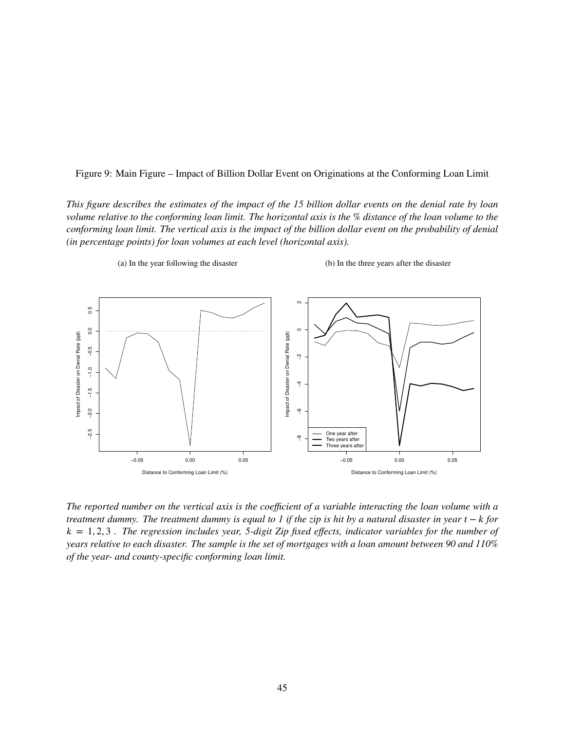Figure 9: Main Figure – Impact of Billion Dollar Event on Originations at the Conforming Loan Limit

*This figure describes the estimates of the impact of the 15 billion dollar events on the denial rate by loan volume relative to the conforming loan limit. The horizontal axis is the % distance of the loan volume to the conforming loan limit. The vertical axis is the impact of the billion dollar event on the probability of denial (in percentage points) for loan volumes at each level (horizontal axis).*

(a) In the year following the disaster

(b) In the three years after the disaster

*The reported number on the vertical axis is the coefficient of a variable interacting the loan volume with a treatment dummy. The treatment dummy is equal to 1 if the zip is hit by a natural disaster in year $t - k$ for $k = 1, 2, 3$ . The regression includes year, 5-digit Zip fixed effects, indicator variables for the number of years relative to each disaster. The sample is the set of mortgages with a loan amount between 90 and 110% of the year- and county-specific conforming loan limit.*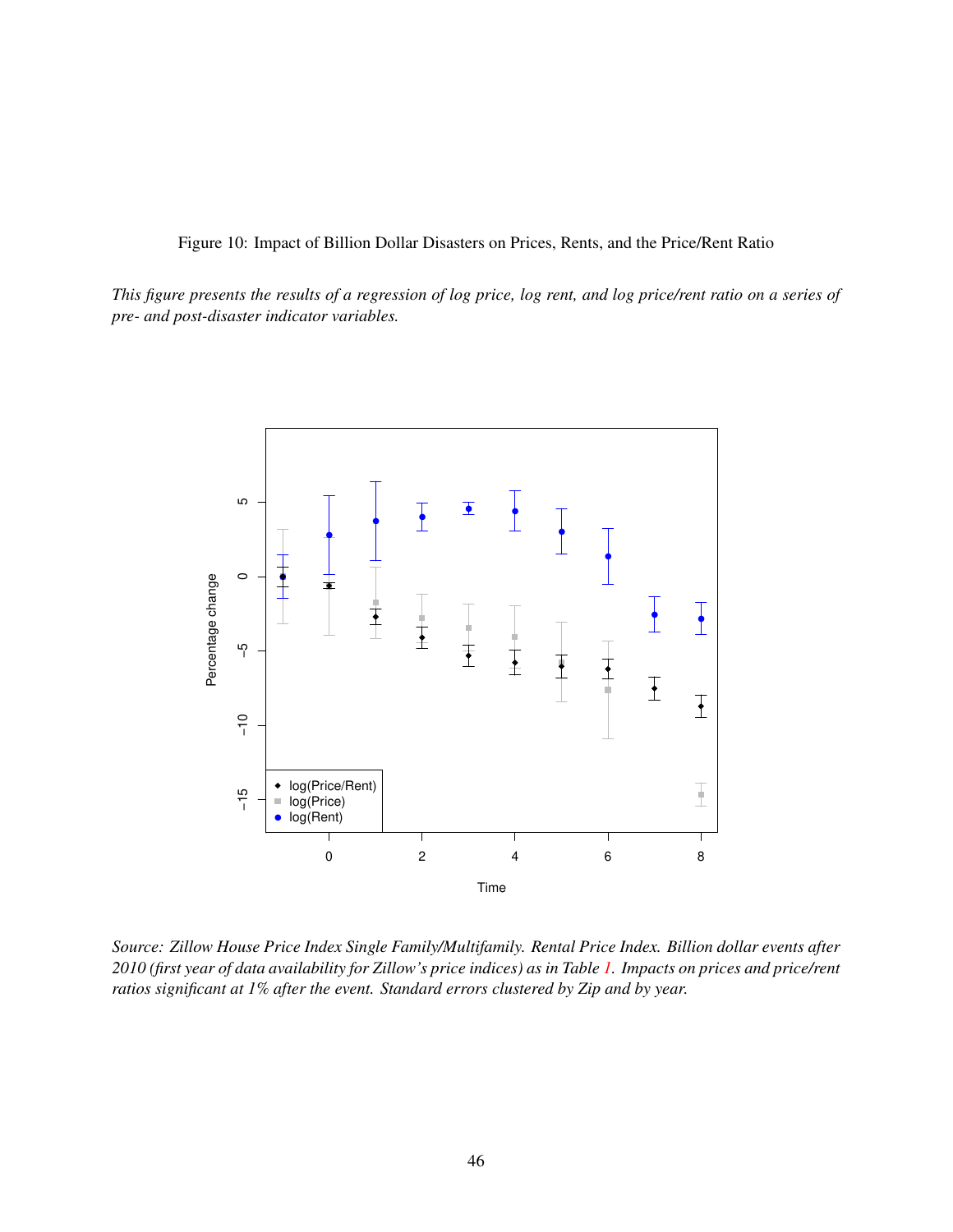Figure 10: Impact of Billion Dollar Disasters on Prices, Rents, and the Price/Rent Ratio

*This figure presents the results of a regression of log price, log rent, and log price/rent ratio on a series of pre- and post-disaster indicator variables.*

*Source: Zillow House Price Index Single Family/Multifamily. Rental Price Index. Billion dollar events after 2010 (first year of data availability for Zillow's price indices) as in Table 1. Impacts on prices and price/rent ratios significant at 1% after the event. Standard errors clustered by Zip and by year.*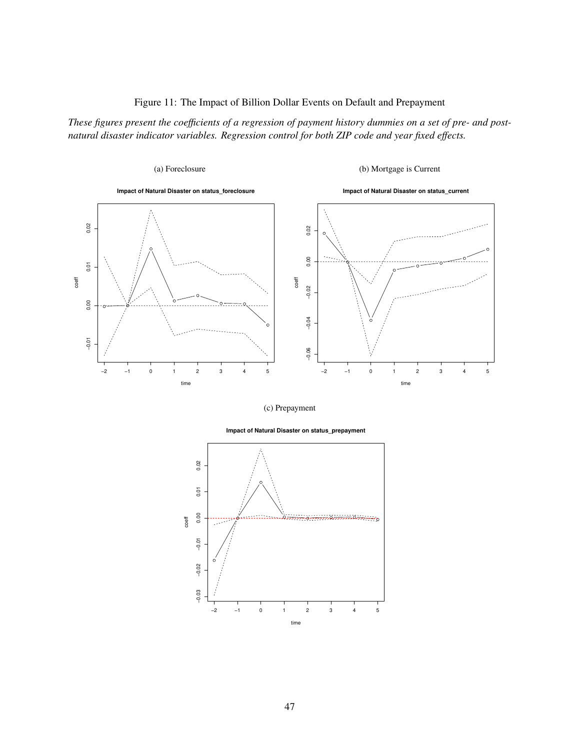Figure 11: The Impact of Billion Dollar Events on Default and Prepayment

*These figures present the coefficients of a regression of payment history dummies on a set of pre- and post-natural disaster indicator variables. Regression control for both ZIP code and year fixed effects.*

(a) Foreclosure

(b) Mortgage is Current

(c) Prepayment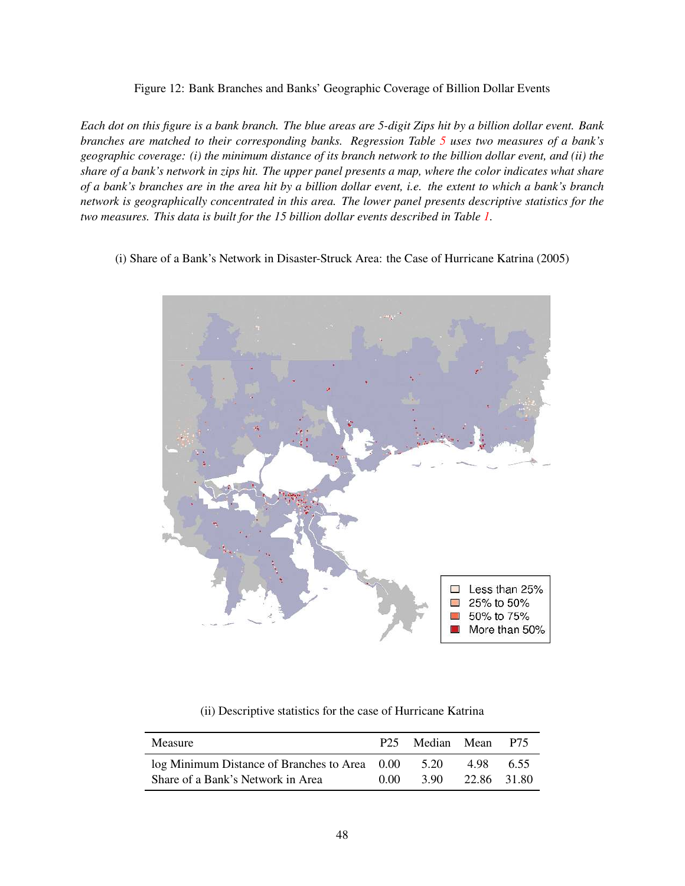Figure 12: Bank Branches and Banks' Geographic Coverage of Billion Dollar Events

*Each dot on this figure is a bank branch. The blue areas are 5-digit Zips hit by a billion dollar event. Bank branches are matched to their corresponding banks. Regression Table 5 uses two measures of a bank's geographic coverage: (i) the minimum distance of its branch network to the billion dollar event, and (ii) the share of a bank's network in zips hit. The upper panel presents a map, where the color indicates what share of a bank's branches are in the area hit by a billion dollar event, i.e. the extent to which a bank's branch network is geographically concentrated in this area. The lower panel presents descriptive statistics for the two measures. This data is built for the 15 billion dollar events described in Table 1.*

(i) Share of a Bank's Network in Disaster-Struck Area: the Case of Hurricane Katrina (2005)

(ii) Descriptive statistics for the case of Hurricane Katrina

| Measure | P25 | Median | Mean | P75 |
|---|---|---|---|---|
| log Minimum Distance of Branches to Area | 0.00 | 5.20 | 4.98 | 6.55 |
| Share of a Bank's Network in Area | 0.00 | 3.90 | 22.86 | 31.80 |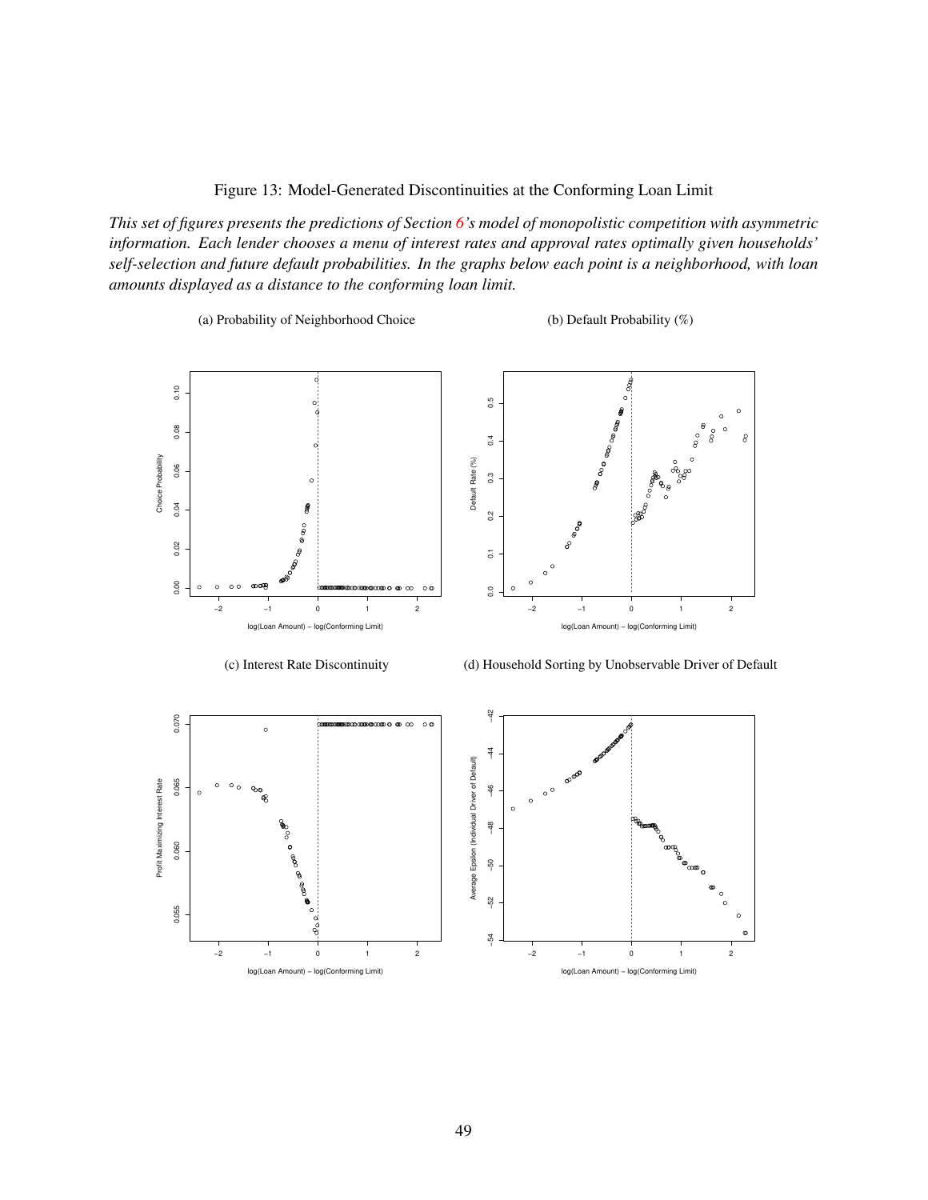Figure 13: Model-Generated Discontinuities at the Conforming Loan Limit

*This set of figures presents the predictions of Section 6's model of monopolistic competition with asymmetric information. Each lender chooses a menu of interest rates and approval rates optimally given households' self-selection and future default probabilities. In the graphs below each point is a neighborhood, with loan amounts displayed as a distance to the conforming loan limit.*

(a) Probability of Neighborhood Choice

(b) Default Probability (%)

(c) Interest Rate Discontinuity

(d) Household Sorting by Unobservable Driver of Default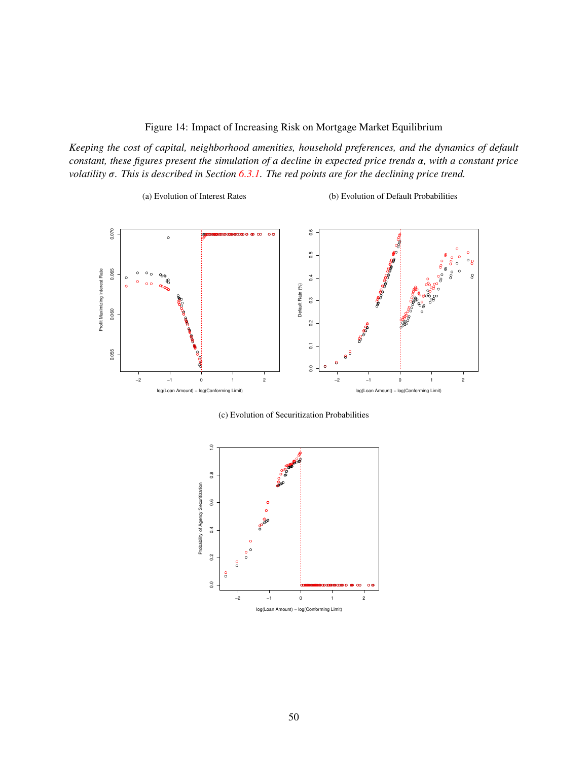Figure 14: Impact of Increasing Risk on Mortgage Market Equilibrium

*Keeping the cost of capital, neighborhood amenities, household preferences, and the dynamics of default constant, these figures present the simulation of a decline in expected price trends $\alpha$, with a constant price volatility $\sigma$. This is described in Section 6.3.1. The red points are for the declining price trend.*

(a) Evolution of Interest Rates

(b) Evolution of Default Probabilities

(c) Evolution of Securitization Probabilities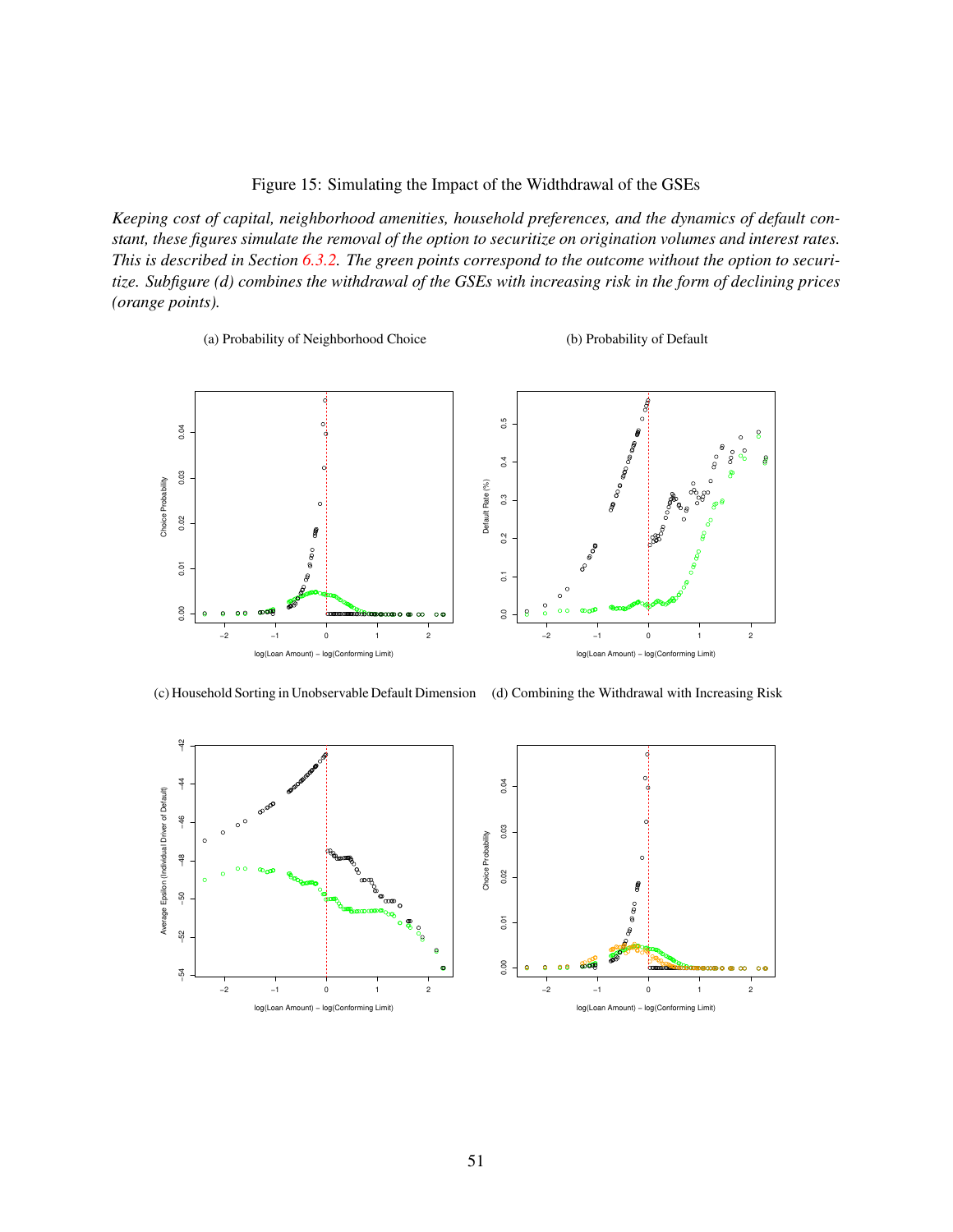Figure 15: Simulating the Impact of the Widthdrawal of the GSEs

*Keeping cost of capital, neighborhood amenities, household preferences, and the dynamics of default constant, these figures simulate the removal of the option to securitize on origination volumes and interest rates. This is described in Section 6.3.2. The green points correspond to the outcome without the option to securitize. Subfigure (d) combines the withdrawal of the GSEs with increasing risk in the form of declining prices (orange points).*

(a) Probability of Neighborhood Choice

(b) Probability of Default

(c) Household Sorting in Unobservable Default Dimension

(d) Combining the Withdrawal with Increasing Risk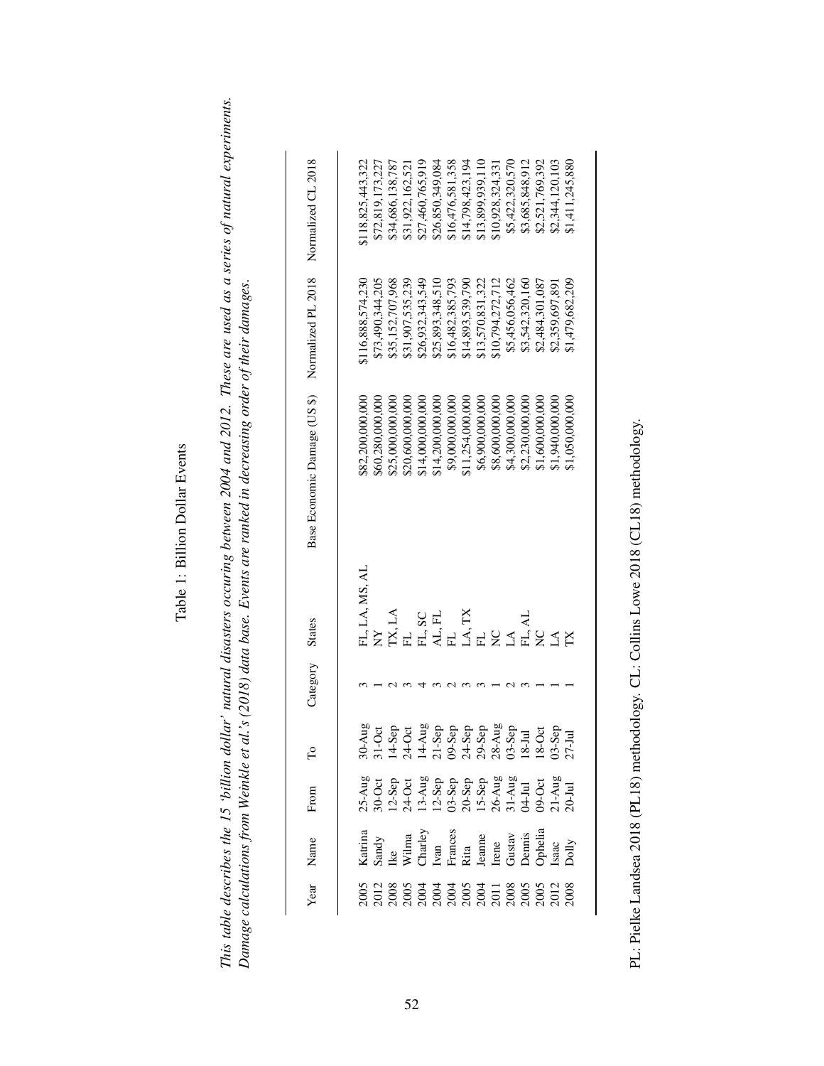Table 1: Billion Dollar Events

*This table describes the 15 'billion dollar' natural disasters occuring between 2004 and 2012. These are used as a series of natural experiments. Damage calculations from Weinkle et al.'s (2018) data base. Events are ranked in decreasing order of their damages.*

| Year | Name | From | To | Category | States | Base Economic Damage (US $) | Normalized PL 2018 | Normalized CL 2018 |
|---|---|---|---|---|---|---|---|---|
| 2005 | Katrina | 25-Aug | 30-Aug | 3 | FL, LA, MS, AL | $82,200,000,000 | $116,888,574,230 | $118,825,443,322 |
| 2012 | Sandy | 30-Oct | 31-Oct | 1 | NY | $60,280,000,000 | $73,490,344,205 | $72,819,173,227 |
| 2008 | Ike | 12-Sep | 14-Sep | 2 | TX, LA | $25,000,000,000 | $35,152,707,968 | $34,686,138,787 |
| 2005 | Wilma | 24-Oct | 24-Oct | 3 | FL | $20,600,000,000 | $31,907,535,239 | $31,922,162,521 |
| 2004 | Charley | 13-Aug | 14-Aug | 4 | FL, SC | $14,000,000,000 | $26,932,343,549 | $27,460,765,919 |
| 2004 | Ivan | 12-Sep | 21-Sep | 3 | AL, FL | $14,200,000,000 | $25,893,348,510 | $26,850,349,084 |
| 2004 | Frances | 03-Sep | 09-Sep | 2 | FL | $9,000,000,000 | $16,482,385,793 | $16,476,581,358 |
| 2005 | Rita | 20-Sep | 24-Sep | 3 | LA, TX | $11,254,000,000 | $14,893,539,790 | $14,798,423,194 |
| 2004 | Jeanne | 15-Sep | 29-Sep | 3 | FL | $6,900,000,000 | $13,570,831,322 | $13,899,939,110 |
| 2011 | Irene | 26-Aug | 28-Aug | 1 | NC | $8,600,000,000 | $10,794,272,712 | $10,928,324,331 |
| 2008 | Gustav | 31-Aug | 03-Sep | 2 | LA | $4,300,000,000 | $5,456,056,462 | $5,422,320,570 |
| 2005 | Dennis | 04-Jul | 18-Jul | 3 | FL, AL | $2,230,000,000 | $3,542,320,160 | $3,685,848,912 |
| 2005 | Ophelia | 09-Oct | 18-Oct | 1 | NC | $1,600,000,000 | $2,484,301,087 | $2,521,769,392 |
| 2012 | Isaac | 21-Aug | 03-Sep | 1 | LA | $1,940,000,000 | $2,359,697,891 | $2,344,120,103 |
| 2008 | Dolly | 20-Jul | 27-Jul | 1 | TX | $1,050,000,000 | $1,479,682,209 | $1,411,245,880 |

PL: Pielke Landsea 2018 (PL18) methodology. CL: Collins Lowe 2018 (CL18) methodology.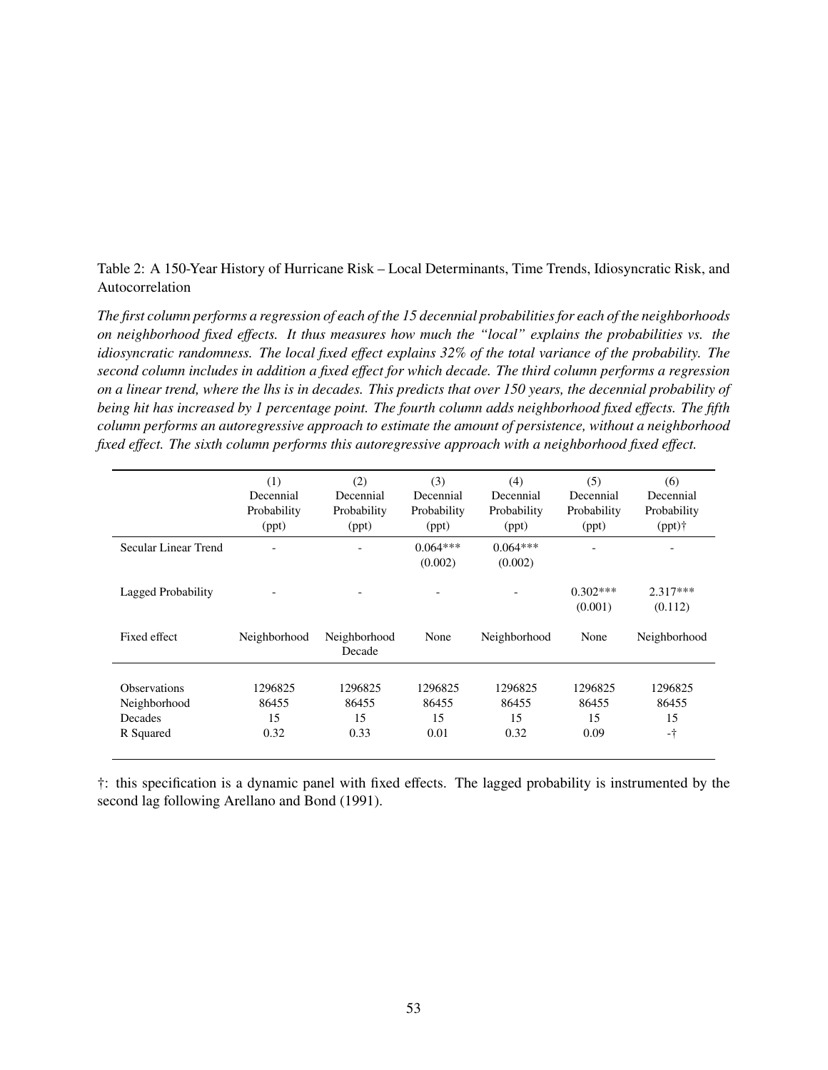Table 2: A 150-Year History of Hurricane Risk – Local Determinants, Time Trends, Idiosyncratic Risk, and Autocorrelation

*The first column performs a regression of each of the 15 decennial probabilities for each of the neighborhoods on neighborhood fixed effects. It thus measures how much the "local" explains the probabilities vs. the idiosyncratic randomness. The local fixed effect explains 32% of the total variance of the probability. The second column includes in addition a fixed effect for which decade. The third column performs a regression on a linear trend, where the lhs is in decades. This predicts that over 150 years, the decennial probability of being hit has increased by 1 percentage point. The fourth column adds neighborhood fixed effects. The fifth column performs an autoregressive approach to estimate the amount of persistence, without a neighborhood fixed effect. The sixth column performs this autoregressive approach with a neighborhood fixed effect.*

| | (1) Decennial Probability (ppt) | (2) Decennial Probability (ppt) | (3) Decennial Probability (ppt) | (4) Decennial Probability (ppt) | (5) Decennial Probability (ppt) | (6) Decennial Probability (ppt)† |
|---|---|---|---|---|---|---|
| Secular Linear Trend | - | - | 0.064*** | 0.064*** | - | - |
| | | | (0.002) | (0.002) | | |
| Lagged Probability | - | - | - | - | 0.302*** | 2.317*** |
| | | | | | (0.001) | (0.112) |
| Fixed effect | Neighborhood | Neighborhood Decade | None | Neighborhood | None | Neighborhood |
| Observations | 1296825 | 1296825 | 1296825 | 1296825 | 1296825 | 1296825 |
| Neighborhood | 86455 | 86455 | 86455 | 86455 | 86455 | 86455 |
| Decades | 15 | 15 | 15 | 15 | 15 | 15 |
| R Squared | 0.32 | 0.33 | 0.01 | 0.32 | 0.09 | -† |

†: this specification is a dynamic panel with fixed effects. The lagged probability is instrumented by the second lag following Arellano and Bond (1991).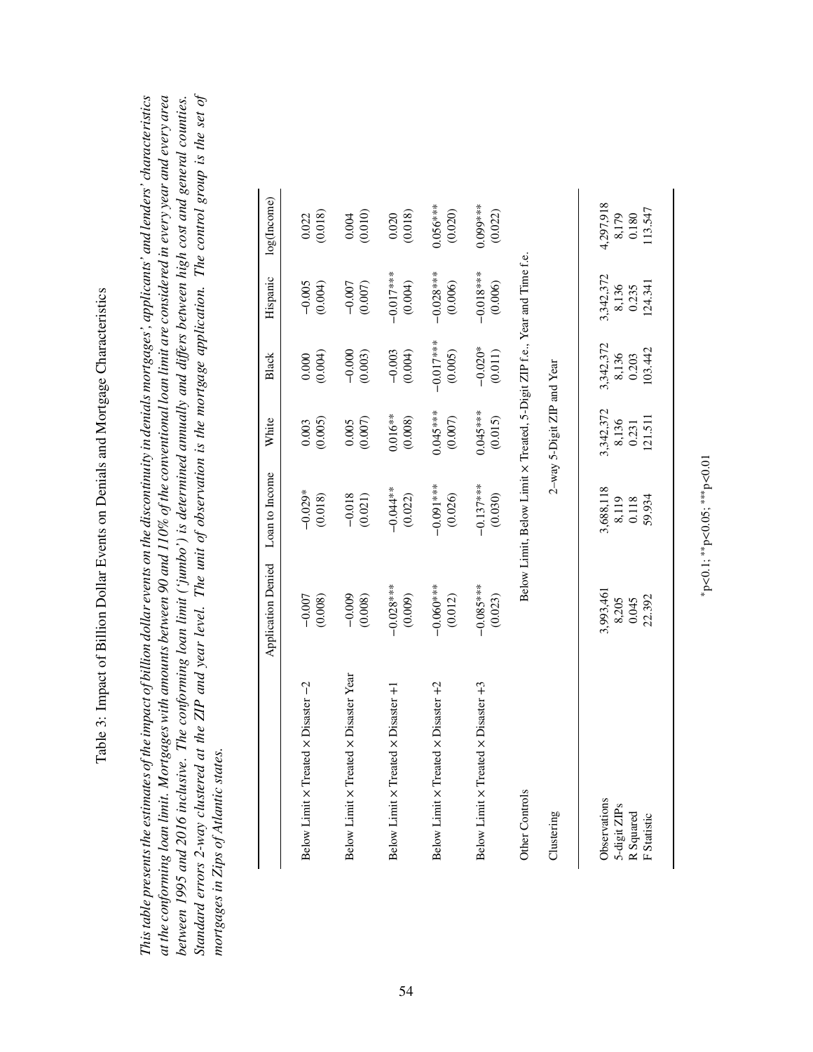# Table 3: Impact of Billion Dollar Events on Denials and Mortgage Characteristics

*This table presents the estimates of the impact of billion dollar events on the discontinuity in denials mortgages', applicants' and lenders' characteristics at the conforming loan limit. Mortgages with amounts between 90 and 110% of the conventional loan limit are considered in every year and every area between 1995 and 2016 inclusive. The conforming loan limit ('jumbo') is determined annually and differs between high cost and general counties. Standard errors 2-way clustered at the ZIP and year level. The unit of observation is the mortgage application. The control group is the set of mortgages in Zips of Atlantic states.*

| | Application Denied | Loan to Income | White | Black | Hispanic | log(Income) |
|---|---|---|---|---|---|---|
| Below Limit × Treated × Disaster −2 | −0.007 | −0.029* | 0.003 | 0.000 | −0.005 | 0.022 |
| | (0.008) | (0.018) | (0.005) | (0.004) | (0.004) | (0.018) |
| Below Limit × Treated × Disaster Year | −0.009 | −0.018 | 0.005 | −0.000 | −0.007 | 0.004 |
| | (0.008) | (0.021) | (0.007) | (0.003) | (0.007) | (0.010) |
| Below Limit × Treated × Disaster +1 | −0.028*** | −0.044** | 0.016** | −0.003 | −0.017*** | 0.020 |
| | (0.009) | (0.022) | (0.008) | (0.004) | (0.004) | (0.018) |
| Below Limit × Treated × Disaster +2 | −0.060*** | −0.091*** | 0.045*** | −0.017*** | −0.028*** | 0.056*** |
| | (0.012) | (0.026) | (0.007) | (0.005) | (0.006) | (0.020) |
| Below Limit × Treated × Disaster +3 | −0.085*** | −0.137*** | 0.045*** | −0.020* | −0.018*** | 0.099*** |
| | (0.023) | (0.030) | (0.015) | (0.011) | (0.006) | (0.022) |
| Other Controls | Below Limit, Below Limit × Treated, 5-Digit ZIP f.e., Year and Time f.e. | | | | | |
| Clustering | 2−way 5-Digit ZIP and Year | | | | | |
| Observations | 3,993,461 | 3,688,118 | 3,342,372 | 3,342,372 | 3,342,372 | 4,297,918 |
| 5-digit ZIPs | 8,205 | 8,119 | 8,136 | 8,136 | 8,136 | 8,179 |
| R Squared | 0.045 | 0.118 | 0.231 | 0.203 | 0.235 | 0.180 |
| F Statistic | 22.392 | 59.934 | 121.511 | 103.442 | 124.341 | 113.547 |

*p<0.1; **p<0.05; ***p<0.01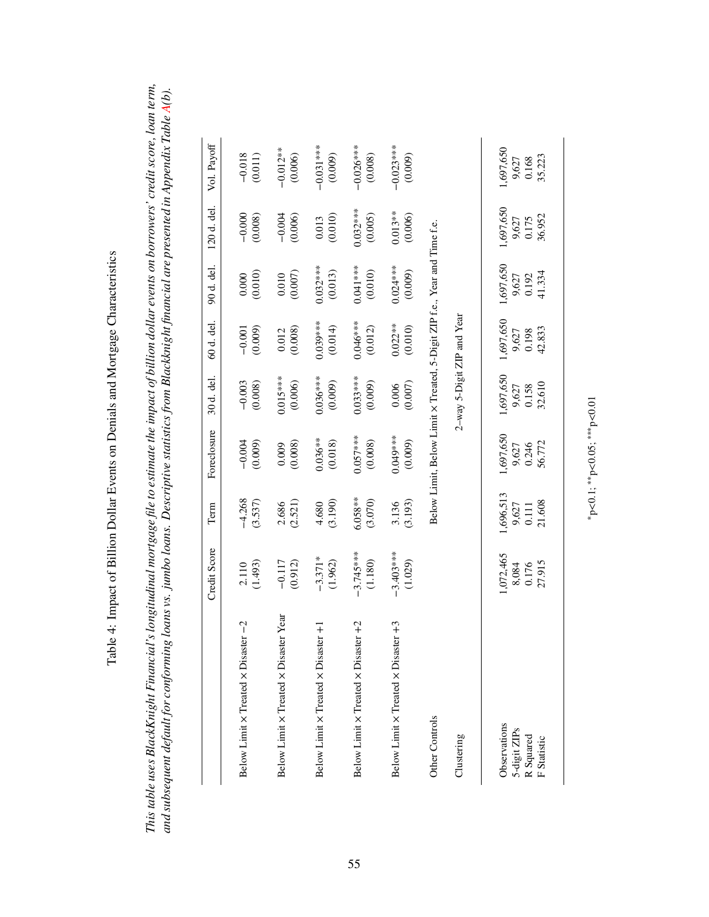# Table 4: Impact of Billion Dollar Events on Denials and Mortgage Characteristics

*This table uses BlackKnight Financial's longitudinal mortgage file to estimate the impact of billion dollar events on borrowers' credit score, loan term, and subsequent default for conforming loans vs. jumbo loans. Descriptive statistics from Blackknight financial are presented in Appendix Table A(b).*

| | Credit Score | Term | Foreclosure | 30 d. del. | 60 d. del. | 90 d. del. | 120 d. del. | Vol. Payoff |
|---|---|---|---|---|---|---|---|---|
| Below Limit × Treated × Disaster −2 | 2.110 | −4.268 | −0.004 | −0.003 | −0.001 | 0.000 | −0.000 | −0.018 |
| | (1.493) | (3.537) | (0.009) | (0.008) | (0.009) | (0.010) | (0.008) | (0.011) |
| Below Limit × Treated × Disaster Year | −0.117 | 2.686 | 0.009 | 0.015*** | 0.012 | 0.010 | −0.004 | −0.012** |
| | (0.912) | (2.521) | (0.008) | (0.006) | (0.008) | (0.007) | (0.006) | (0.006) |
| Below Limit × Treated × Disaster +1 | −3.371* | 4.680 | 0.036** | 0.036*** | 0.039*** | 0.032*** | 0.013 | −0.031*** |
| | (1.962) | (3.190) | (0.018) | (0.009) | (0.014) | (0.013) | (0.010) | (0.009) |
| Below Limit × Treated × Disaster +2 | −3.745*** | 6.058** | 0.057*** | 0.033*** | 0.046*** | 0.041*** | 0.032*** | −0.026*** |
| | (1.180) | (3.070) | (0.008) | (0.009) | (0.012) | (0.010) | (0.005) | (0.008) |
| Below Limit × Treated × Disaster +3 | −3.403*** | 3.136 | 0.049*** | 0.006 | 0.022** | 0.024*** | 0.013** | −0.023*** |
| | (1.029) | (3.193) | (0.009) | (0.007) | (0.010) | (0.009) | (0.006) | (0.009) |
| Other Controls | Below Limit, Below Limit × Treated, 5-Digit ZIP f.e., Year and Time f.e. | | | | | | | |
| Clustering | 2-way 5-Digit ZIP and Year | | | | | | | |
| Observations | 1,072,465 | 1,696,513 | 1,697,650 | 1,697,650 | 1,697,650 | 1,697,650 | 1,697,650 | 1,697,650 |
| 5-digit ZIPs | 8,084 | 9,627 | 9,627 | 9,627 | 9,627 | 9,627 | 9,627 | 9,627 |
| R Squared | 0.176 | 0.111 | 0.246 | 0.158 | 0.198 | 0.192 | 0.175 | 0.168 |
| F Statistic | 27.915 | 21.608 | 56.772 | 32.610 | 42.833 | 41.334 | 36.952 | 35.223 |

*p<0.1; **p<0.05; ***p<0.01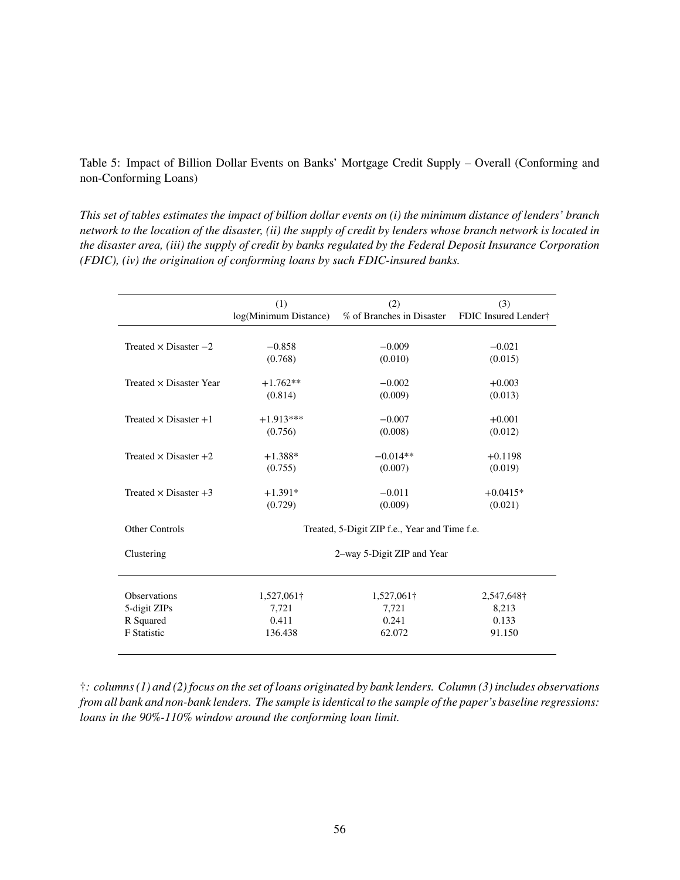Table 5: Impact of Billion Dollar Events on Banks' Mortgage Credit Supply – Overall (Conforming and non-Conforming Loans)

*This set of tables estimates the impact of billion dollar events on (i) the minimum distance of lenders' branch network to the location of the disaster, (ii) the supply of credit by lenders whose branch network is located in the disaster area, (iii) the supply of credit by banks regulated by the Federal Deposit Insurance Corporation (FDIC), (iv) the origination of conforming loans by such FDIC-insured banks.*

| | (1) log(Minimum Distance) | (2) % of Branches in Disaster | (3) FDIC Insured Lender† |
|---|---|---|---|
| Treated × Disaster −2 | −0.858 | −0.009 | −0.021 |
| | (0.768) | (0.010) | (0.015) |
| Treated × Disaster Year | +1.762** | −0.002 | +0.003 |
| | (0.814) | (0.009) | (0.013) |
| Treated × Disaster +1 | +1.913*** | −0.007 | +0.001 |
| | (0.756) | (0.008) | (0.012) |
| Treated × Disaster +2 | +1.388* | −0.014** | +0.1198 |
| | (0.755) | (0.007) | (0.019) |
| Treated × Disaster +3 | +1.391* | −0.011 | +0.0415* |
| | (0.729) | (0.009) | (0.021) |
| Other Controls | Treated, 5-Digit ZIP f.e., Year and Time f.e. | | |
| Clustering | 2–way 5-Digit ZIP and Year | | |
| Observations | 1,527,061† | 1,527,061† | 2,547,648† |
| 5-digit ZIPs | 7,721 | 7,721 | 8,213 |
| R Squared | 0.411 | 0.241 | 0.133 |
| F Statistic | 136.438 | 62.072 | 91.150 |

†*: columns (1) and (2) focus on the set of loans originated by bank lenders. Column (3) includes observations from all bank and non-bank lenders. The sample is identical to the sample of the paper's baseline regressions: loans in the 90%-110% window around the conforming loan limit.*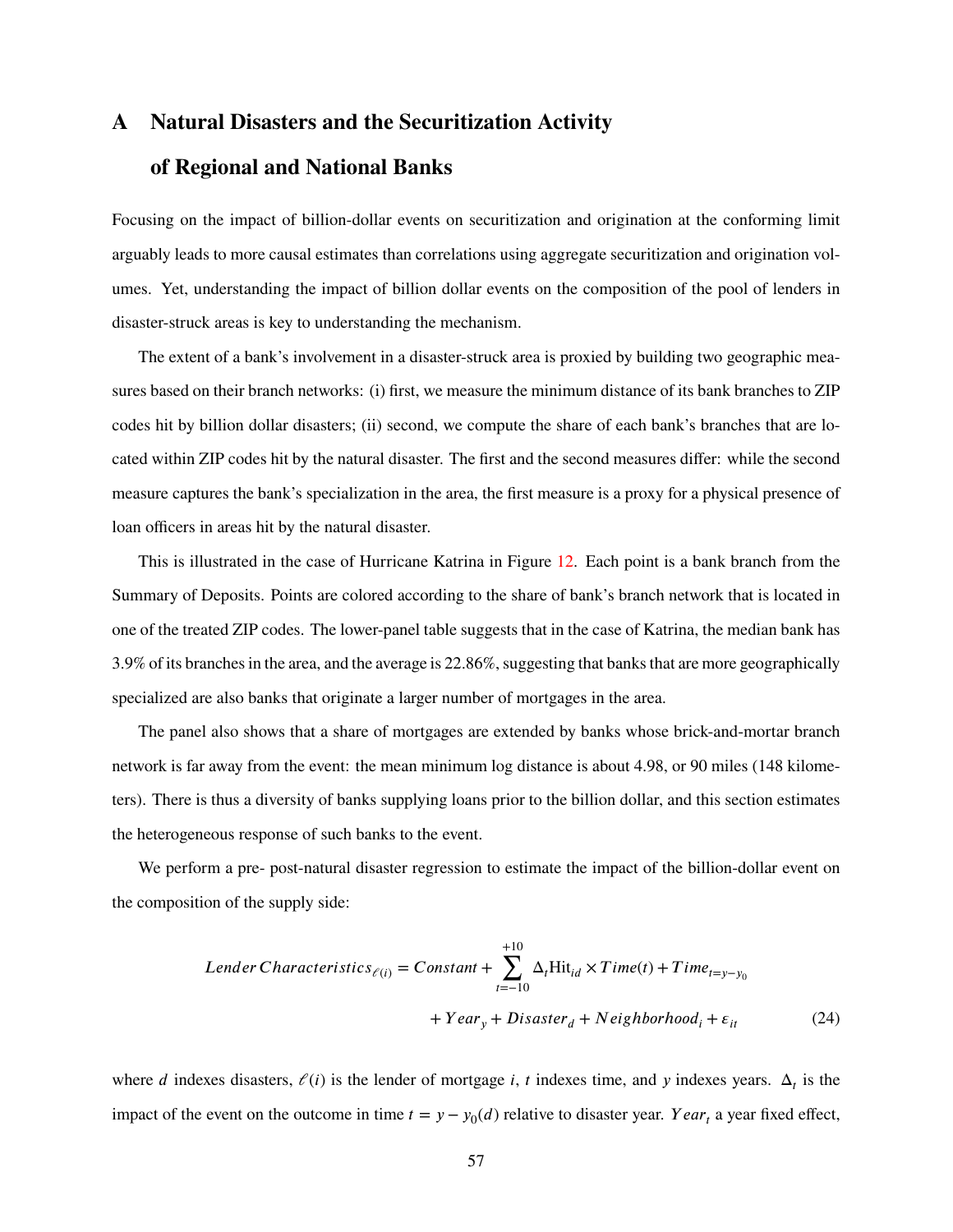# A Natural Disasters and the Securitization Activity of Regional and National Banks

Focusing on the impact of billion-dollar events on securitization and origination at the conforming limit arguably leads to more causal estimates than correlations using aggregate securitization and origination volumes. Yet, understanding the impact of billion dollar events on the composition of the pool of lenders in disaster-struck areas is key to understanding the mechanism.

The extent of a bank's involvement in a disaster-struck area is proxied by building two geographic measures based on their branch networks: (i) first, we measure the minimum distance of its bank branches to ZIP codes hit by billion dollar disasters; (ii) second, we compute the share of each bank's branches that are located within ZIP codes hit by the natural disaster. The first and the second measures differ: while the second measure captures the bank's specialization in the area, the first measure is a proxy for a physical presence of loan officers in areas hit by the natural disaster.

This is illustrated in the case of Hurricane Katrina in Figure 12. Each point is a bank branch from the Summary of Deposits. Points are colored according to the share of bank's branch network that is located in one of the treated ZIP codes. The lower-panel table suggests that in the case of Katrina, the median bank has 3.9% of its branches in the area, and the average is 22.86%, suggesting that banks that are more geographically specialized are also banks that originate a larger number of mortgages in the area.

The panel also shows that a share of mortgages are extended by banks whose brick-and-mortar branch network is far away from the event: the mean minimum log distance is about 4.98, or 90 miles (148 kilometers). There is thus a diversity of banks supplying loans prior to the billion dollar, and this section estimates the heterogeneous response of such banks to the event.

We perform a pre- post-natural disaster regression to estimate the impact of the billion-dollar event on the composition of the supply side:

$$
\begin{aligned}
Lender\,Characteristics_{\ell(i)} = Constant + \sum_{t=-10}^{+10} \Delta_t \text{Hit}_{id} \times Time(t) + Time_{t=y-y_0} \\
+ Year_y + Disaster_d + Neighborhood_i + \varepsilon_{it} \qquad (24)
\end{aligned}
$$

where $d$ indexes disasters, $\ell(i)$ is the lender of mortgage $i$, $t$ indexes time, and $y$ indexes years. $\Delta_t$ is the impact of the event on the outcome in time $t = y - y_0(d)$ relative to disaster year. $Year_t$ a year fixed effect,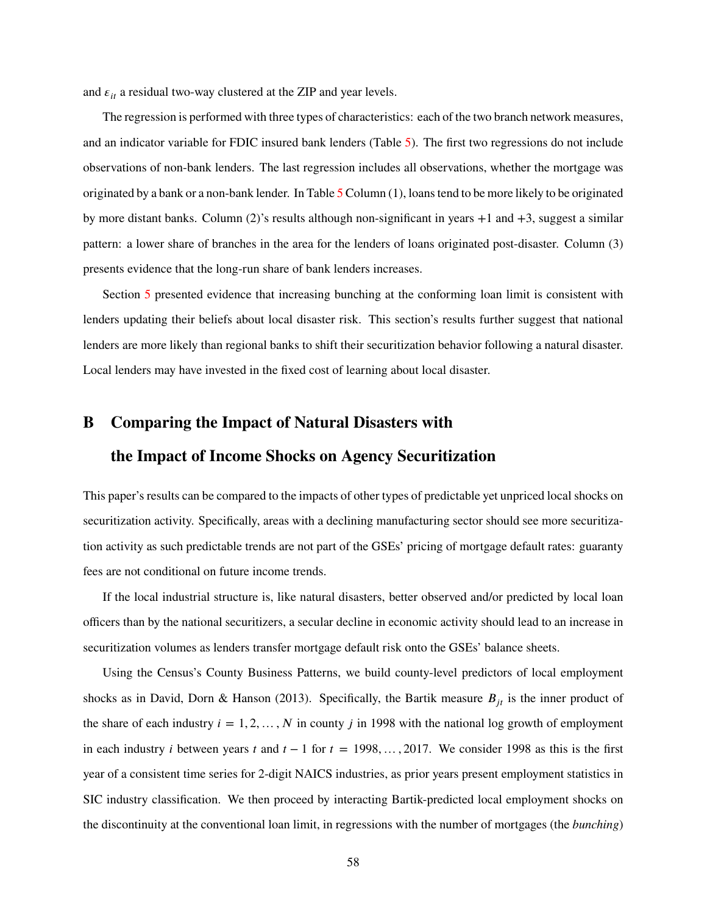and $\varepsilon_{it}$ a residual two-way clustered at the ZIP and year levels.

The regression is performed with three types of characteristics: each of the two branch network measures, and an indicator variable for FDIC insured bank lenders (Table 5). The first two regressions do not include observations of non-bank lenders. The last regression includes all observations, whether the mortgage was originated by a bank or a non-bank lender. In Table 5 Column (1), loans tend to be more likely to be originated by more distant banks. Column (2)'s results although non-significant in years +1 and +3, suggest a similar pattern: a lower share of branches in the area for the lenders of loans originated post-disaster. Column (3) presents evidence that the long-run share of bank lenders increases.

Section 5 presented evidence that increasing bunching at the conforming loan limit is consistent with lenders updating their beliefs about local disaster risk. This section's results further suggest that national lenders are more likely than regional banks to shift their securitization behavior following a natural disaster. Local lenders may have invested in the fixed cost of learning about local disaster.

# B Comparing the Impact of Natural Disasters with the Impact of Income Shocks on Agency Securitization

This paper's results can be compared to the impacts of other types of predictable yet unpriced local shocks on securitization activity. Specifically, areas with a declining manufacturing sector should see more securitization activity as such predictable trends are not part of the GSEs' pricing of mortgage default rates: guaranty fees are not conditional on future income trends.

If the local industrial structure is, like natural disasters, better observed and/or predicted by local loan officers than by the national securitizers, a secular decline in economic activity should lead to an increase in securitization volumes as lenders transfer mortgage default risk onto the GSEs' balance sheets.

Using the Census's County Business Patterns, we build county-level predictors of local employment shocks as in David, Dorn & Hanson (2013). Specifically, the Bartik measure $B_{jt}$ is the inner product of the share of each industry $i = 1, 2, \ldots, N$ in county $j$ in 1998 with the national log growth of employment in each industry $i$ between years $t$ and $t-1$ for $t = 1998, \ldots, 2017$. We consider 1998 as this is the first year of a consistent time series for 2-digit NAICS industries, as prior years present employment statistics in SIC industry classification. We then proceed by interacting Bartik-predicted local employment shocks on the discontinuity at the conventional loan limit, in regressions with the number of mortgages (the *bunching*)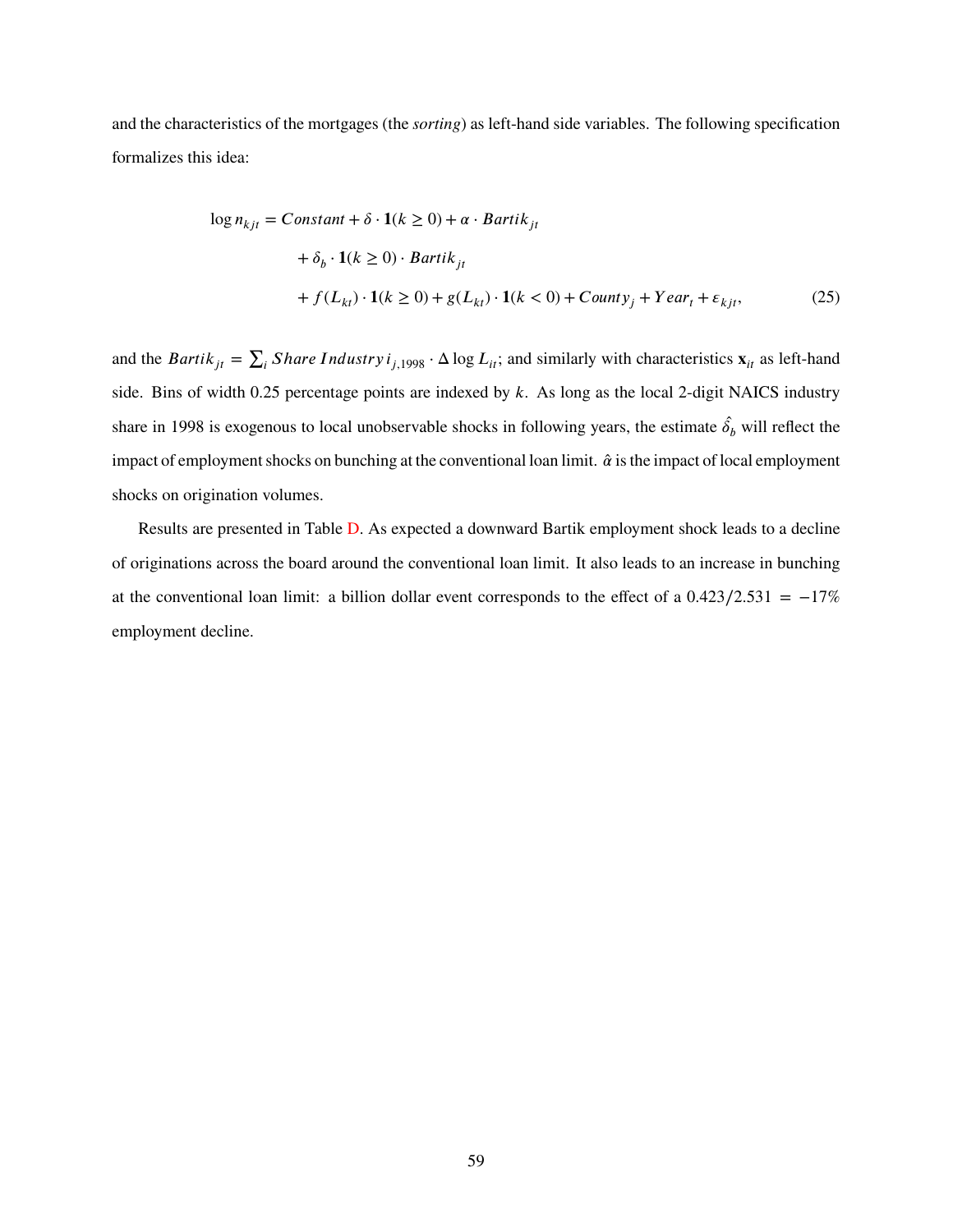and the characteristics of the mortgages (the *sorting*) as left-hand side variables. The following specification formalizes this idea:

$$
\begin{aligned}
\log n_{kjt} = & \; Constant + \delta \cdot \mathbf{1}(k \geq 0) + \alpha \cdot Bartik_{jt} \\
& + \delta_b \cdot \mathbf{1}(k \geq 0) \cdot Bartik_{jt} \\
& + f(L_{kt}) \cdot \mathbf{1}(k \geq 0) + g(L_{kt}) \cdot \mathbf{1}(k < 0) + County_j + Year_t + \varepsilon_{kjt},
\end{aligned}
\tag{25}
$$

and the $Bartik_{jt} = \sum_i Share\ Industry\ i_{j,1998} \cdot \Delta \log L_{it}$; and similarly with characteristics $\mathbf{x}_{it}$ as left-hand side. Bins of width 0.25 percentage points are indexed by $k$. As long as the local 2-digit NAICS industry share in 1998 is exogenous to local unobservable shocks in following years, the estimate $\hat{\delta_b}$ will reflect the impact of employment shocks on bunching at the conventional loan limit. $\hat{\alpha}$ is the impact of local employment shocks on origination volumes.

Results are presented in Table D. As expected a downward Bartik employment shock leads to a decline of originations across the board around the conventional loan limit. It also leads to an increase in bunching at the conventional loan limit: a billion dollar event corresponds to the effect of a $0.423/2.531 = -17\%$ employment decline.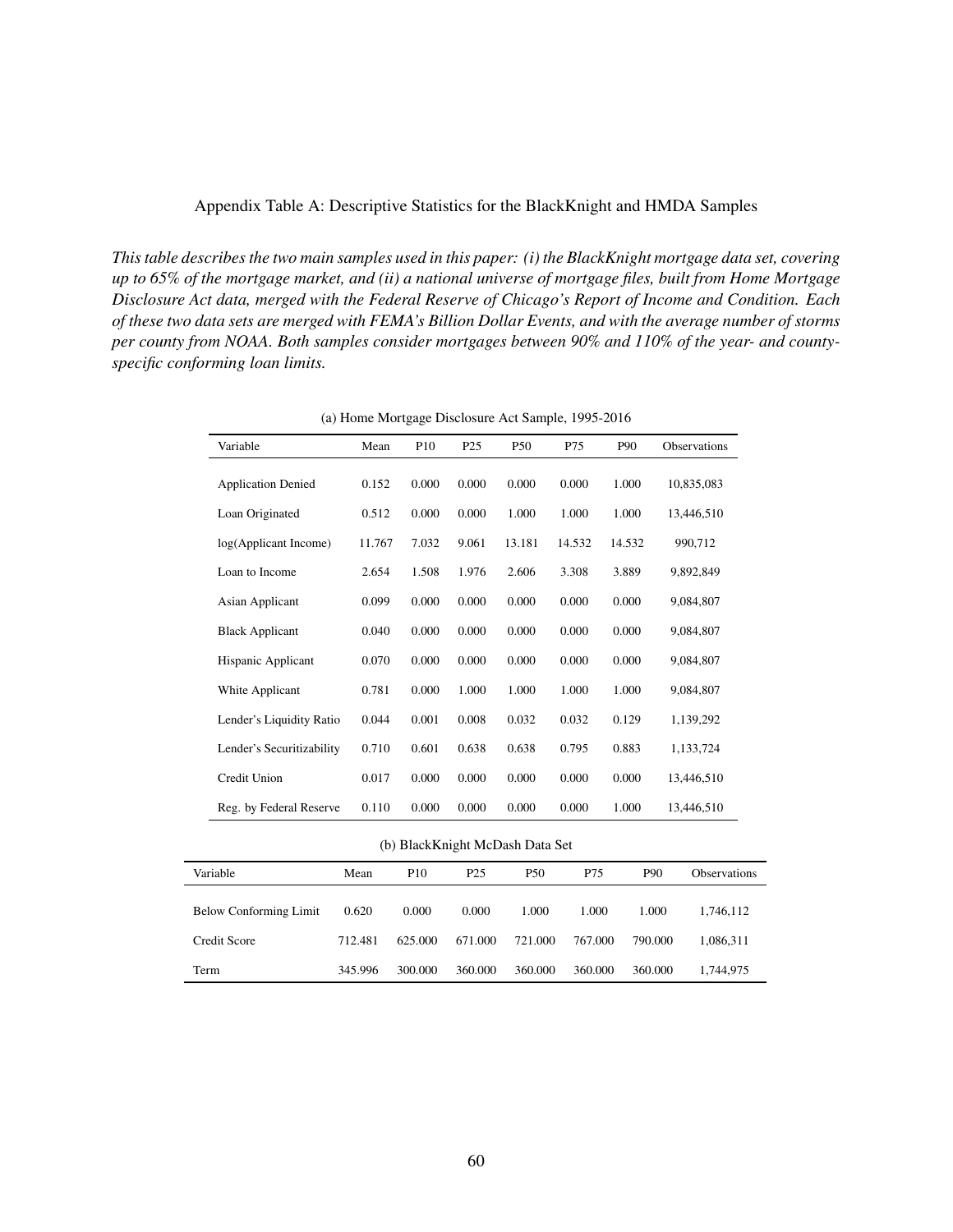Appendix Table A: Descriptive Statistics for the BlackKnight and HMDA Samples

*This table describes the two main samples used in this paper: (i) the BlackKnight mortgage data set, covering up to 65% of the mortgage market, and (ii) a national universe of mortgage files, built from Home Mortgage Disclosure Act data, merged with the Federal Reserve of Chicago's Report of Income and Condition. Each of these two data sets are merged with FEMA's Billion Dollar Events, and with the average number of storms per county from NOAA. Both samples consider mortgages between 90% and 110% of the year- and county-specific conforming loan limits.*

(a) Home Mortgage Disclosure Act Sample, 1995-2016

| Variable | Mean | P10 | P25 | P50 | P75 | P90 | Observations |
|---|---|---|---|---|---|---|---|
| Application Denied | 0.152 | 0.000 | 0.000 | 0.000 | 0.000 | 1.000 | 10,835,083 |
| Loan Originated | 0.512 | 0.000 | 0.000 | 1.000 | 1.000 | 1.000 | 13,446,510 |
| log(Applicant Income) | 11.767 | 7.032 | 9.061 | 13.181 | 14.532 | 14.532 | 990,712 |
| Loan to Income | 2.654 | 1.508 | 1.976 | 2.606 | 3.308 | 3.889 | 9,892,849 |
| Asian Applicant | 0.099 | 0.000 | 0.000 | 0.000 | 0.000 | 0.000 | 9,084,807 |
| Black Applicant | 0.040 | 0.000 | 0.000 | 0.000 | 0.000 | 0.000 | 9,084,807 |
| Hispanic Applicant | 0.070 | 0.000 | 0.000 | 0.000 | 0.000 | 0.000 | 9,084,807 |
| White Applicant | 0.781 | 0.000 | 1.000 | 1.000 | 1.000 | 1.000 | 9,084,807 |
| Lender's Liquidity Ratio | 0.044 | 0.001 | 0.008 | 0.032 | 0.032 | 0.129 | 1,139,292 |
| Lender's Securitizability | 0.710 | 0.601 | 0.638 | 0.638 | 0.795 | 0.883 | 1,133,724 |
| Credit Union | 0.017 | 0.000 | 0.000 | 0.000 | 0.000 | 0.000 | 13,446,510 |
| Reg. by Federal Reserve | 0.110 | 0.000 | 0.000 | 0.000 | 0.000 | 1.000 | 13,446,510 |

(b) BlackKnight McDash Data Set

| Variable | Mean | P10 | P25 | P50 | P75 | P90 | Observations |
|---|---|---|---|---|---|---|---|
| Below Conforming Limit | 0.620 | 0.000 | 0.000 | 1.000 | 1.000 | 1.000 | 1,746,112 |
| Credit Score | 712.481 | 625.000 | 671.000 | 721.000 | 767.000 | 790.000 | 1,086,311 |
| Term | 345.996 | 300.000 | 360.000 | 360.000 | 360.000 | 360.000 | 1,744,975 |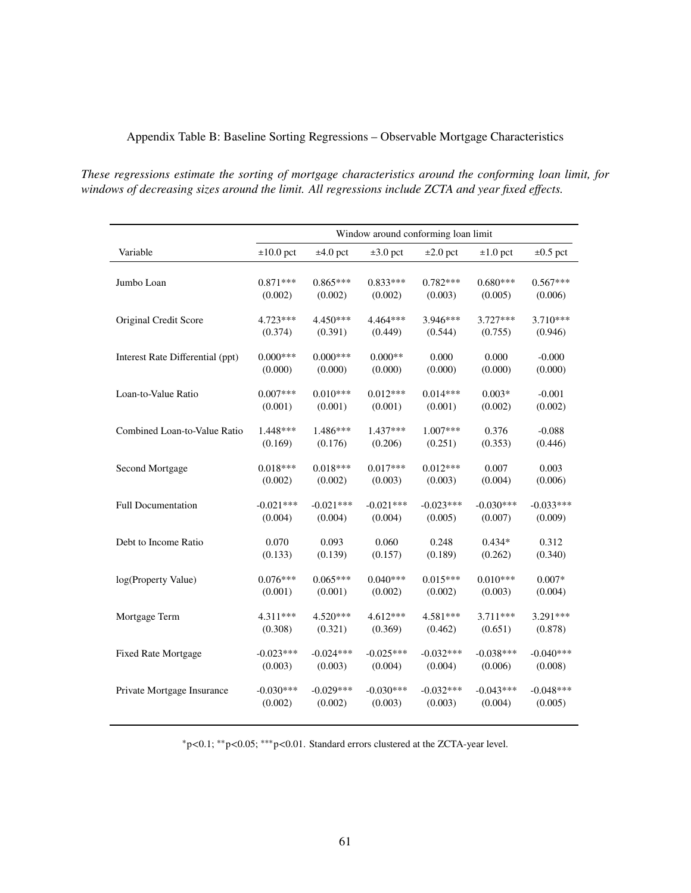Appendix Table B: Baseline Sorting Regressions – Observable Mortgage Characteristics

*These regressions estimate the sorting of mortgage characteristics around the conforming loan limit, for windows of decreasing sizes around the limit. All regressions include ZCTA and year fixed effects.*

| | Window around conforming loan limit | | | | | |
|---|---|---|---|---|---|---|
| Variable | ±10.0 pct | ±4.0 pct | ±3.0 pct | ±2.0 pct | ±1.0 pct | ±0.5 pct |
| Jumbo Loan | 0.871*** | 0.865*** | 0.833*** | 0.782*** | 0.680*** | 0.567*** |
| | (0.002) | (0.002) | (0.002) | (0.003) | (0.005) | (0.006) |
| Original Credit Score | 4.723*** | 4.450*** | 4.464*** | 3.946*** | 3.727*** | 3.710*** |
| | (0.374) | (0.391) | (0.449) | (0.544) | (0.755) | (0.946) |
| Interest Rate Differential (ppt) | 0.000*** | 0.000*** | 0.000** | 0.000 | 0.000 | -0.000 |
| | (0.000) | (0.000) | (0.000) | (0.000) | (0.000) | (0.000) |
| Loan-to-Value Ratio | 0.007*** | 0.010*** | 0.012*** | 0.014*** | 0.003* | -0.001 |
| | (0.001) | (0.001) | (0.001) | (0.001) | (0.002) | (0.002) |
| Combined Loan-to-Value Ratio | 1.448*** | 1.486*** | 1.437*** | 1.007*** | 0.376 | -0.088 |
| | (0.169) | (0.176) | (0.206) | (0.251) | (0.353) | (0.446) |
| Second Mortgage | 0.018*** | 0.018*** | 0.017*** | 0.012*** | 0.007 | 0.003 |
| | (0.002) | (0.002) | (0.003) | (0.003) | (0.004) | (0.006) |
| Full Documentation | -0.021*** | -0.021*** | -0.021*** | -0.023*** | -0.030*** | -0.033*** |
| | (0.004) | (0.004) | (0.004) | (0.005) | (0.007) | (0.009) |
| Debt to Income Ratio | 0.070 | 0.093 | 0.060 | 0.248 | 0.434* | 0.312 |
| | (0.133) | (0.139) | (0.157) | (0.189) | (0.262) | (0.340) |
| log(Property Value) | 0.076*** | 0.065*** | 0.040*** | 0.015*** | 0.010*** | 0.007* |
| | (0.001) | (0.001) | (0.002) | (0.002) | (0.003) | (0.004) |
| Mortgage Term | 4.311*** | 4.520*** | 4.612*** | 4.581*** | 3.711*** | 3.291*** |
| | (0.308) | (0.321) | (0.369) | (0.462) | (0.651) | (0.878) |
| Fixed Rate Mortgage | -0.023*** | -0.024*** | -0.025*** | -0.032*** | -0.038*** | -0.040*** |
| | (0.003) | (0.003) | (0.004) | (0.004) | (0.006) | (0.008) |
| Private Mortgage Insurance | -0.030*** | -0.029*** | -0.030*** | -0.032*** | -0.043*** | -0.048*** |
| | (0.002) | (0.002) | (0.003) | (0.003) | (0.004) | (0.005) |

*p<0.1; **p<0.05; ***p<0.01. Standard errors clustered at the ZCTA-year level.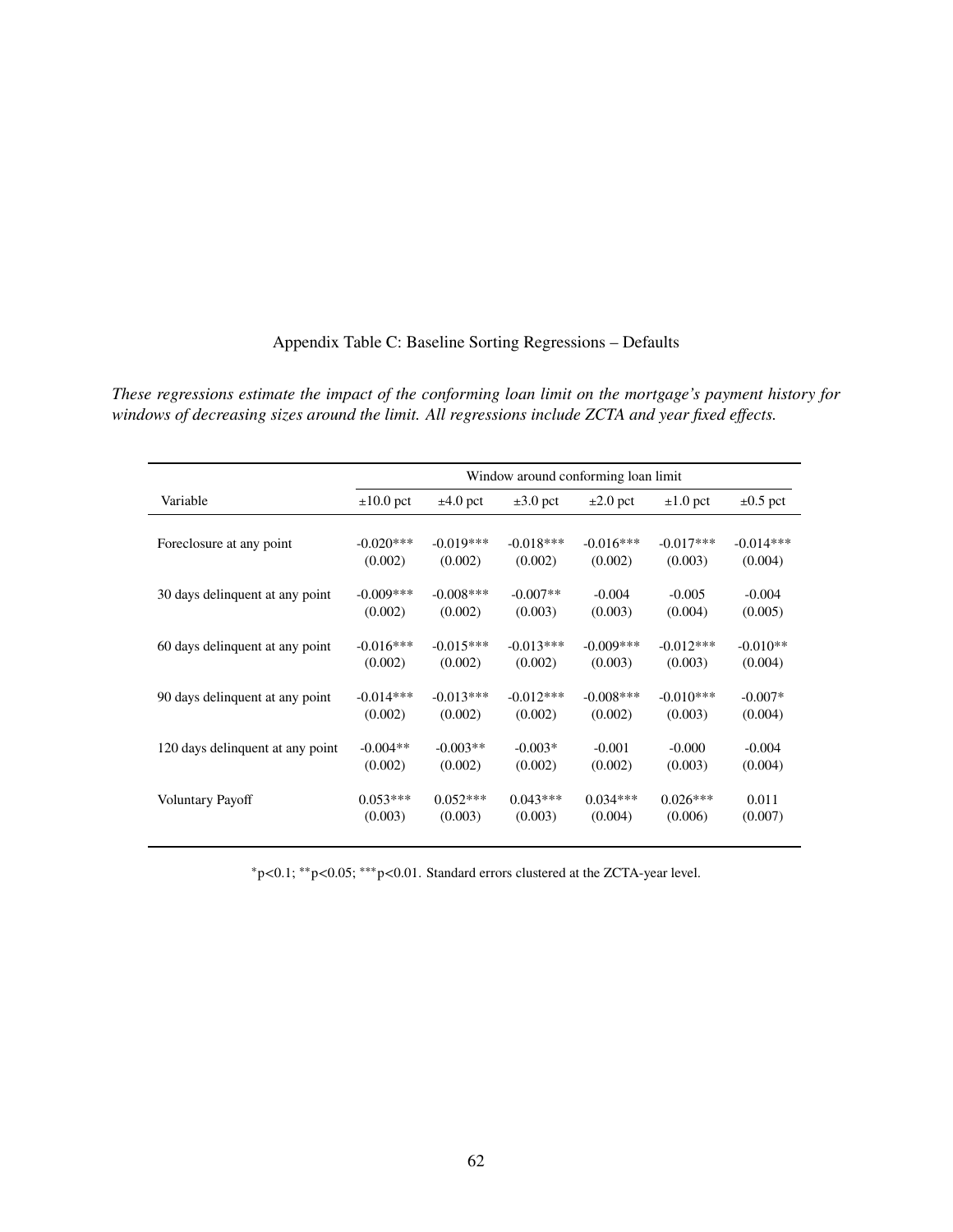Appendix Table C: Baseline Sorting Regressions – Defaults

*These regressions estimate the impact of the conforming loan limit on the mortgage's payment history for windows of decreasing sizes around the limit. All regressions include ZCTA and year fixed effects.*

| | Window around conforming loan limit | | | | | |
|---|---|---|---|---|---|---|
| Variable | ±10.0 pct | ±4.0 pct | ±3.0 pct | ±2.0 pct | ±1.0 pct | ±0.5 pct |
| Foreclosure at any point | -0.020*** | -0.019*** | -0.018*** | -0.016*** | -0.017*** | -0.014*** |
| | (0.002) | (0.002) | (0.002) | (0.002) | (0.003) | (0.004) |
| 30 days delinquent at any point | -0.009*** | -0.008*** | -0.007** | -0.004 | -0.005 | -0.004 |
| | (0.002) | (0.002) | (0.003) | (0.003) | (0.004) | (0.005) |
| 60 days delinquent at any point | -0.016*** | -0.015*** | -0.013*** | -0.009*** | -0.012*** | -0.010** |
| | (0.002) | (0.002) | (0.002) | (0.003) | (0.003) | (0.004) |
| 90 days delinquent at any point | -0.014*** | -0.013*** | -0.012*** | -0.008*** | -0.010*** | -0.007* |
| | (0.002) | (0.002) | (0.002) | (0.002) | (0.003) | (0.004) |
| 120 days delinquent at any point | -0.004** | -0.003** | -0.003* | -0.001 | -0.000 | -0.004 |
| | (0.002) | (0.002) | (0.002) | (0.002) | (0.003) | (0.004) |
| Voluntary Payoff | 0.053*** | 0.052*** | 0.043*** | 0.034*** | 0.026*** | 0.011 |
| | (0.003) | (0.003) | (0.003) | (0.004) | (0.006) | (0.007) |

*p<0.1; **p<0.05; ***p<0.01. Standard errors clustered at the ZCTA-year level.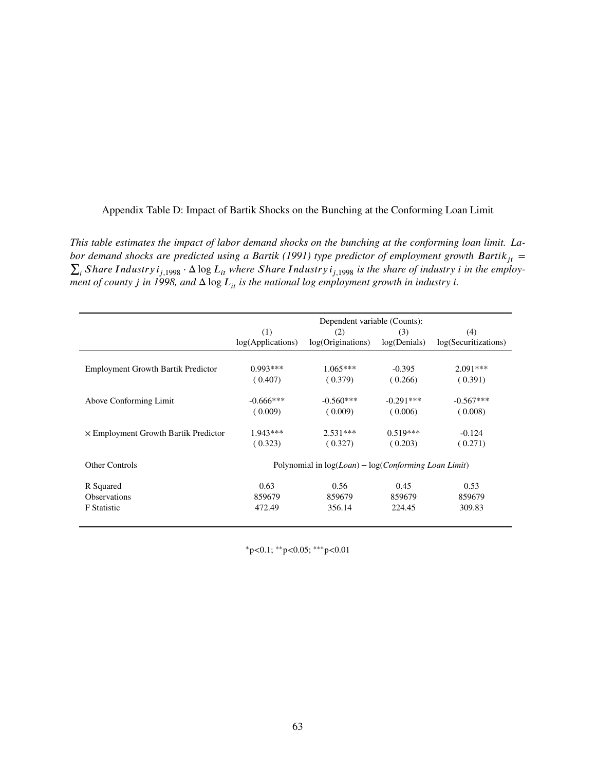Appendix Table D: Impact of Bartik Shocks on the Bunching at the Conforming Loan Limit

*This table estimates the impact of labor demand shocks on the bunching at the conforming loan limit. Labor demand shocks are predicted using a Bartik (1991) type predictor of employment growth $Bartik_{jt} = \sum_i Share\ Industry\, i_{j,1998} \cdot \Delta \log L_{it}$ where $Share\ Industry\, i_{j,1998}$ is the share of industry $i$ in the employment of county $j$ in 1998, and $\Delta \log L_{it}$ is the national log employment growth in industry $i$.*

| | Dependent variable (Counts): | | | |
|---|---|---|---|---|
| | (1) | (2) | (3) | (4) |
| | log(Applications) | log(Originations) | log(Denials) | log(Securitizations) |
| Employment Growth Bartik Predictor | 0.993*** | 1.065*** | -0.395 | 2.091*** |
| | ( 0.407) | ( 0.379) | ( 0.266) | ( 0.391) |
| Above Conforming Limit | -0.666*** | -0.560*** | -0.291*** | -0.567*** |
| | ( 0.009) | ( 0.009) | ( 0.006) | ( 0.008) |
| × Employment Growth Bartik Predictor | 1.943*** | 2.531*** | 0.519*** | -0.124 |
| | ( 0.323) | ( 0.327) | ( 0.203) | ( 0.271) |
| Other Controls | Polynomial in $\log(Loan) - \log(Conforming\ Loan\ Limit)$ | | | |
| R Squared | 0.63 | 0.56 | 0.45 | 0.53 |
| Observations | 859679 | 859679 | 859679 | 859679 |
| F Statistic | 472.49 | 356.14 | 224.45 | 309.83 |

$^{*}$p<0.1; $^{**}$p<0.05; $^{***}$p<0.01